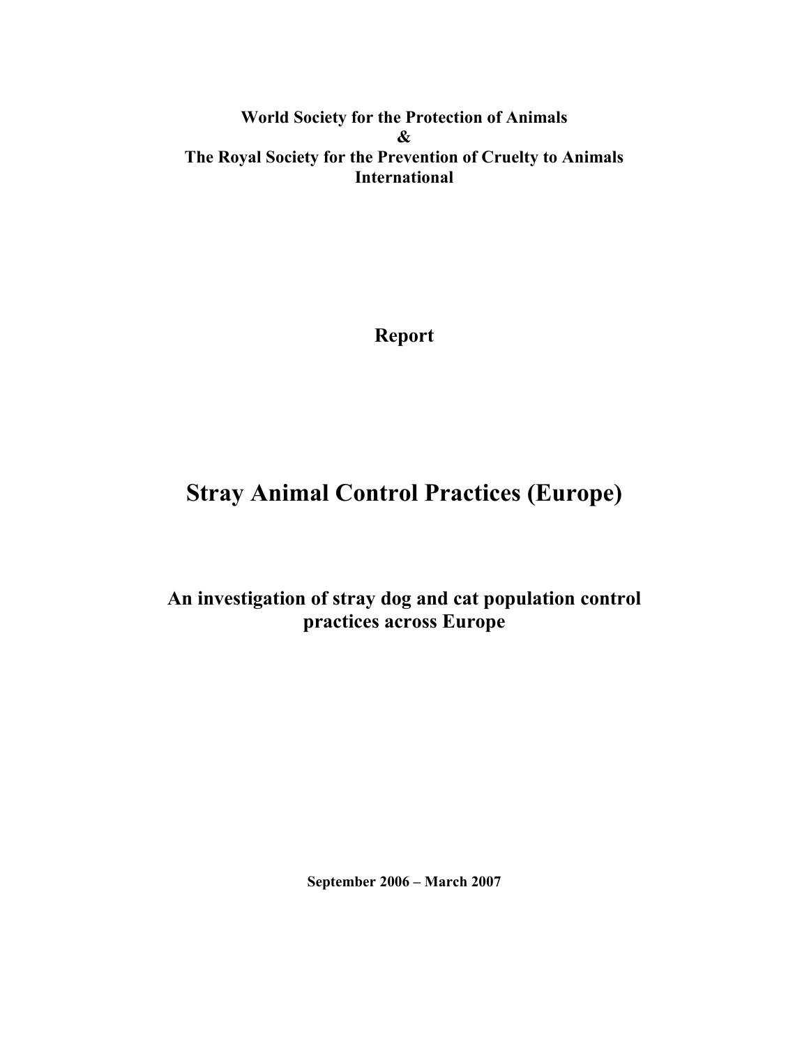**World Society for the Protection of Animals**
**&**
**The Royal Society for the Prevention of Cruelty to Animals International**

**Report**

# Stray Animal Control Practices (Europe)

## An investigation of stray dog and cat population control practices across Europe

**September 2006 – March 2007**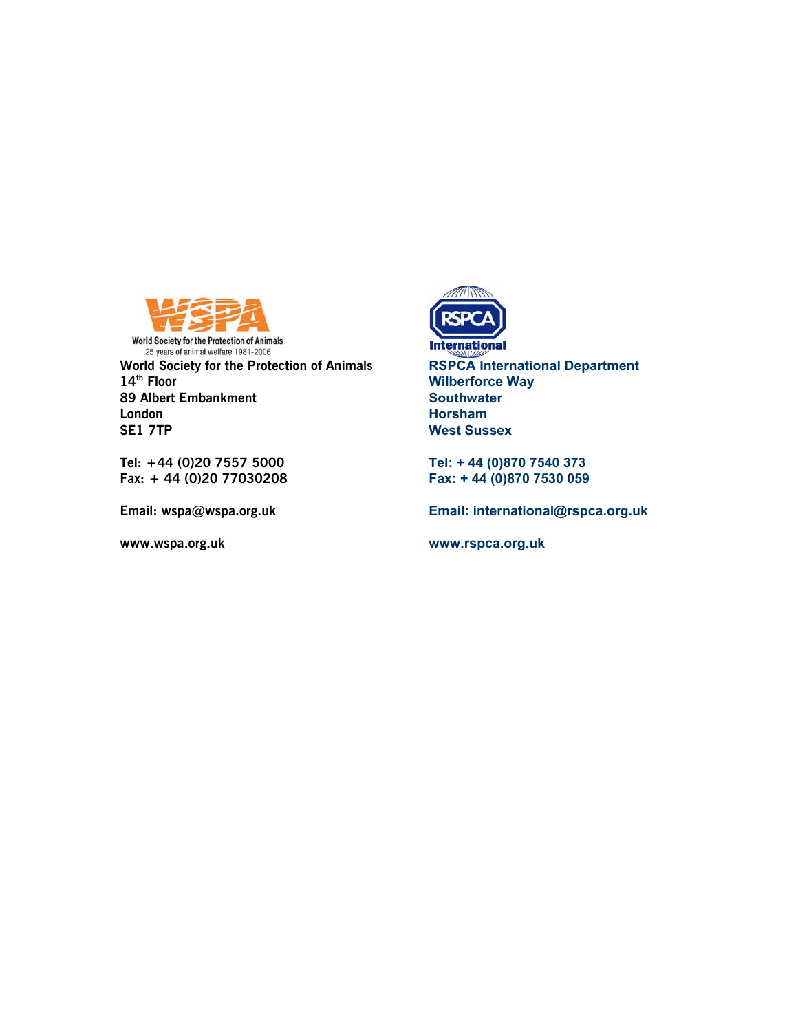World Society for the Protection of Animals
25 years of animal welfare 1981-2006

**World Society for the Protection of Animals**
**14th Floor**
**89 Albert Embankment**
**London**
**SE1 7TP**

**Tel: +44 (0)20 7557 5000**
**Fax: + 44 (0)20 77030208**

**Email: wspa@wspa.org.uk**

**www.wspa.org.uk**

RSPCA International

**RSPCA International Department**
**Wilberforce Way**
**Southwater**
**Horsham**
**West Sussex**

**Tel: + 44 (0)870 7540 373**
**Fax: + 44 (0)870 7530 059**

**Email: international@rspca.org.uk**

**www.rspca.org.uk**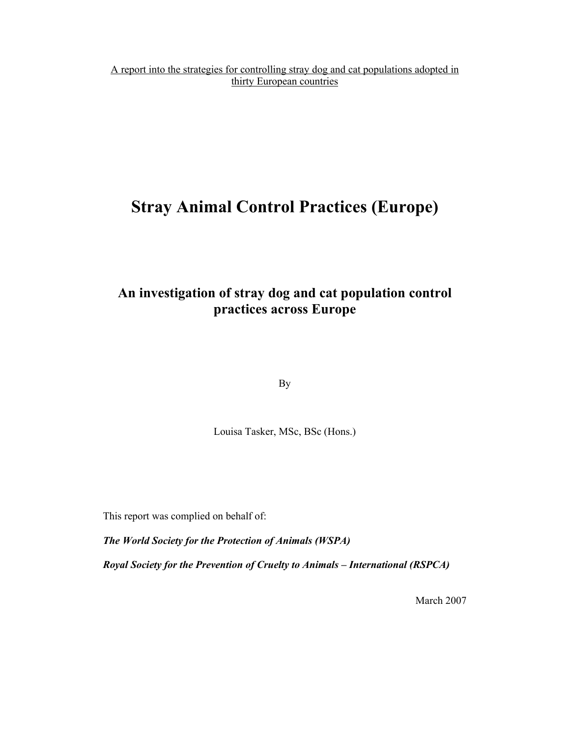A report into the strategies for controlling stray dog and cat populations adopted in thirty European countries

# Stray Animal Control Practices (Europe)

## An investigation of stray dog and cat population control practices across Europe

By

Louisa Tasker, MSc, BSc (Hons.)

This report was complied on behalf of:

***The World Society for the Protection of Animals (WSPA)***

***Royal Society for the Prevention of Cruelty to Animals – International (RSPCA)***

March 2007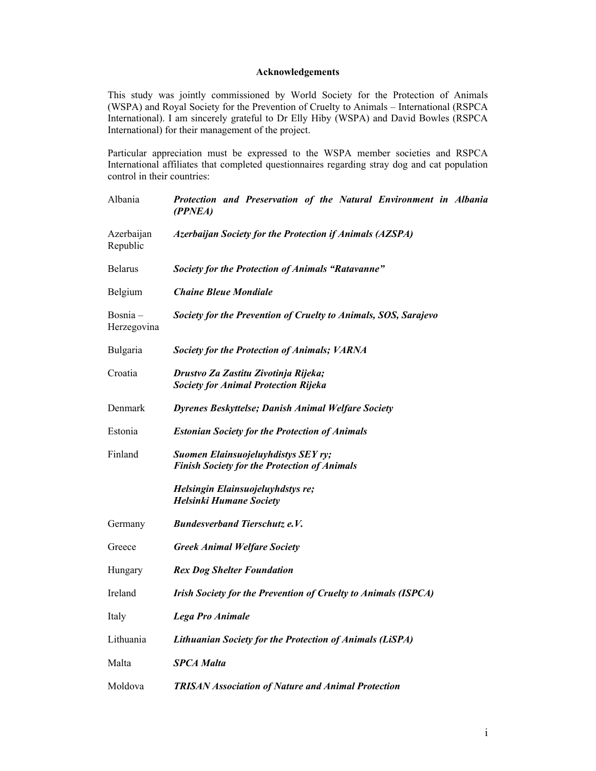**Acknowledgements**

This study was jointly commissioned by World Society for the Protection of Animals (WSPA) and Royal Society for the Prevention of Cruelty to Animals – International (RSPCA International). I am sincerely grateful to Dr Elly Hiby (WSPA) and David Bowles (RSPCA International) for their management of the project.

Particular appreciation must be expressed to the WSPA member societies and RSPCA International affiliates that completed questionnaires regarding stray dog and cat population control in their countries:

| | |
|---|---|
| Albania | ***Protection and Preservation of the Natural Environment in Albania (PPNEA)*** |
| Azerbaijan Republic | ***Azerbaijan Society for the Protection if Animals (AZSPA)*** |
| Belarus | ***Society for the Protection of Animals "Ratavanne"*** |
| Belgium | ***Chaine Bleue Mondiale*** |
| Bosnia – Herzegovina | ***Society for the Prevention of Cruelty to Animals, SOS, Sarajevo*** |
| Bulgaria | ***Society for the Protection of Animals; VARNA*** |
| Croatia | ***Drustvo Za Zastitu Zivotinja Rijeka; Society for Animal Protection Rijeka*** |
| Denmark | ***Dyrenes Beskyttelse; Danish Animal Welfare Society*** |
| Estonia | ***Estonian Society for the Protection of Animals*** |
| Finland | ***Suomen Elainsuojeluyhdistys SEY ry; Finish Society for the Protection of Animals*** |
| | ***Helsingin Elainsuojeluyhdstys re; Helsinki Humane Society*** |
| Germany | ***Bundesverband Tierschutz e.V.*** |
| Greece | ***Greek Animal Welfare Society*** |
| Hungary | ***Rex Dog Shelter Foundation*** |
| Ireland | ***Irish Society for the Prevention of Cruelty to Animals (ISPCA)*** |
| Italy | ***Lega Pro Animale*** |
| Lithuania | ***Lithuanian Society for the Protection of Animals (LiSPA)*** |
| Malta | ***SPCA Malta*** |
| Moldova | ***TRISAN Association of Nature and Animal Protection*** |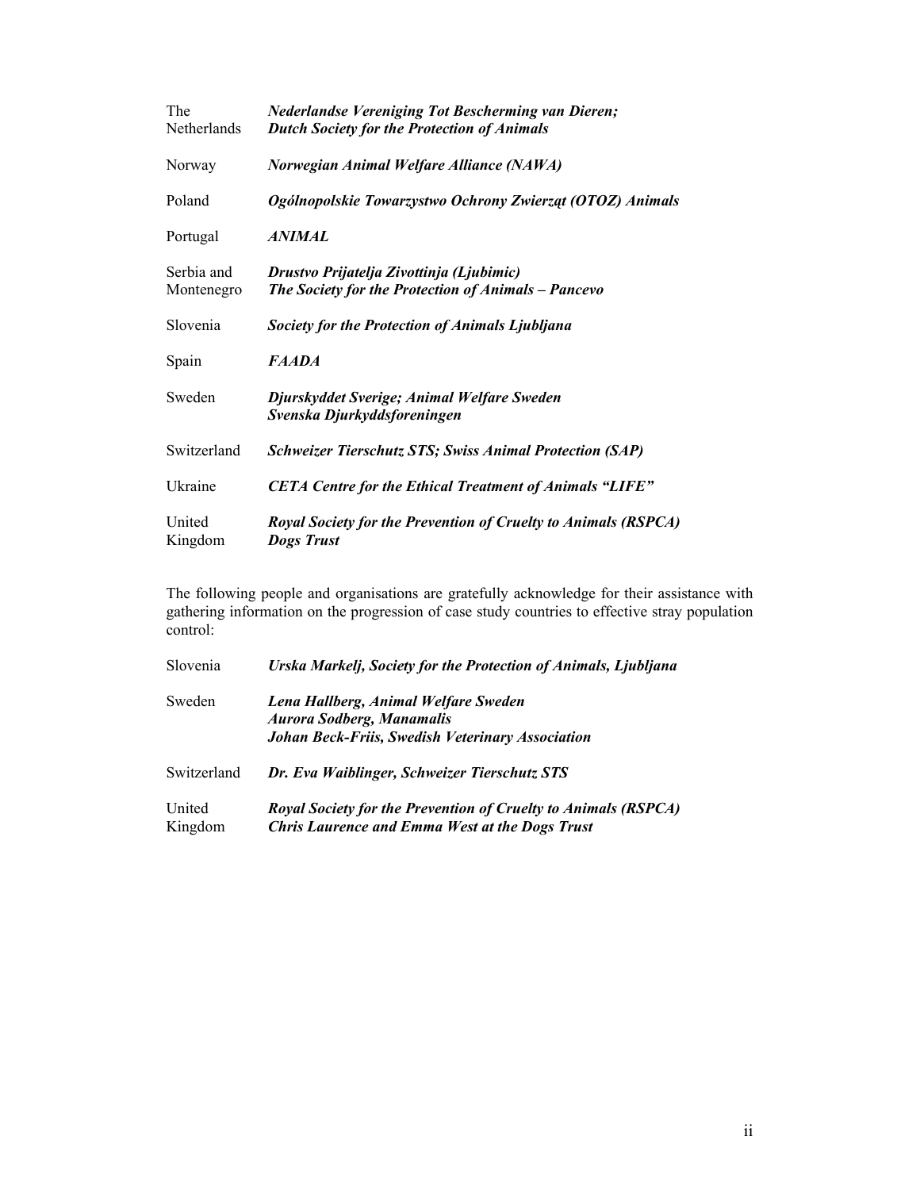| | |
|---|---|
| The Netherlands | ***Nederlandse Vereniging Tot Bescherming van Dieren;*** ***Dutch Society for the Protection of Animals*** |
| Norway | ***Norwegian Animal Welfare Alliance (NAWA)*** |
| Poland | ***Ogólnopolskie Towarzystwo Ochrony Zwierząt (OTOZ) Animals*** |
| Portugal | ***ANIMAL*** |
| Serbia and Montenegro | ***Drustvo Prijatelja Zivottinja (Ljubimic)*** ***The Society for the Protection of Animals – Pancevo*** |
| Slovenia | ***Society for the Protection of Animals Ljubljana*** |
| Spain | ***FAADA*** |
| Sweden | ***Djurskyddet Sverige; Animal Welfare Sweden*** ***Svenska Djurkyddsforeningen*** |
| Switzerland | ***Schweizer Tierschutz STS; Swiss Animal Protection (SAP)*** |
| Ukraine | ***CETA Centre for the Ethical Treatment of Animals "LIFE"*** |
| United Kingdom | ***Royal Society for the Prevention of Cruelty to Animals (RSPCA)*** ***Dogs Trust*** |

The following people and organisations are gratefully acknowledge for their assistance with gathering information on the progression of case study countries to effective stray population control:

| | |
|---|---|
| Slovenia | ***Urska Markelj, Society for the Protection of Animals, Ljubljana*** |
| Sweden | ***Lena Hallberg, Animal Welfare Sweden*** ***Aurora Sodberg, Manamalis*** ***Johan Beck-Friis, Swedish Veterinary Association*** |
| Switzerland | ***Dr. Eva Waiblinger, Schweizer Tierschutz STS*** |
| United Kingdom | ***Royal Society for the Prevention of Cruelty to Animals (RSPCA)*** ***Chris Laurence and Emma West at the Dogs Trust*** |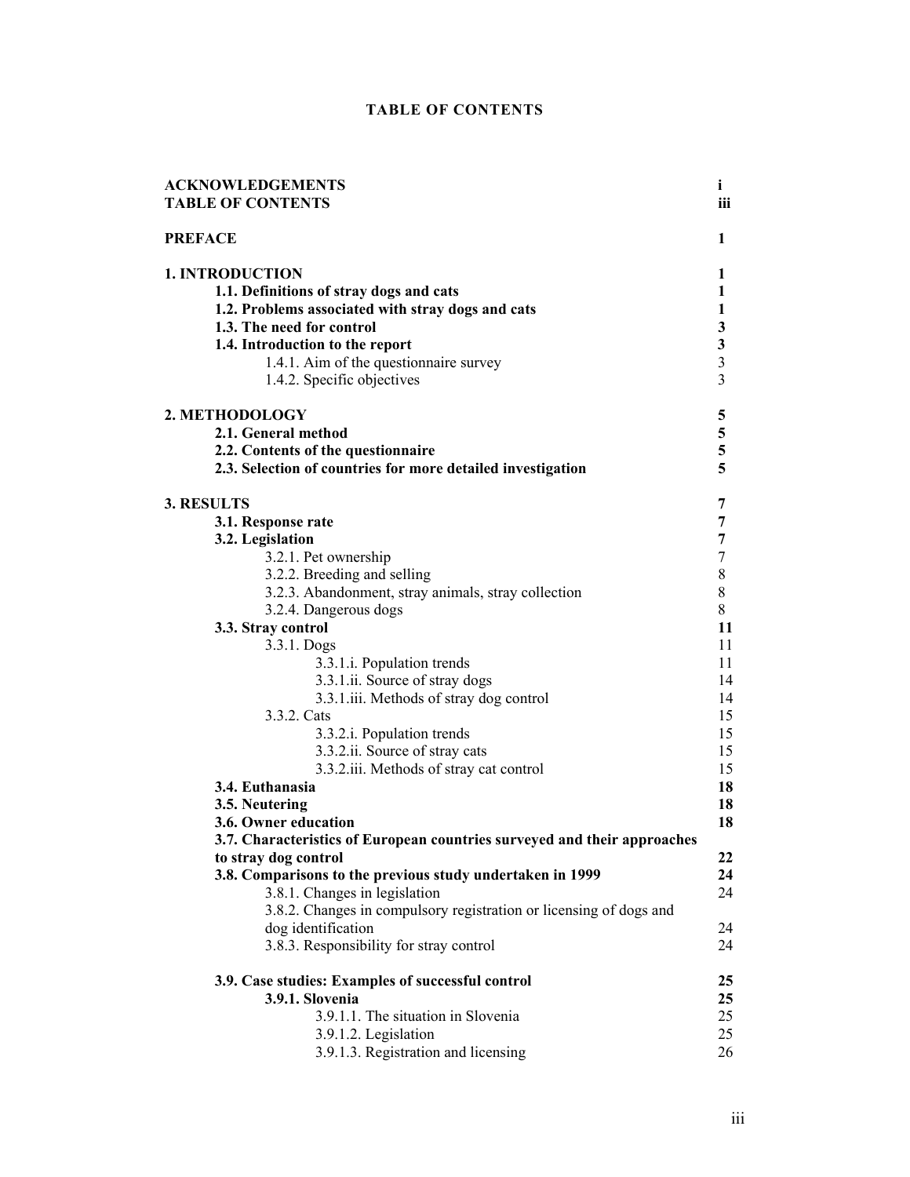# TABLE OF CONTENTS

| | |
|---|---|
| **ACKNOWLEDGEMENTS** | **i** |
| **TABLE OF CONTENTS** | **iii** |
| **PREFACE** | **1** |
| **1. INTRODUCTION** | **1** |
| **1.1. Definitions of stray dogs and cats** | **1** |
| **1.2. Problems associated with stray dogs and cats** | **1** |
| **1.3. The need for control** | **3** |
| **1.4. Introduction to the report** | **3** |
| 1.4.1. Aim of the questionnaire survey | 3 |
| 1.4.2. Specific objectives | 3 |
| **2. METHODOLOGY** | **5** |
| **2.1. General method** | **5** |
| **2.2. Contents of the questionnaire** | **5** |
| **2.3. Selection of countries for more detailed investigation** | **5** |
| **3. RESULTS** | **7** |
| **3.1. Response rate** | **7** |
| **3.2. Legislation** | **7** |
| 3.2.1. Pet ownership | 7 |
| 3.2.2. Breeding and selling | 8 |
| 3.2.3. Abandonment, stray animals, stray collection | 8 |
| 3.2.4. Dangerous dogs | 8 |
| **3.3. Stray control** | **11** |
| 3.3.1. Dogs | 11 |
| 3.3.1.i. Population trends | 11 |
| 3.3.1.ii. Source of stray dogs | 14 |
| 3.3.1.iii. Methods of stray dog control | 14 |
| 3.3.2. Cats | 15 |
| 3.3.2.i. Population trends | 15 |
| 3.3.2.ii. Source of stray cats | 15 |
| 3.3.2.iii. Methods of stray cat control | 15 |
| **3.4. Euthanasia** | **18** |
| **3.5. Neutering** | **18** |
| **3.6. Owner education** | **18** |
| **3.7. Characteristics of European countries surveyed and their approaches to stray dog control** | **22** |
| **3.8. Comparisons to the previous study undertaken in 1999** | **24** |
| 3.8.1. Changes in legislation | 24 |
| 3.8.2. Changes in compulsory registration or licensing of dogs and dog identification | 24 |
| 3.8.3. Responsibility for stray control | 24 |
| **3.9. Case studies: Examples of successful control** | **25** |
| **3.9.1. Slovenia** | **25** |
| 3.9.1.1. The situation in Slovenia | 25 |
| 3.9.1.2. Legislation | 25 |
| 3.9.1.3. Registration and licensing | 26 |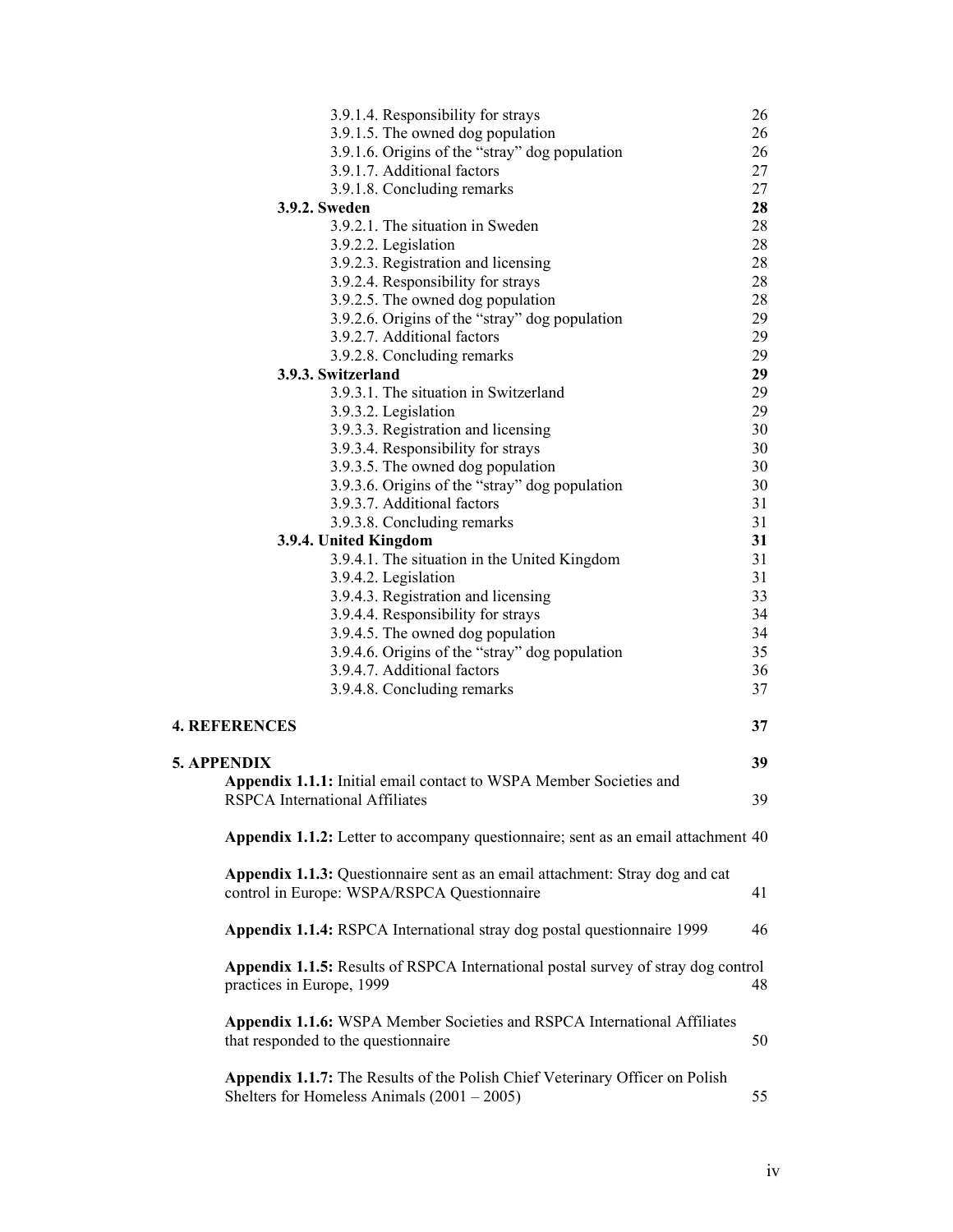3.9.1.4. Responsibility for strays 26
3.9.1.5. The owned dog population 26
3.9.1.6. Origins of the "stray" dog population 26
3.9.1.7. Additional factors 27
3.9.1.8. Concluding remarks 27

**3.9.2. Sweden 28**

3.9.2.1. The situation in Sweden 28
3.9.2.2. Legislation 28
3.9.2.3. Registration and licensing 28
3.9.2.4. Responsibility for strays 28
3.9.2.5. The owned dog population 28
3.9.2.6. Origins of the "stray" dog population 29
3.9.2.7. Additional factors 29
3.9.2.8. Concluding remarks 29

**3.9.3. Switzerland 29**

3.9.3.1. The situation in Switzerland 29
3.9.3.2. Legislation 29
3.9.3.3. Registration and licensing 30
3.9.3.4. Responsibility for strays 30
3.9.3.5. The owned dog population 30
3.9.3.6. Origins of the "stray" dog population 30
3.9.3.7. Additional factors 31
3.9.3.8. Concluding remarks 31

**3.9.4. United Kingdom 31**

3.9.4.1. The situation in the United Kingdom 31
3.9.4.2. Legislation 31
3.9.4.3. Registration and licensing 33
3.9.4.4. Responsibility for strays 34
3.9.4.5. The owned dog population 34
3.9.4.6. Origins of the "stray" dog population 35
3.9.4.7. Additional factors 36
3.9.4.8. Concluding remarks 37

**4. REFERENCES 37**

**5. APPENDIX 39**

**Appendix 1.1.1:** Initial email contact to WSPA Member Societies and RSPCA International Affiliates 39

**Appendix 1.1.2:** Letter to accompany questionnaire; sent as an email attachment 40

**Appendix 1.1.3:** Questionnaire sent as an email attachment: Stray dog and cat control in Europe: WSPA/RSPCA Questionnaire 41

**Appendix 1.1.4:** RSPCA International stray dog postal questionnaire 1999 46

**Appendix 1.1.5:** Results of RSPCA International postal survey of stray dog control practices in Europe, 1999 48

**Appendix 1.1.6:** WSPA Member Societies and RSPCA International Affiliates that responded to the questionnaire 50

**Appendix 1.1.7:** The Results of the Polish Chief Veterinary Officer on Polish Shelters for Homeless Animals (2001 – 2005) 55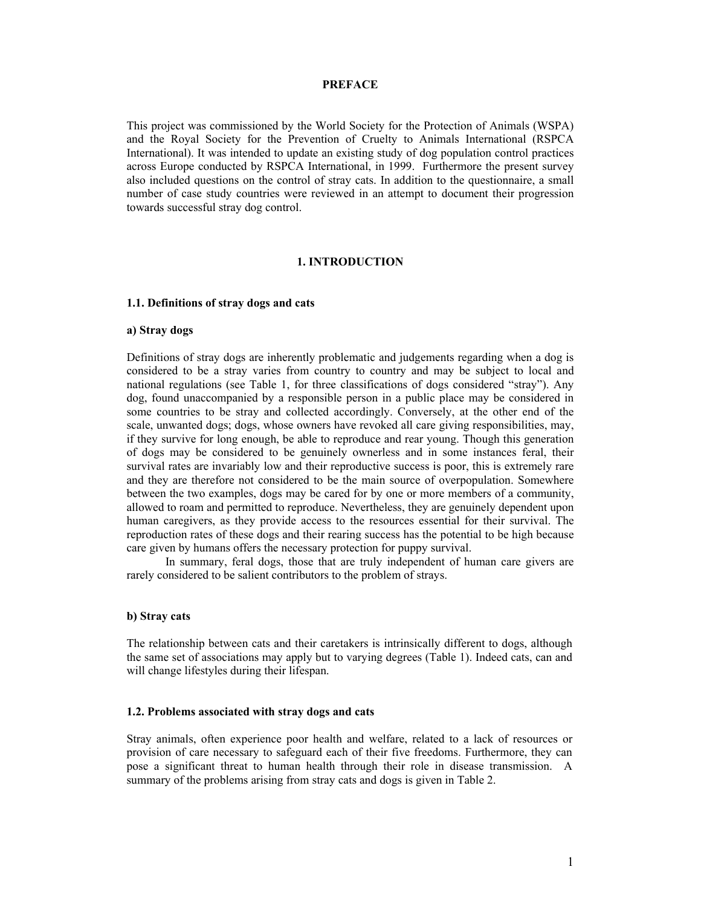## PREFACE

This project was commissioned by the World Society for the Protection of Animals (WSPA) and the Royal Society for the Prevention of Cruelty to Animals International (RSPCA International). It was intended to update an existing study of dog population control practices across Europe conducted by RSPCA International, in 1999. Furthermore the present survey also included questions on the control of stray cats. In addition to the questionnaire, a small number of case study countries were reviewed in an attempt to document their progression towards successful stray dog control.

## 1. INTRODUCTION

### 1.1. Definitions of stray dogs and cats

#### a) Stray dogs

Definitions of stray dogs are inherently problematic and judgements regarding when a dog is considered to be a stray varies from country to country and may be subject to local and national regulations (see Table 1, for three classifications of dogs considered "stray"). Any dog, found unaccompanied by a responsible person in a public place may be considered in some countries to be stray and collected accordingly. Conversely, at the other end of the scale, unwanted dogs; dogs, whose owners have revoked all care giving responsibilities, may, if they survive for long enough, be able to reproduce and rear young. Though this generation of dogs may be considered to be genuinely ownerless and in some instances feral, their survival rates are invariably low and their reproductive success is poor, this is extremely rare and they are therefore not considered to be the main source of overpopulation. Somewhere between the two examples, dogs may be cared for by one or more members of a community, allowed to roam and permitted to reproduce. Nevertheless, they are genuinely dependent upon human caregivers, as they provide access to the resources essential for their survival. The reproduction rates of these dogs and their rearing success has the potential to be high because care given by humans offers the necessary protection for puppy survival.

In summary, feral dogs, those that are truly independent of human care givers are rarely considered to be salient contributors to the problem of strays.

#### b) Stray cats

The relationship between cats and their caretakers is intrinsically different to dogs, although the same set of associations may apply but to varying degrees (Table 1). Indeed cats, can and will change lifestyles during their lifespan.

### 1.2. Problems associated with stray dogs and cats

Stray animals, often experience poor health and welfare, related to a lack of resources or provision of care necessary to safeguard each of their five freedoms. Furthermore, they can pose a significant threat to human health through their role in disease transmission. A summary of the problems arising from stray cats and dogs is given in Table 2.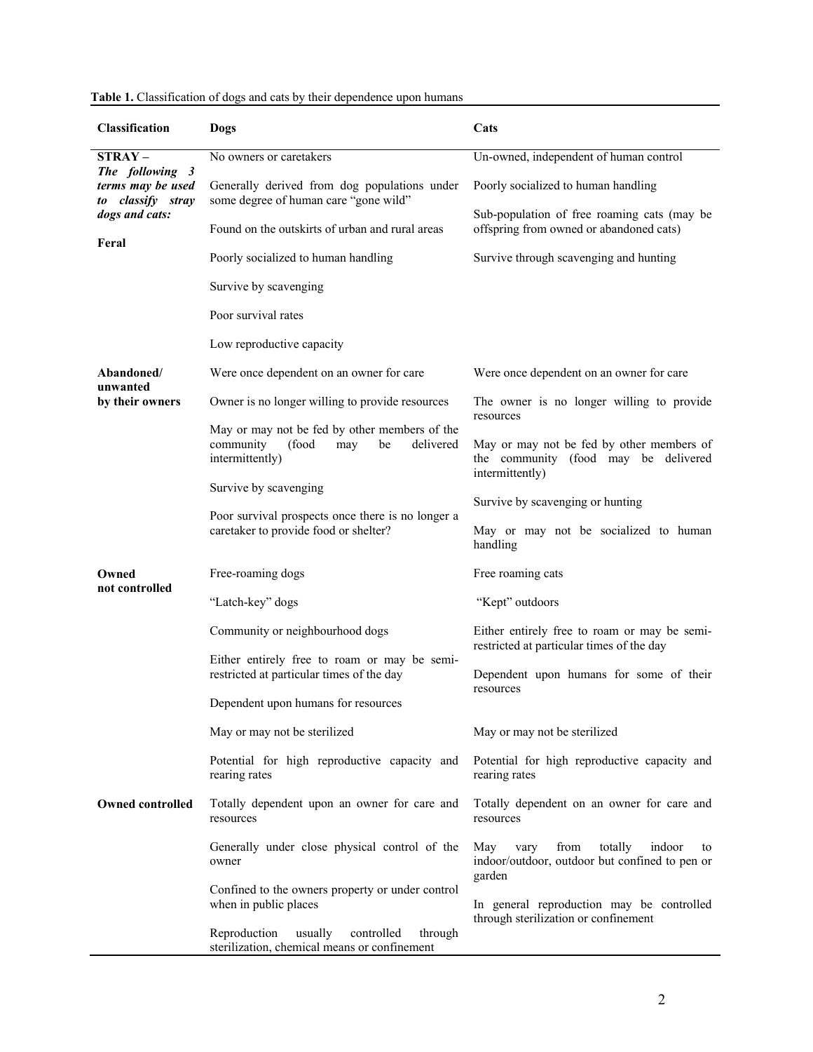**Table 1.** Classification of dogs and cats by their dependence upon humans

| Classification | Dogs | Cats |
|---|---|---|
| **STRAY –** ***The following 3 terms may be used to classify stray dogs and cats:*** **Feral** | No owners or caretakers<br><br>Generally derived from dog populations under some degree of human care "gone wild"<br><br>Found on the outskirts of urban and rural areas<br><br>Poorly socialized to human handling<br><br>Survive by scavenging<br><br>Poor survival rates<br><br>Low reproductive capacity | Un-owned, independent of human control<br><br>Poorly socialized to human handling<br><br>Sub-population of free roaming cats (may be offspring from owned or abandoned cats)<br><br>Survive through scavenging and hunting |
| **Abandoned/ unwanted by their owners** | Were once dependent on an owner for care<br><br>Owner is no longer willing to provide resources<br><br>May or may not be fed by other members of the community (food may be delivered intermittently)<br><br>Survive by scavenging<br><br>Poor survival prospects once there is no longer a caretaker to provide food or shelter? | Were once dependent on an owner for care<br><br>The owner is no longer willing to provide resources<br><br>May or may not be fed by other members of the community (food may be delivered intermittently)<br><br>Survive by scavenging or hunting<br><br>May or may not be socialized to human handling |
| **Owned not controlled** | Free-roaming dogs<br><br>"Latch-key" dogs<br><br>Community or neighbourhood dogs<br><br>Either entirely free to roam or may be semi-restricted at particular times of the day<br><br>Dependent upon humans for resources<br><br>May or may not be sterilized<br><br>Potential for high reproductive capacity and rearing rates | Free roaming cats<br><br>"Kept" outdoors<br><br>Either entirely free to roam or may be semi-restricted at particular times of the day<br><br>Dependent upon humans for some of their resources<br><br>May or may not be sterilized<br><br>Potential for high reproductive capacity and rearing rates |
| **Owned controlled** | Totally dependent upon an owner for care and resources<br><br>Generally under close physical control of the owner<br><br>Confined to the owners property or under control when in public places<br><br>Reproduction usually controlled through sterilization, chemical means or confinement | Totally dependent on an owner for care and resources<br><br>May vary from totally indoor to indoor/outdoor, outdoor but confined to pen or garden<br><br>In general reproduction may be controlled through sterilization or confinement |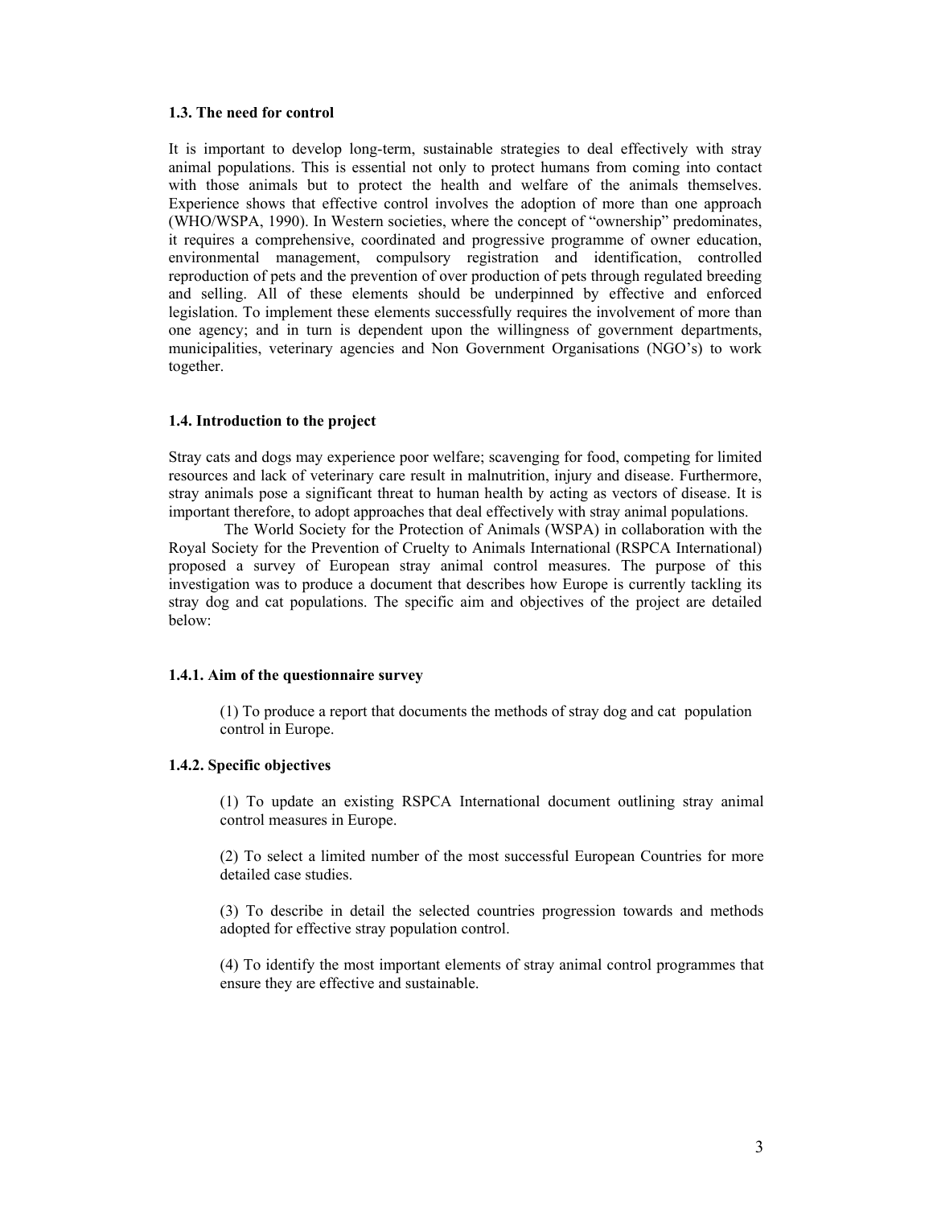### 1.3. The need for control

It is important to develop long-term, sustainable strategies to deal effectively with stray animal populations. This is essential not only to protect humans from coming into contact with those animals but to protect the health and welfare of the animals themselves. Experience shows that effective control involves the adoption of more than one approach (WHO/WSPA, 1990). In Western societies, where the concept of "ownership" predominates, it requires a comprehensive, coordinated and progressive programme of owner education, environmental management, compulsory registration and identification, controlled reproduction of pets and the prevention of over production of pets through regulated breeding and selling. All of these elements should be underpinned by effective and enforced legislation. To implement these elements successfully requires the involvement of more than one agency; and in turn is dependent upon the willingness of government departments, municipalities, veterinary agencies and Non Government Organisations (NGO's) to work together.

### 1.4. Introduction to the project

Stray cats and dogs may experience poor welfare; scavenging for food, competing for limited resources and lack of veterinary care result in malnutrition, injury and disease. Furthermore, stray animals pose a significant threat to human health by acting as vectors of disease. It is important therefore, to adopt approaches that deal effectively with stray animal populations.

The World Society for the Protection of Animals (WSPA) in collaboration with the Royal Society for the Prevention of Cruelty to Animals International (RSPCA International) proposed a survey of European stray animal control measures. The purpose of this investigation was to produce a document that describes how Europe is currently tackling its stray dog and cat populations. The specific aim and objectives of the project are detailed below:

#### 1.4.1. Aim of the questionnaire survey

(1) To produce a report that documents the methods of stray dog and cat population control in Europe.

#### 1.4.2. Specific objectives

(1) To update an existing RSPCA International document outlining stray animal control measures in Europe.

(2) To select a limited number of the most successful European Countries for more detailed case studies.

(3) To describe in detail the selected countries progression towards and methods adopted for effective stray population control.

(4) To identify the most important elements of stray animal control programmes that ensure they are effective and sustainable.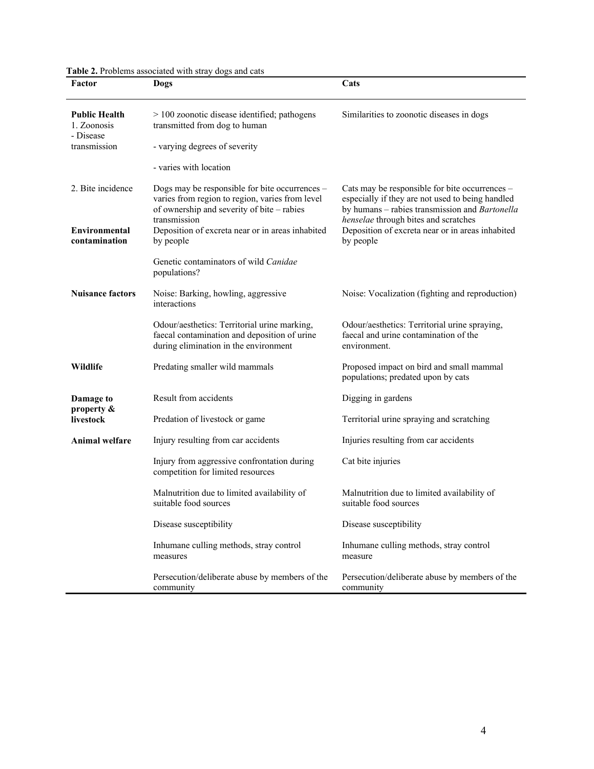**Table 2.** Problems associated with stray dogs and cats

| Factor | Dogs | Cats |
|---|---|---|
| **Public Health** 1. Zoonosis - Disease transmission | > 100 zoonotic disease identified; pathogens transmitted from dog to human | Similarities to zoonotic diseases in dogs |
| | - varying degrees of severity | |
| | - varies with location | |
| 2. Bite incidence | Dogs may be responsible for bite occurrences – varies from region to region, varies from level of ownership and severity of bite – rabies transmission | Cats may be responsible for bite occurrences – especially if they are not used to being handled by humans – rabies transmission and *Bartonella henselae* through bites and scratches |
| **Environmental contamination** | Deposition of excreta near or in areas inhabited by people | Deposition of excreta near or in areas inhabited by people |
| | Genetic contaminators of wild *Canidae* populations? | |
| **Nuisance factors** | Noise: Barking, howling, aggressive interactions | Noise: Vocalization (fighting and reproduction) |
| | Odour/aesthetics: Territorial urine marking, faecal contamination and deposition of urine during elimination in the environment | Odour/aesthetics: Territorial urine spraying, faecal and urine contamination of the environment. |
| **Wildlife** | Predating smaller wild mammals | Proposed impact on bird and small mammal populations; predated upon by cats |
| **Damage to property & livestock** | Result from accidents | Digging in gardens |
| | Predation of livestock or game | Territorial urine spraying and scratching |
| **Animal welfare** | Injury resulting from car accidents | Injuries resulting from car accidents |
| | Injury from aggressive confrontation during competition for limited resources | Cat bite injuries |
| | Malnutrition due to limited availability of suitable food sources | Malnutrition due to limited availability of suitable food sources |
| | Disease susceptibility | Disease susceptibility |
| | Inhumane culling methods, stray control measures | Inhumane culling methods, stray control measure |
| | Persecution/deliberate abuse by members of the community | Persecution/deliberate abuse by members of the community |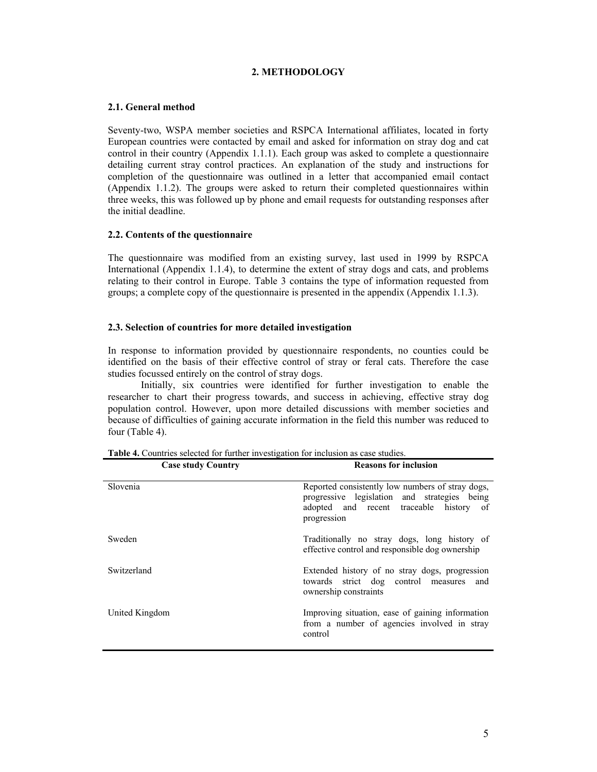# 2. METHODOLOGY

## 2.1. General method

Seventy-two, WSPA member societies and RSPCA International affiliates, located in forty European countries were contacted by email and asked for information on stray dog and cat control in their country (Appendix 1.1.1). Each group was asked to complete a questionnaire detailing current stray control practices. An explanation of the study and instructions for completion of the questionnaire was outlined in a letter that accompanied email contact (Appendix 1.1.2). The groups were asked to return their completed questionnaires within three weeks, this was followed up by phone and email requests for outstanding responses after the initial deadline.

## 2.2. Contents of the questionnaire

The questionnaire was modified from an existing survey, last used in 1999 by RSPCA International (Appendix 1.1.4), to determine the extent of stray dogs and cats, and problems relating to their control in Europe. Table 3 contains the type of information requested from groups; a complete copy of the questionnaire is presented in the appendix (Appendix 1.1.3).

## 2.3. Selection of countries for more detailed investigation

In response to information provided by questionnaire respondents, no counties could be identified on the basis of their effective control of stray or feral cats. Therefore the case studies focussed entirely on the control of stray dogs.

Initially, six countries were identified for further investigation to enable the researcher to chart their progress towards, and success in achieving, effective stray dog population control. However, upon more detailed discussions with member societies and because of difficulties of gaining accurate information in the field this number was reduced to four (Table 4).

**Table 4.** Countries selected for further investigation for inclusion as case studies.

| Case study Country | Reasons for inclusion |
|---|---|
| Slovenia | Reported consistently low numbers of stray dogs, progressive legislation and strategies being adopted and recent traceable history of progression |
| Sweden | Traditionally no stray dogs, long history of effective control and responsible dog ownership |
| Switzerland | Extended history of no stray dogs, progression towards strict dog control measures and ownership constraints |
| United Kingdom | Improving situation, ease of gaining information from a number of agencies involved in stray control |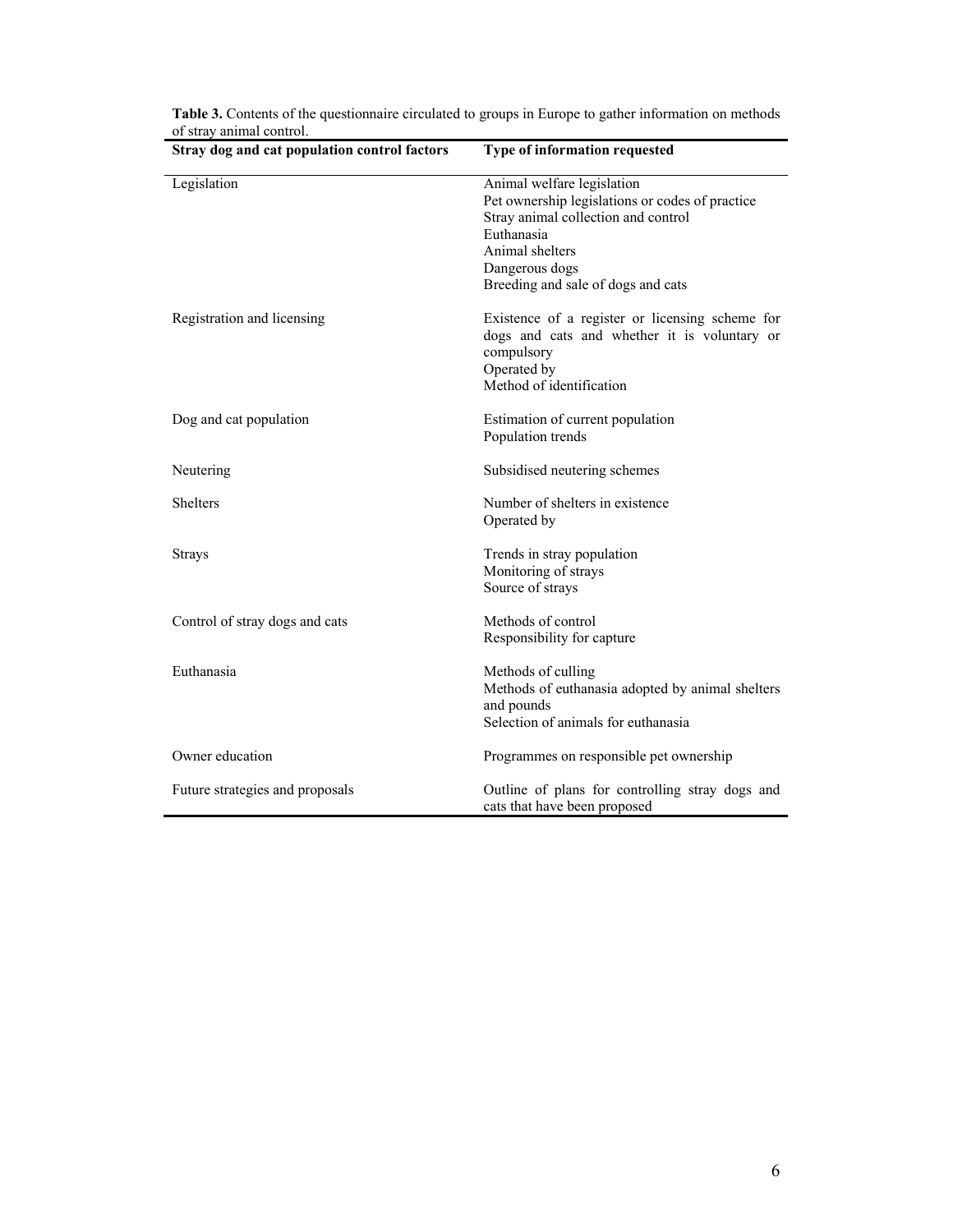**Table 3.** Contents of the questionnaire circulated to groups in Europe to gather information on methods of stray animal control.

| Stray dog and cat population control factors | Type of information requested |
|---|---|
| Legislation | Animal welfare legislation<br>Pet ownership legislations or codes of practice<br>Stray animal collection and control<br>Euthanasia<br>Animal shelters<br>Dangerous dogs<br>Breeding and sale of dogs and cats |
| Registration and licensing | Existence of a register or licensing scheme for dogs and cats and whether it is voluntary or compulsory<br>Operated by<br>Method of identification |
| Dog and cat population | Estimation of current population<br>Population trends |
| Neutering | Subsidised neutering schemes |
| Shelters | Number of shelters in existence<br>Operated by |
| Strays | Trends in stray population<br>Monitoring of strays<br>Source of strays |
| Control of stray dogs and cats | Methods of control<br>Responsibility for capture |
| Euthanasia | Methods of culling<br>Methods of euthanasia adopted by animal shelters and pounds<br>Selection of animals for euthanasia |
| Owner education | Programmes on responsible pet ownership |
| Future strategies and proposals | Outline of plans for controlling stray dogs and cats that have been proposed |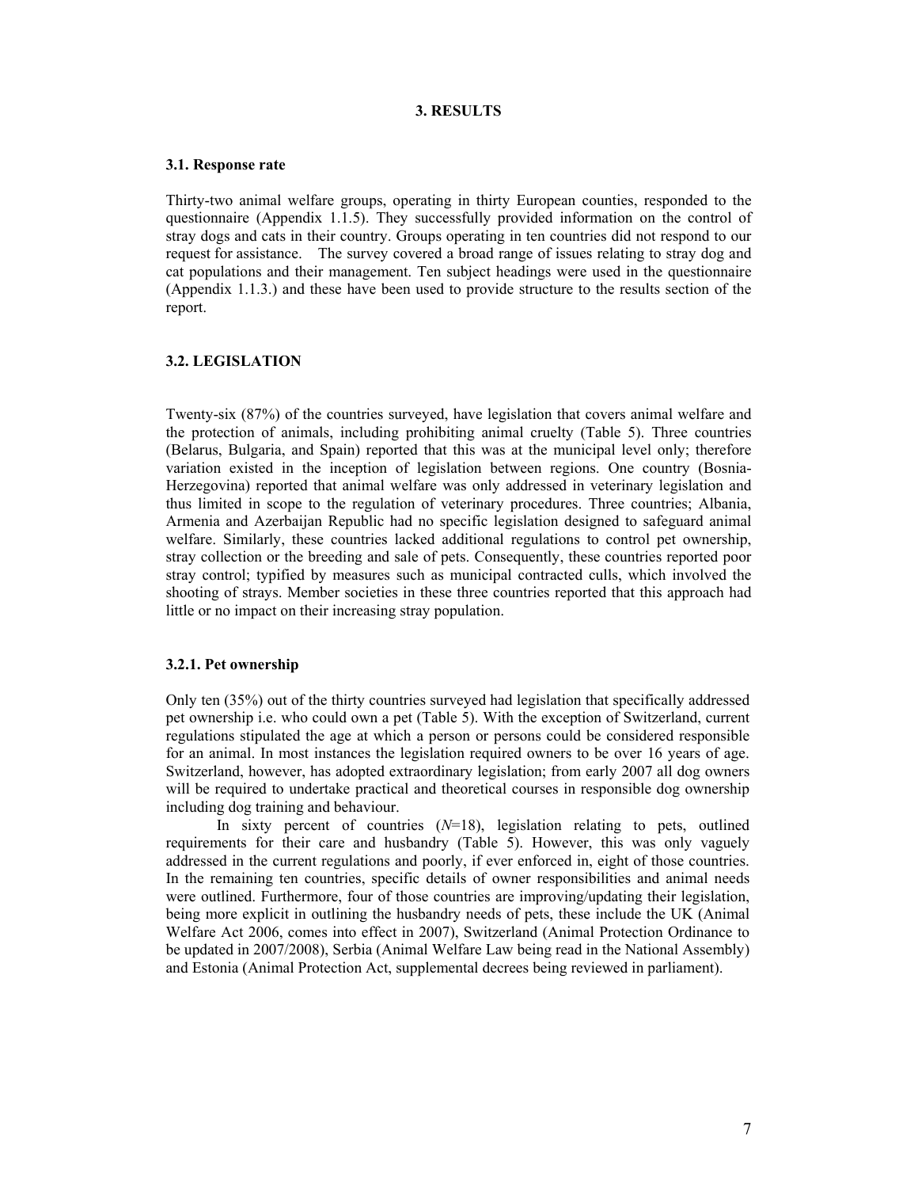# 3. RESULTS

### 3.1. Response rate

Thirty-two animal welfare groups, operating in thirty European counties, responded to the questionnaire (Appendix 1.1.5). They successfully provided information on the control of stray dogs and cats in their country. Groups operating in ten countries did not respond to our request for assistance. The survey covered a broad range of issues relating to stray dog and cat populations and their management. Ten subject headings were used in the questionnaire (Appendix 1.1.3.) and these have been used to provide structure to the results section of the report.

### 3.2. LEGISLATION

Twenty-six (87%) of the countries surveyed, have legislation that covers animal welfare and the protection of animals, including prohibiting animal cruelty (Table 5). Three countries (Belarus, Bulgaria, and Spain) reported that this was at the municipal level only; therefore variation existed in the inception of legislation between regions. One country (Bosnia-Herzegovina) reported that animal welfare was only addressed in veterinary legislation and thus limited in scope to the regulation of veterinary procedures. Three countries; Albania, Armenia and Azerbaijan Republic had no specific legislation designed to safeguard animal welfare. Similarly, these countries lacked additional regulations to control pet ownership, stray collection or the breeding and sale of pets. Consequently, these countries reported poor stray control; typified by measures such as municipal contracted culls, which involved the shooting of strays. Member societies in these three countries reported that this approach had little or no impact on their increasing stray population.

#### 3.2.1. Pet ownership

Only ten (35%) out of the thirty countries surveyed had legislation that specifically addressed pet ownership i.e. who could own a pet (Table 5). With the exception of Switzerland, current regulations stipulated the age at which a person or persons could be considered responsible for an animal. In most instances the legislation required owners to be over 16 years of age. Switzerland, however, has adopted extraordinary legislation; from early 2007 all dog owners will be required to undertake practical and theoretical courses in responsible dog ownership including dog training and behaviour.

In sixty percent of countries (*N*=18), legislation relating to pets, outlined requirements for their care and husbandry (Table 5). However, this was only vaguely addressed in the current regulations and poorly, if ever enforced in, eight of those countries. In the remaining ten countries, specific details of owner responsibilities and animal needs were outlined. Furthermore, four of those countries are improving/updating their legislation, being more explicit in outlining the husbandry needs of pets, these include the UK (Animal Welfare Act 2006, comes into effect in 2007), Switzerland (Animal Protection Ordinance to be updated in 2007/2008), Serbia (Animal Welfare Law being read in the National Assembly) and Estonia (Animal Protection Act, supplemental decrees being reviewed in parliament).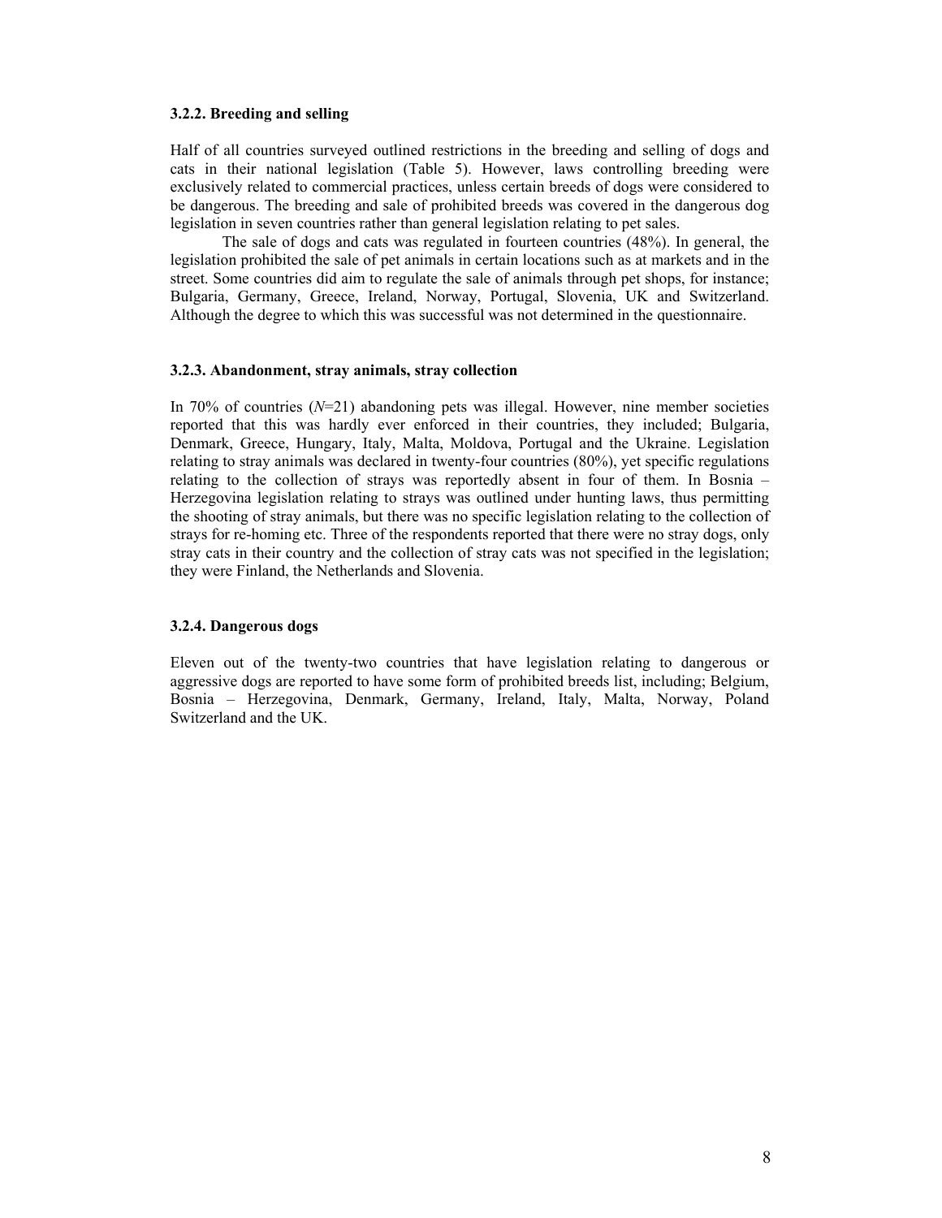### 3.2.2. Breeding and selling

Half of all countries surveyed outlined restrictions in the breeding and selling of dogs and cats in their national legislation (Table 5). However, laws controlling breeding were exclusively related to commercial practices, unless certain breeds of dogs were considered to be dangerous. The breeding and sale of prohibited breeds was covered in the dangerous dog legislation in seven countries rather than general legislation relating to pet sales.

The sale of dogs and cats was regulated in fourteen countries (48%). In general, the legislation prohibited the sale of pet animals in certain locations such as at markets and in the street. Some countries did aim to regulate the sale of animals through pet shops, for instance; Bulgaria, Germany, Greece, Ireland, Norway, Portugal, Slovenia, UK and Switzerland. Although the degree to which this was successful was not determined in the questionnaire.

### 3.2.3. Abandonment, stray animals, stray collection

In 70% of countries (*N*=21) abandoning pets was illegal. However, nine member societies reported that this was hardly ever enforced in their countries, they included; Bulgaria, Denmark, Greece, Hungary, Italy, Malta, Moldova, Portugal and the Ukraine. Legislation relating to stray animals was declared in twenty-four countries (80%), yet specific regulations relating to the collection of strays was reportedly absent in four of them. In Bosnia – Herzegovina legislation relating to strays was outlined under hunting laws, thus permitting the shooting of stray animals, but there was no specific legislation relating to the collection of strays for re-homing etc. Three of the respondents reported that there were no stray dogs, only stray cats in their country and the collection of stray cats was not specified in the legislation; they were Finland, the Netherlands and Slovenia.

### 3.2.4. Dangerous dogs

Eleven out of the twenty-two countries that have legislation relating to dangerous or aggressive dogs are reported to have some form of prohibited breeds list, including; Belgium, Bosnia – Herzegovina, Denmark, Germany, Ireland, Italy, Malta, Norway, Poland Switzerland and the UK.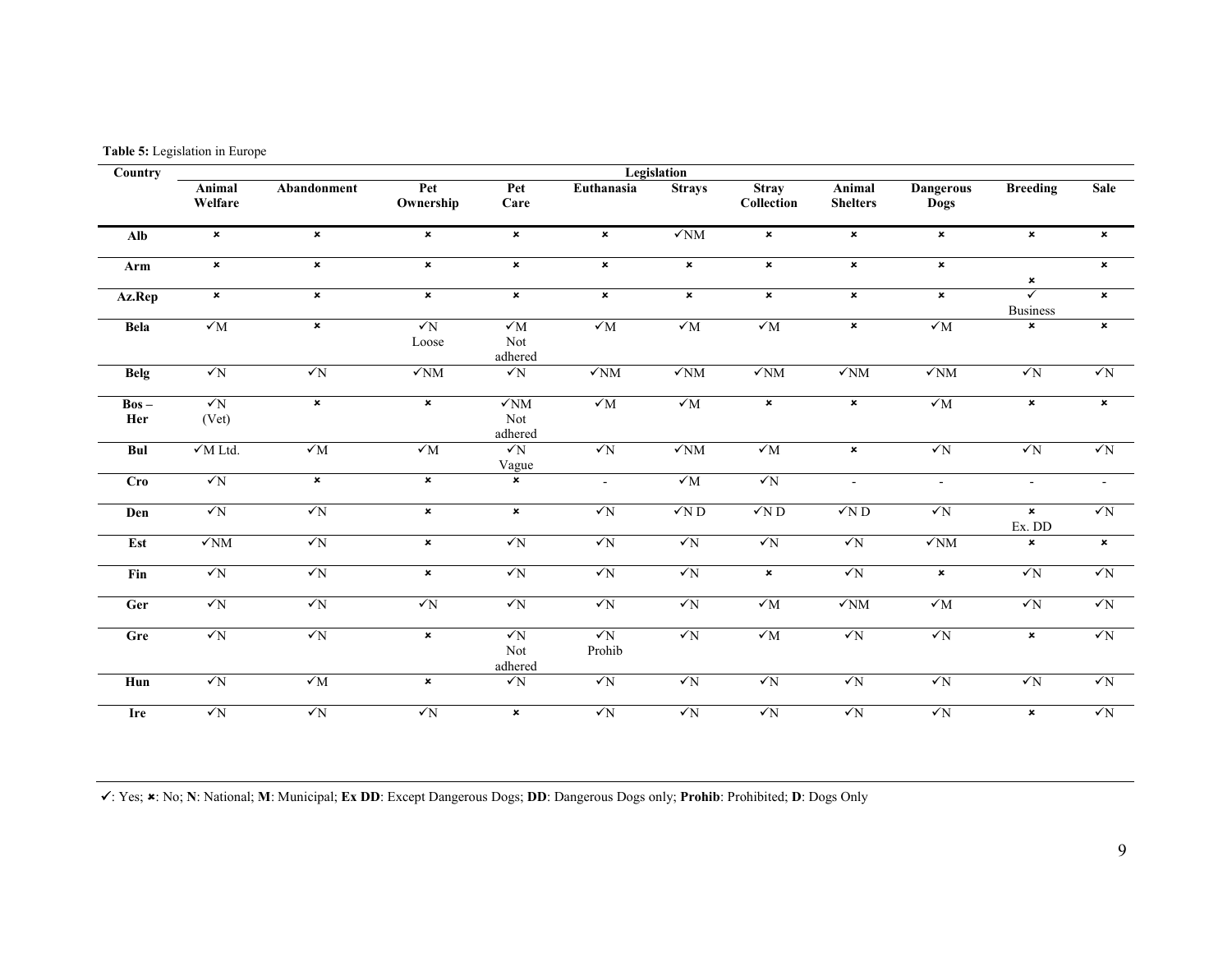**Table 5:** Legislation in Europe

| Country | Legislation | | | | | | | | | | |
|---|---|---|---|---|---|---|---|---|---|---|---|
| | Animal Welfare | Abandonment | Pet Ownership | Pet Care | Euthanasia | Strays | Stray Collection | Animal Shelters | Dangerous Dogs | Breeding | Sale |
| **Alb** | ✗ | ✗ | ✗ | ✗ | ✗ | ✓NM | ✗ | ✗ | ✗ | ✗ | ✗ |
| **Arm** | ✗ | ✗ | ✗ | ✗ | ✗ | ✗ | ✗ | ✗ | ✗ | ✗ | ✗ |
| **Az.Rep** | ✗ | ✗ | ✗ | ✗ | ✗ | ✗ | ✗ | ✗ | ✗ | ✓ Business | ✗ |
| **Bela** | ✓M | ✗ | ✓N Loose | ✓M Not adhered | ✓M | ✓M | ✓M | ✗ | ✓M | ✗ | ✗ |
| **Belg** | ✓N | ✓N | ✓NM | ✓N | ✓NM | ✓NM | ✓NM | ✓NM | ✓NM | ✓N | ✓N |
| **Bos – Her** | ✓N (Vet) | ✗ | ✗ | ✓NM Not adhered | ✓M | ✓M | ✗ | ✗ | ✓M | ✗ | ✗ |
| **Bul** | ✓M Ltd. | ✓M | ✓M | ✓N Vague | ✓N | ✓NM | ✓M | ✗ | ✓N | ✓N | ✓N |
| **Cro** | ✓N | ✗ | ✗ | ✗ | - | ✓M | ✓N | - | - | - | - |
| **Den** | ✓N | ✓N | ✗ | ✗ | ✓N | ✓N D | ✓N D | ✓N D | ✓N | ✗ Ex. DD | ✓N |
| **Est** | ✓NM | ✓N | ✗ | ✓N | ✓N | ✓N | ✓N | ✓N | ✓NM | ✗ | ✗ |
| **Fin** | ✓N | ✓N | ✗ | ✓N | ✓N | ✓N | ✗ | ✓N | ✗ | ✓N | ✓N |
| **Ger** | ✓N | ✓N | ✓N | ✓N | ✓N | ✓N | ✓M | ✓NM | ✓M | ✓N | ✓N |
| **Gre** | ✓N | ✓N | ✗ | ✓N Not adhered | ✓N Prohib | ✓N | ✓M | ✓N | ✓N | ✗ | ✓N |
| **Hun** | ✓N | ✓M | ✗ | ✓N | ✓N | ✓N | ✓N | ✓N | ✓N | ✓N | ✓N |
| **Ire** | ✓N | ✓N | ✓N | ✗ | ✓N | ✓N | ✓N | ✓N | ✓N | ✗ | ✓N |

✓: Yes; ✗: No; **N**: National; **M**: Municipal; **Ex DD**: Except Dangerous Dogs; **DD**: Dangerous Dogs only; **Prohib**: Prohibited; **D**: Dogs Only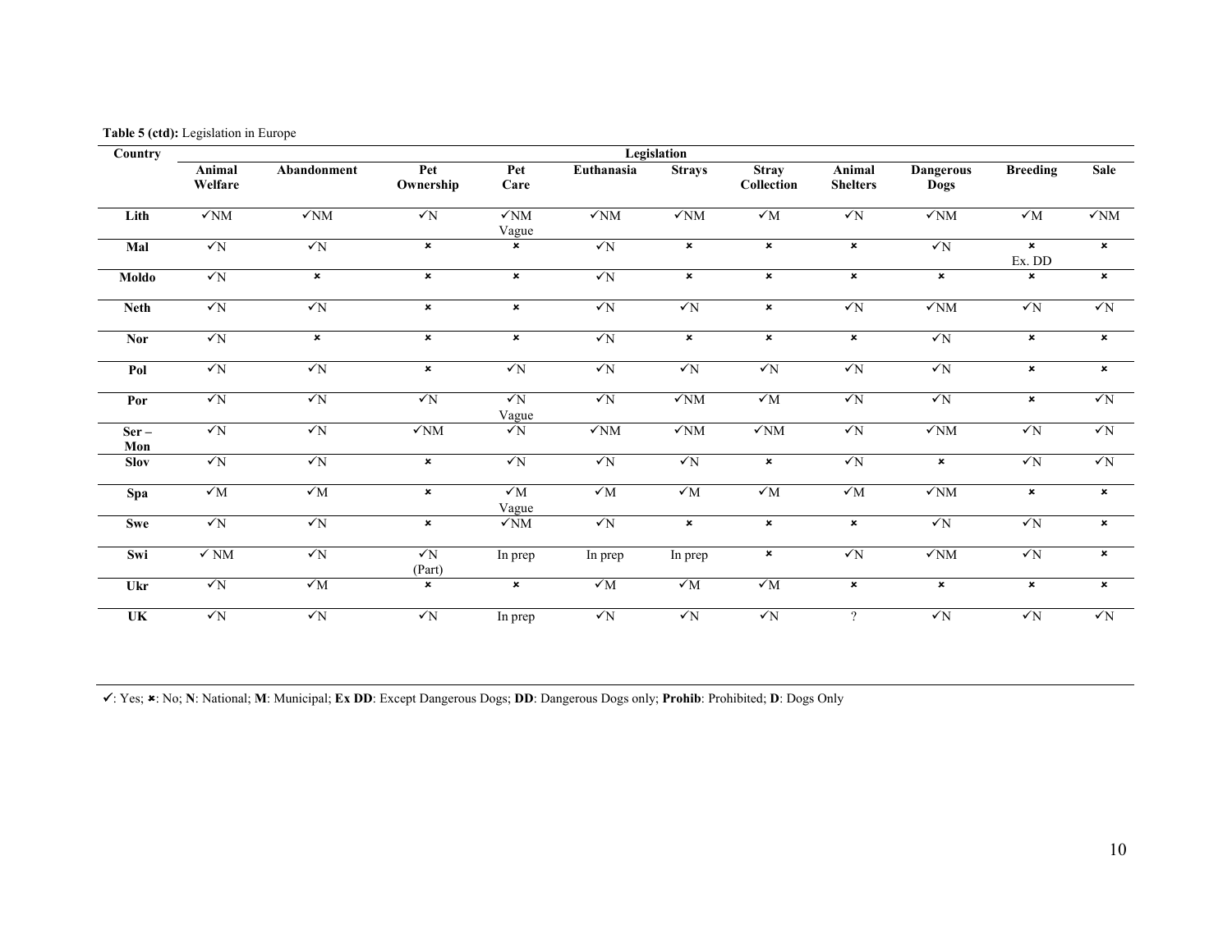**Table 5 (ctd):** Legislation in Europe

| Country | Legislation | | | | | | | | | | |
|---|---|---|---|---|---|---|---|---|---|---|---|
| | Animal Welfare | Abandonment | Pet Ownership | Pet Care | Euthanasia | Strays | Stray Collection | Animal Shelters | Dangerous Dogs | Breeding | Sale |
| **Lith** | ✓NM | ✓NM | ✓N | ✓NM Vague | ✓NM | ✓NM | ✓M | ✓N | ✓NM | ✓M | ✓NM |
| **Mal** | ✓N | ✓N | × | × | ✓N | × | × | × | ✓N | × Ex. DD | × |
| **Moldo** | ✓N | × | × | × | ✓N | × | × | × | × | × | × |
| **Neth** | ✓N | ✓N | × | × | ✓N | ✓N | × | ✓N | ✓NM | ✓N | ✓N |
| **Nor** | ✓N | × | × | × | ✓N | × | × | × | ✓N | × | × |
| **Pol** | ✓N | ✓N | × | ✓N | ✓N | ✓N | ✓N | ✓N | ✓N | × | × |
| **Por** | ✓N | ✓N | ✓N | ✓N Vague | ✓N | ✓NM | ✓M | ✓N | ✓N | × | ✓N |
| **Ser – Mon** | ✓N | ✓N | ✓NM | ✓N | ✓NM | ✓NM | ✓NM | ✓N | ✓NM | ✓N | ✓N |
| **Slov** | ✓N | ✓N | × | ✓N | ✓N | ✓N | × | ✓N | × | ✓N | ✓N |
| **Spa** | ✓M | ✓M | × | ✓M Vague | ✓M | ✓M | ✓M | ✓M | ✓NM | × | × |
| **Swe** | ✓N | ✓N | × | ✓NM | ✓N | × | × | × | ✓N | ✓N | × |
| **Swi** | ✓ NM | ✓N | ✓N (Part) | In prep | In prep | In prep | × | ✓N | ✓NM | ✓N | × |
| **Ukr** | ✓N | ✓M | × | × | ✓M | ✓M | ✓M | × | × | × | × |
| **UK** | ✓N | ✓N | ✓N | In prep | ✓N | ✓N | ✓N | ? | ✓N | ✓N | ✓N |

✓: Yes; ×: No; **N**: National; **M**: Municipal; **Ex DD**: Except Dangerous Dogs; **DD**: Dangerous Dogs only; **Prohib**: Prohibited; **D**: Dogs Only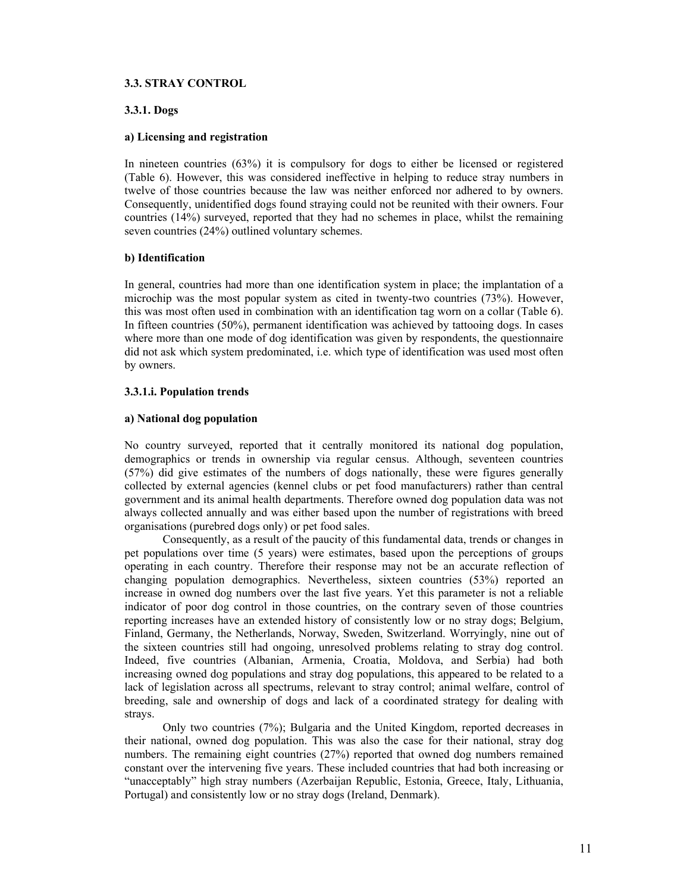### 3.3. STRAY CONTROL

#### 3.3.1. Dogs

**a) Licensing and registration**

In nineteen countries (63%) it is compulsory for dogs to either be licensed or registered (Table 6). However, this was considered ineffective in helping to reduce stray numbers in twelve of those countries because the law was neither enforced nor adhered to by owners. Consequently, unidentified dogs found straying could not be reunited with their owners. Four countries (14%) surveyed, reported that they had no schemes in place, whilst the remaining seven countries (24%) outlined voluntary schemes.

**b) Identification**

In general, countries had more than one identification system in place; the implantation of a microchip was the most popular system as cited in twenty-two countries (73%). However, this was most often used in combination with an identification tag worn on a collar (Table 6). In fifteen countries (50%), permanent identification was achieved by tattooing dogs. In cases where more than one mode of dog identification was given by respondents, the questionnaire did not ask which system predominated, i.e. which type of identification was used most often by owners.

#### 3.3.1.i. Population trends

**a) National dog population**

No country surveyed, reported that it centrally monitored its national dog population, demographics or trends in ownership via regular census. Although, seventeen countries (57%) did give estimates of the numbers of dogs nationally, these were figures generally collected by external agencies (kennel clubs or pet food manufacturers) rather than central government and its animal health departments. Therefore owned dog population data was not always collected annually and was either based upon the number of registrations with breed organisations (purebred dogs only) or pet food sales.

Consequently, as a result of the paucity of this fundamental data, trends or changes in pet populations over time (5 years) were estimates, based upon the perceptions of groups operating in each country. Therefore their response may not be an accurate reflection of changing population demographics. Nevertheless, sixteen countries (53%) reported an increase in owned dog numbers over the last five years. Yet this parameter is not a reliable indicator of poor dog control in those countries, on the contrary seven of those countries reporting increases have an extended history of consistently low or no stray dogs; Belgium, Finland, Germany, the Netherlands, Norway, Sweden, Switzerland. Worryingly, nine out of the sixteen countries still had ongoing, unresolved problems relating to stray dog control. Indeed, five countries (Albanian, Armenia, Croatia, Moldova, and Serbia) had both increasing owned dog populations and stray dog populations, this appeared to be related to a lack of legislation across all spectrums, relevant to stray control; animal welfare, control of breeding, sale and ownership of dogs and lack of a coordinated strategy for dealing with strays.

Only two countries (7%); Bulgaria and the United Kingdom, reported decreases in their national, owned dog population. This was also the case for their national, stray dog numbers. The remaining eight countries (27%) reported that owned dog numbers remained constant over the intervening five years. These included countries that had both increasing or "unacceptably" high stray numbers (Azerbaijan Republic, Estonia, Greece, Italy, Lithuania, Portugal) and consistently low or no stray dogs (Ireland, Denmark).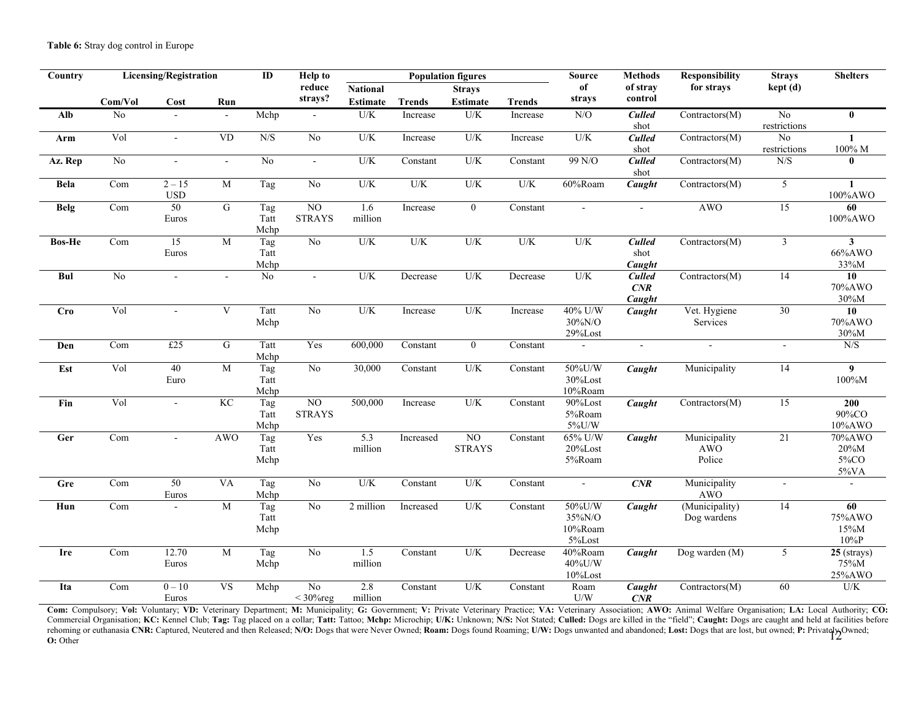**Table 6:** Stray dog control in Europe

| Country | Licensing/Registration | | | ID | Help to reduce strays? | Population figures | | | | Source of strays | Methods of stray control | Responsibility for strays | Strays kept (d) | Shelters |
|---|---|---|---|---|---|---|---|---|---|---|---|---|---|---|
| | Com/Vol | Cost | Run | | | National Estimate | Trends | Strays Estimate | Trends | | | | | |
| **Alb** | No | - | - | Mchp | - | U/K | Increase | U/K | Increase | N/O | ***Culled*** shot | Contractors(M) | No restrictions | **0** |
| **Arm** | Vol | - | VD | N/S | No | U/K | Increase | U/K | Increase | U/K | ***Culled*** shot | Contractors(M) | No restrictions | **1** 100% M |
| **Az. Rep** | No | - | - | No | - | U/K | Constant | U/K | Constant | 99 N/O | ***Culled*** shot | Contractors(M) | N/S | **0** |
| **Bela** | Com | 2 – 15 USD | M | Tag | No | U/K | U/K | U/K | U/K | 60%Roam | ***Caught*** | Contractors(M) | 5 | **1** 100%AWO |
| **Belg** | Com | 50 Euros | G | Tag Tatt Mchp | NO STRAYS | 1.6 million | Increase | 0 | Constant | - | - | AWO | 15 | **60** 100%AWO |
| **Bos-He** | Com | 15 Euros | M | Tag Tatt Mchp | No | U/K | U/K | U/K | U/K | U/K | ***Culled*** shot ***Caught*** | Contractors(M) | 3 | **3** 66%AWO 33%M |
| **Bul** | No | - | - | No | - | U/K | Decrease | U/K | Decrease | U/K | ***Culled*** ***CNR*** ***Caught*** | Contractors(M) | 14 | **10** 70%AWO 30%M |
| **Cro** | Vol | - | V | Tatt Mchp | No | U/K | Increase | U/K | Increase | 40% U/W 30%N/O 29%Lost | ***Caught*** | Vet. Hygiene Services | 30 | **10** 70%AWO 30%M |
| **Den** | Com | £25 | G | Tatt Mchp | Yes | 600,000 | Constant | 0 | Constant | - | - | - | - | N/S |
| **Est** | Vol | 40 Euro | M | Tag Tatt Mchp | No | 30,000 | Constant | U/K | Constant | 50%U/W 30%Lost 10%Roam | ***Caught*** | Municipality | 14 | **9** 100%M |
| **Fin** | Vol | - | KC | Tag Tatt Mchp | NO STRAYS | 500,000 | Increase | U/K | Constant | 90%Lost 5%Roam 5%U/W | ***Caught*** | Contractors(M) | 15 | **200** 90%CO 10%AWO |
| **Ger** | Com | - | AWO | Tag Tatt Mchp | Yes | 5.3 million | Increased | NO STRAYS | Constant | 65% U/W 20%Lost 5%Roam | ***Caught*** | Municipality AWO Police | 21 | 70%AWO 20%M 5%CO 5%VA |
| **Gre** | Com | 50 Euros | VA | Tag Mchp | No | U/K | Constant | U/K | Constant | - | ***CNR*** | Municipality AWO | - | - |
| **Hun** | Com | - | M | Tag Tatt Mchp | No | 2 million | Increased | U/K | Constant | 50%U/W 35%N/O 10%Roam 5%Lost | ***Caught*** | (Municipality) Dog wardens | 14 | **60** 75%AWO 15%M 10%P |
| **Ire** | Com | 12.70 Euros | M | Tag Mchp | No | 1.5 million | Constant | U/K | Decrease | 40%Roam 40%U/W 10%Lost | ***Caught*** | Dog warden (M) | 5 | **25** (strays) 75%M 25%AWO |
| **Ita** | Com | 0 – 10 Euros | VS | Mchp | No < 30%reg | 2.8 million | Constant | U/K | Constant | Roam U/W | ***Caught*** ***CNR*** | Contractors(M) | 60 | U/K |

**Com:** Compulsory; **Vol:** Voluntary; **VD:** Veterinary Department; **M:** Municipality; **G:** Government; **V:** Private Veterinary Practice; **VA:** Veterinary Association; **AWO:** Animal Welfare Organisation; **LA:** Local Authority; **CO:** Commercial Organisation; **KC:** Kennel Club; **Tag:** Tag placed on a collar; **Tatt:** Tattoo; **Mchp:** Microchip; **U/K:** Unknown; **N/S:** Not Stated; **Culled:** Dogs are killed in the "field"; **Caught:** Dogs are caught and held at facilities before rehoming or euthanasia **CNR:** Captured, Neutered and then Released; **N/O:** Dogs that were Never Owned; **Roam:** Dogs found Roaming; **U/W:** Dogs unwanted and abandoned; **Lost:** Dogs that are lost, but owned; **P:** Privately Owned; **O:** Other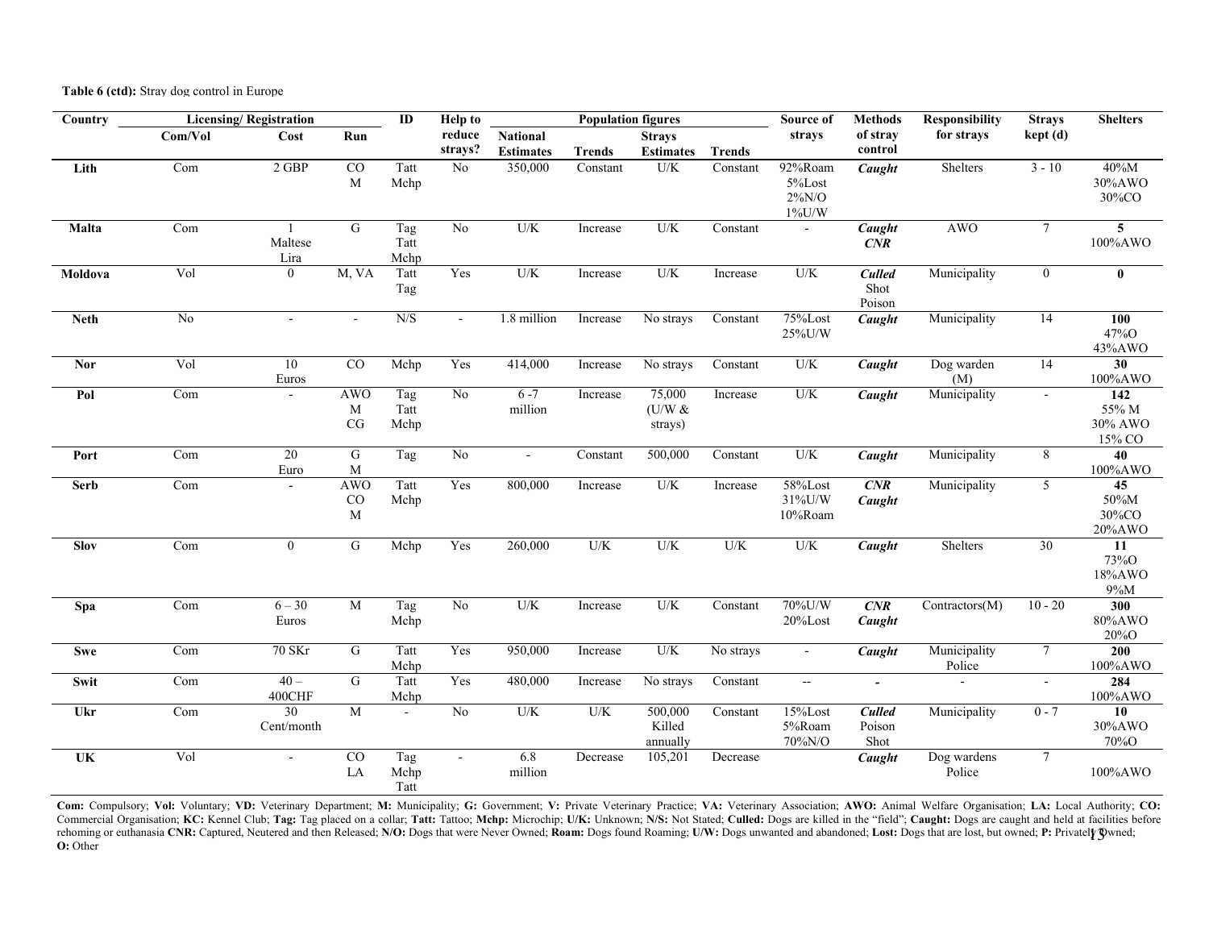**Table 6 (ctd):** Stray dog control in Europe

| Country | Licensing/ Registration | | | ID | Help to reduce strays? | Population figures | | | | Source of strays | Methods of stray control | Responsibility for strays | Strays kept (d) | Shelters |
|---|---|---|---|---|---|---|---|---|---|---|---|---|---|---|
| | Com/Vol | Cost | Run | | | National Estimates | Trends | Strays Estimates | Trends | | | | | |
| **Lith** | Com | 2 GBP | CO M | Tatt Mchp | No | 350,000 | Constant | U/K | Constant | 92%Roam 5%Lost 2%N/O 1%U/W | ***Caught*** | Shelters | 3 - 10 | 40%M 30%AWO 30%CO |
| **Malta** | Com | 1 Maltese Lira | G | Tag Tatt Mchp | No | U/K | Increase | U/K | Constant | - | ***Caught CNR*** | AWO | 7 | **5** 100%AWO |
| **Moldova** | Vol | 0 | M, VA | Tatt Tag | Yes | U/K | Increase | U/K | Increase | U/K | ***Culled*** Shot Poison | Municipality | 0 | **0** |
| **Neth** | No | - | - | N/S | - | 1.8 million | Increase | No strays | Constant | 75%Lost 25%U/W | ***Caught*** | Municipality | 14 | **100** 47%O 43%AWO |
| **Nor** | Vol | 10 Euros | CO | Mchp | Yes | 414,000 | Increase | No strays | Constant | U/K | ***Caught*** | Dog warden (M) | 14 | **30** 100%AWO |
| **Pol** | Com | - | AWO M CG | Tag Tatt Mchp | No | 6 - 7 million | Increase | 75,000 (U/W & strays) | Increase | U/K | ***Caught*** | Municipality | - | **142** 55% M 30% AWO 15% CO |
| **Port** | Com | 20 Euro | G M | Tag | No | - | Constant | 500,000 | Constant | U/K | ***Caught*** | Municipality | 8 | **40** 100%AWO |
| **Serb** | Com | - | AWO CO M | Tatt Mchp | Yes | 800,000 | Increase | U/K | Increase | 58%Lost 31%U/W 10%Roam | ***CNR Caught*** | Municipality | 5 | **45** 50%M 30%CO 20%AWO |
| **Slov** | Com | 0 | G | Mchp | Yes | 260,000 | U/K | U/K | U/K | U/K | ***Caught*** | Shelters | 30 | **11** 73%O 18%AWO 9%M |
| **Spa** | Com | 6 – 30 Euros | M | Tag Mchp | No | U/K | Increase | U/K | Constant | 70%U/W 20%Lost | ***CNR Caught*** | Contractors(M) | 10 - 20 | **300** 80%AWO 20%O |
| **Swe** | Com | 70 SKr | G | Tatt Mchp | Yes | 950,000 | Increase | U/K | No strays | - | ***Caught*** | Municipality Police | 7 | **200** 100%AWO |
| **Swit** | Com | 40 – 400CHF | G | Tatt Mchp | Yes | 480,000 | Increase | No strays | Constant | -- | - | - | - | **284** 100%AWO |
| **Ukr** | Com | 30 Cent/month | M | - | No | U/K | U/K | 500,000 Killed annually | Constant | 15%Lost 5%Roam 70%N/O | ***Culled*** Poison Shot | Municipality | 0 - 7 | **10** 30%AWO 70%O |
| **UK** | Vol | - | CO LA | Tag Mchp Tatt | - | 6.8 million | Decrease | 105,201 | Decrease | | ***Caught*** | Dog wardens Police | 7 | 100%AWO |

**Com:** Compulsory; **Vol:** Voluntary; **VD:** Veterinary Department; **M:** Municipality; **G:** Government; **V:** Private Veterinary Practice; **VA:** Veterinary Association; **AWO:** Animal Welfare Organisation; **LA:** Local Authority; **CO:** Commercial Organisation; **KC:** Kennel Club; **Tag:** Tag placed on a collar; **Tatt:** Tattoo; **Mchp:** Microchip; **U/K:** Unknown; **N/S:** Not Stated; **Culled:** Dogs are killed in the "field"; **Caught:** Dogs are caught and held at facilities before rehoming or euthanasia **CNR:** Captured, Neutered and then Released; **N/O:** Dogs that were Never Owned; **Roam:** Dogs found Roaming; **U/W:** Dogs unwanted and abandoned; **Lost:** Dogs that are lost, but owned; **P:** Privately Owned; **O:** Other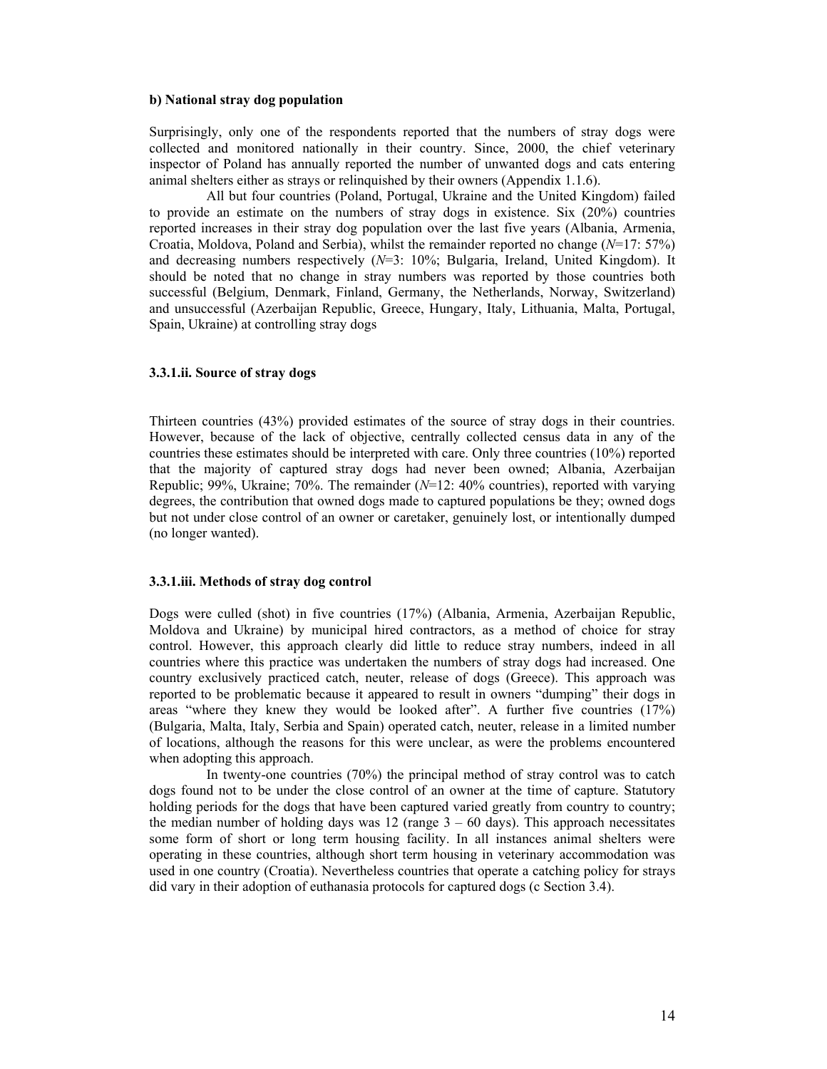**b) National stray dog population**

Surprisingly, only one of the respondents reported that the numbers of stray dogs were collected and monitored nationally in their country. Since, 2000, the chief veterinary inspector of Poland has annually reported the number of unwanted dogs and cats entering animal shelters either as strays or relinquished by their owners (Appendix 1.1.6).

All but four countries (Poland, Portugal, Ukraine and the United Kingdom) failed to provide an estimate on the numbers of stray dogs in existence. Six (20%) countries reported increases in their stray dog population over the last five years (Albania, Armenia, Croatia, Moldova, Poland and Serbia), whilst the remainder reported no change (*N*=17: 57%) and decreasing numbers respectively (*N*=3: 10%; Bulgaria, Ireland, United Kingdom). It should be noted that no change in stray numbers was reported by those countries both successful (Belgium, Denmark, Finland, Germany, the Netherlands, Norway, Switzerland) and unsuccessful (Azerbaijan Republic, Greece, Hungary, Italy, Lithuania, Malta, Portugal, Spain, Ukraine) at controlling stray dogs

### 3.3.1.ii. Source of stray dogs

Thirteen countries (43%) provided estimates of the source of stray dogs in their countries. However, because of the lack of objective, centrally collected census data in any of the countries these estimates should be interpreted with care. Only three countries (10%) reported that the majority of captured stray dogs had never been owned; Albania, Azerbaijan Republic; 99%, Ukraine; 70%. The remainder (*N*=12: 40% countries), reported with varying degrees, the contribution that owned dogs made to captured populations be they; owned dogs but not under close control of an owner or caretaker, genuinely lost, or intentionally dumped (no longer wanted).

### 3.3.1.iii. Methods of stray dog control

Dogs were culled (shot) in five countries (17%) (Albania, Armenia, Azerbaijan Republic, Moldova and Ukraine) by municipal hired contractors, as a method of choice for stray control. However, this approach clearly did little to reduce stray numbers, indeed in all countries where this practice was undertaken the numbers of stray dogs had increased. One country exclusively practiced catch, neuter, release of dogs (Greece). This approach was reported to be problematic because it appeared to result in owners "dumping" their dogs in areas "where they knew they would be looked after". A further five countries (17%) (Bulgaria, Malta, Italy, Serbia and Spain) operated catch, neuter, release in a limited number of locations, although the reasons for this were unclear, as were the problems encountered when adopting this approach.

In twenty-one countries (70%) the principal method of stray control was to catch dogs found not to be under the close control of an owner at the time of capture. Statutory holding periods for the dogs that have been captured varied greatly from country to country; the median number of holding days was 12 (range 3 – 60 days). This approach necessitates some form of short or long term housing facility. In all instances animal shelters were operating in these countries, although short term housing in veterinary accommodation was used in one country (Croatia). Nevertheless countries that operate a catching policy for strays did vary in their adoption of euthanasia protocols for captured dogs (c Section 3.4).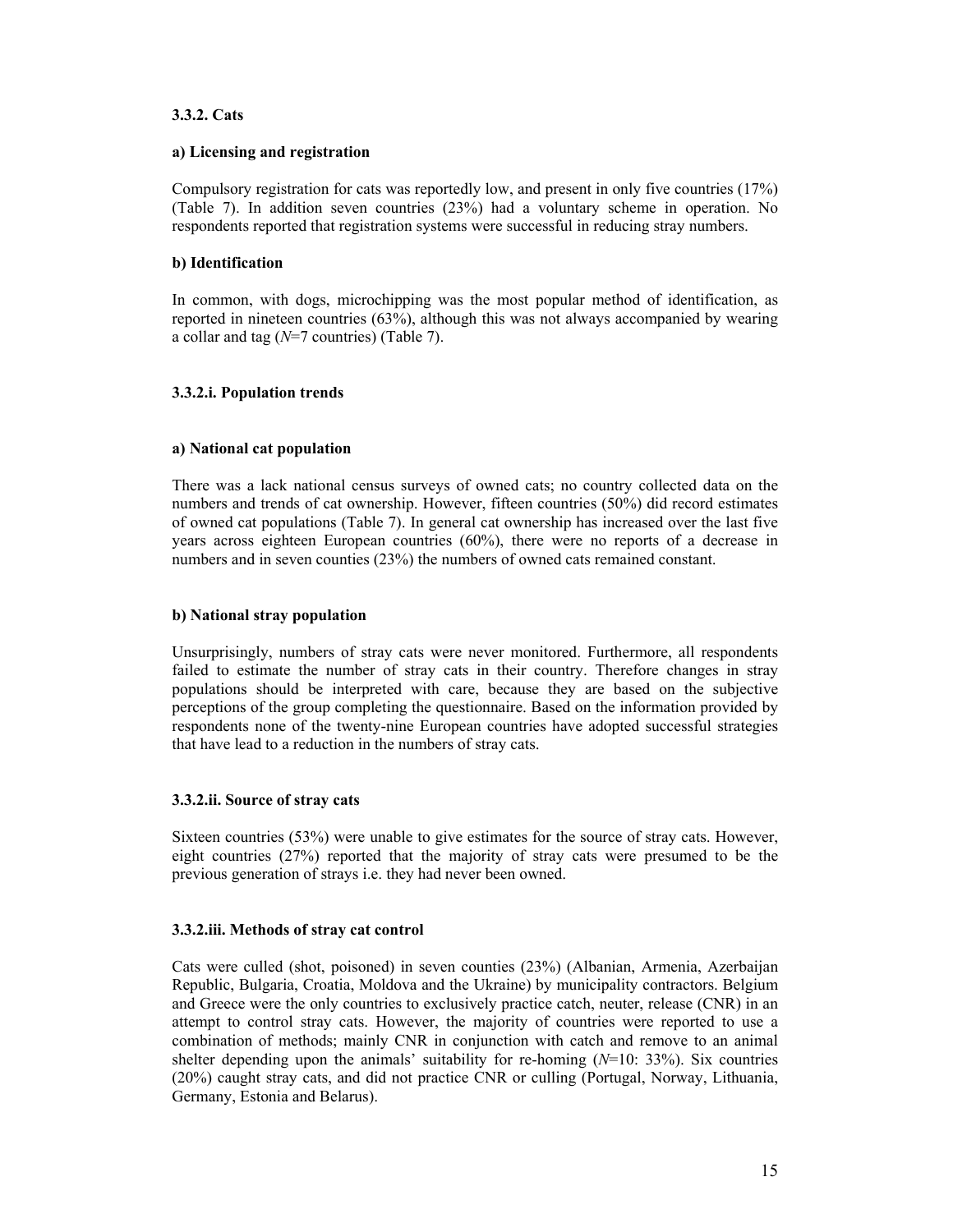#### 3.3.2. Cats

**a) Licensing and registration**

Compulsory registration for cats was reportedly low, and present in only five countries (17%) (Table 7). In addition seven countries (23%) had a voluntary scheme in operation. No respondents reported that registration systems were successful in reducing stray numbers.

**b) Identification**

In common, with dogs, microchipping was the most popular method of identification, as reported in nineteen countries (63%), although this was not always accompanied by wearing a collar and tag (*N*=7 countries) (Table 7).

#### 3.3.2.i. Population trends

**a) National cat population**

There was a lack national census surveys of owned cats; no country collected data on the numbers and trends of cat ownership. However, fifteen countries (50%) did record estimates of owned cat populations (Table 7). In general cat ownership has increased over the last five years across eighteen European countries (60%), there were no reports of a decrease in numbers and in seven counties (23%) the numbers of owned cats remained constant.

**b) National stray population**

Unsurprisingly, numbers of stray cats were never monitored. Furthermore, all respondents failed to estimate the number of stray cats in their country. Therefore changes in stray populations should be interpreted with care, because they are based on the subjective perceptions of the group completing the questionnaire. Based on the information provided by respondents none of the twenty-nine European countries have adopted successful strategies that have lead to a reduction in the numbers of stray cats.

#### 3.3.2.ii. Source of stray cats

Sixteen countries (53%) were unable to give estimates for the source of stray cats. However, eight countries (27%) reported that the majority of stray cats were presumed to be the previous generation of strays i.e. they had never been owned.

#### 3.3.2.iii. Methods of stray cat control

Cats were culled (shot, poisoned) in seven counties (23%) (Albanian, Armenia, Azerbaijan Republic, Bulgaria, Croatia, Moldova and the Ukraine) by municipality contractors. Belgium and Greece were the only countries to exclusively practice catch, neuter, release (CNR) in an attempt to control stray cats. However, the majority of countries were reported to use a combination of methods; mainly CNR in conjunction with catch and remove to an animal shelter depending upon the animals' suitability for re-homing (*N*=10: 33%). Six countries (20%) caught stray cats, and did not practice CNR or culling (Portugal, Norway, Lithuania, Germany, Estonia and Belarus).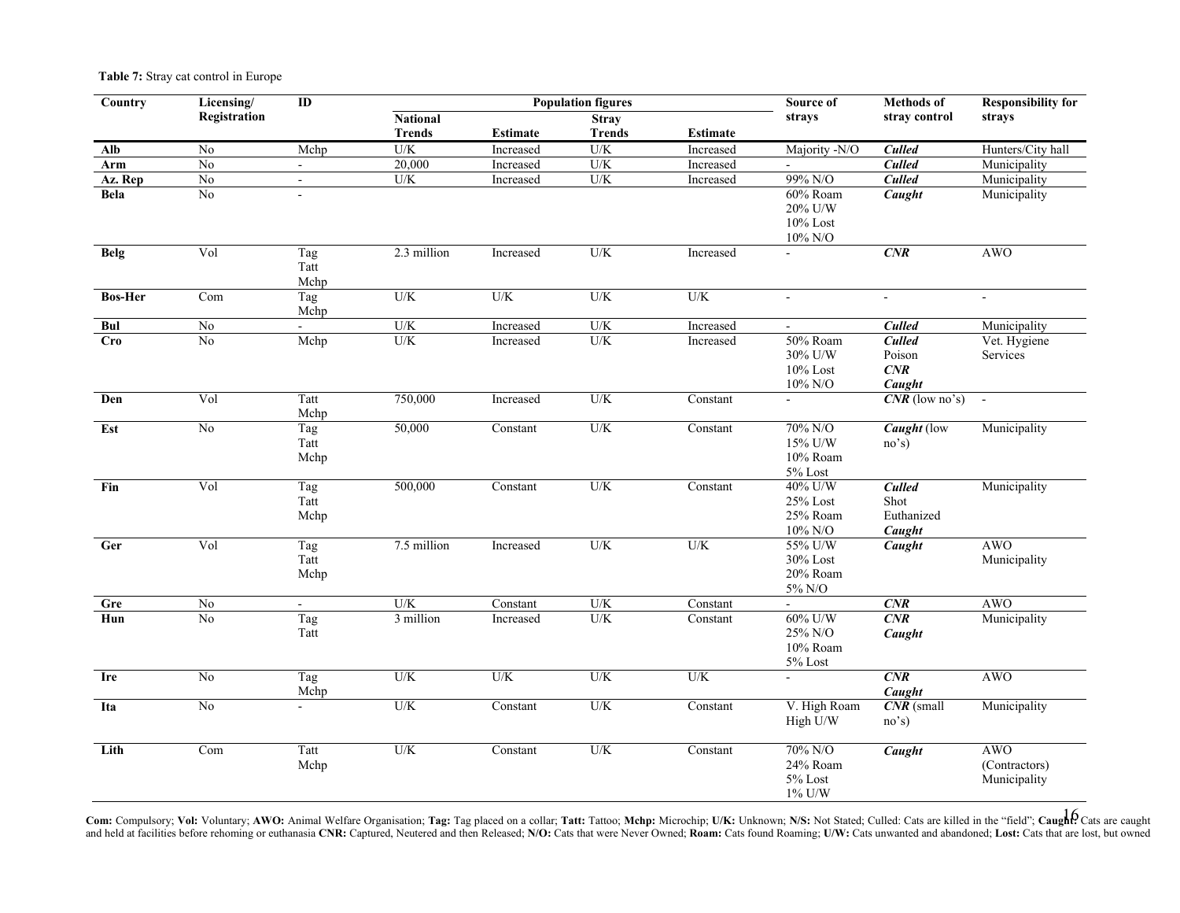**Table 7:** Stray cat control in Europe

| Country | Licensing/ Registration | ID | Population figures | | | | Source of strays | Methods of stray control | Responsibility for strays |
|---|---|---|---|---|---|---|---|---|---|
| | | | National Trends | Estimate | Stray Trends | Estimate | | | |
| **Alb** | No | Mchp | U/K | Increased | U/K | Increased | Majority -N/O | ***Culled*** | Hunters/City hall |
| **Arm** | No | - | 20,000 | Increased | U/K | Increased | - | ***Culled*** | Municipality |
| **Az. Rep** | No | - | U/K | Increased | U/K | Increased | 99% N/O | ***Culled*** | Municipality |
| **Bela** | No | - | | | | | 60% Roam 20% U/W 10% Lost 10% N/O | ***Caught*** | Municipality |
| **Belg** | Vol | Tag Tatt Mchp | 2.3 million | Increased | U/K | Increased | - | ***CNR*** | AWO |
| **Bos-Her** | Com | Tag Mchp | U/K | U/K | U/K | U/K | - | - | - |
| **Bul** | No | - | U/K | Increased | U/K | Increased | - | ***Culled*** | Municipality |
| **Cro** | No | Mchp | U/K | Increased | U/K | Increased | 50% Roam 30% U/W 10% Lost 10% N/O | ***Culled*** Poison ***CNR*** ***Caught*** | Vet. Hygiene Services |
| **Den** | Vol | Tatt Mchp | 750,000 | Increased | U/K | Constant | - | ***CNR*** (low no's) | - |
| **Est** | No | Tag Tatt Mchp | 50,000 | Constant | U/K | Constant | 70% N/O 15% U/W 10% Roam 5% Lost | ***Caught*** (low no's) | Municipality |
| **Fin** | Vol | Tag Tatt Mchp | 500,000 | Constant | U/K | Constant | 40% U/W 25% Lost 25% Roam 10% N/O | ***Culled*** Shot Euthanized ***Caught*** | Municipality |
| **Ger** | Vol | Tag Tatt Mchp | 7.5 million | Increased | U/K | U/K | 55% U/W 30% Lost 20% Roam 5% N/O | ***Caught*** | AWO Municipality |
| **Gre** | No | - | U/K | Constant | U/K | Constant | - | ***CNR*** | AWO |
| **Hun** | No | Tag Tatt | 3 million | Increased | U/K | Constant | 60% U/W 25% N/O 10% Roam 5% Lost | ***CNR*** ***Caught*** | Municipality |
| **Ire** | No | Tag Mchp | U/K | U/K | U/K | U/K | - | ***CNR*** ***Caught*** | AWO |
| **Ita** | No | - | U/K | Constant | U/K | Constant | V. High Roam High U/W | ***CNR*** (small no's) | Municipality |
| **Lith** | Com | Tatt Mchp | U/K | Constant | U/K | Constant | 70% N/O 24% Roam 5% Lost 1% U/W | ***Caught*** | AWO (Contractors) Municipality |

**Com:** Compulsory; **Vol:** Voluntary; **AWO:** Animal Welfare Organisation; **Tag:** Tag placed on a collar; **Tatt:** Tattoo; **Mchp:** Microchip; **U/K:** Unknown; **N/S:** Not Stated; Culled: Cats are killed in the "field"; **Caught:** Cats are caught and held at facilities before rehoming or euthanasia **CNR:** Captured, Neutered and then Released; **N/O:** Cats that were Never Owned; **Roam:** Cats found Roaming; **U/W:** Cats unwanted and abandoned; **Lost:** Cats that are lost, but owned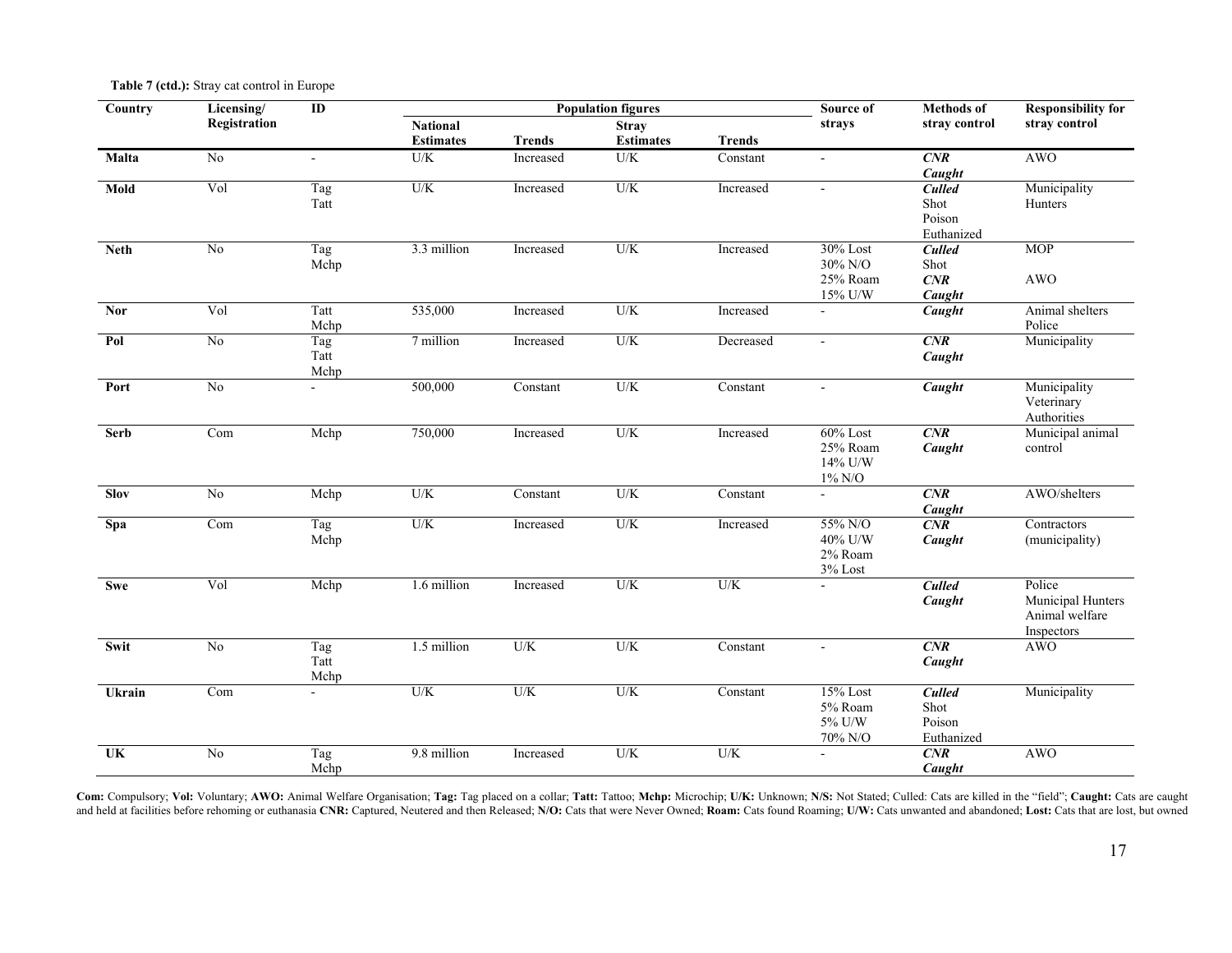**Table 7 (ctd.):** Stray cat control in Europe

| Country | Licensing/ Registration | ID | Population figures | | | | Source of strays | Methods of stray control | Responsibility for stray control |
|---|---|---|---|---|---|---|---|---|---|
| | | | National Estimates | Trends | Stray Estimates | Trends | | | |
| **Malta** | No | - | U/K | Increased | U/K | Constant | - | ***CNR*** ***Caught*** | AWO |
| **Mold** | Vol | Tag Tatt | U/K | Increased | U/K | Increased | - | ***Culled*** Shot Poison Euthanized | Municipality Hunters |
| **Neth** | No | Tag Mchp | 3.3 million | Increased | U/K | Increased | 30% Lost 30% N/O 25% Roam 15% U/W | ***Culled*** Shot ***CNR*** ***Caught*** | MOP AWO |
| **Nor** | Vol | Tatt Mchp | 535,000 | Increased | U/K | Increased | - | ***Caught*** | Animal shelters Police |
| **Pol** | No | Tag Tatt Mchp | 7 million | Increased | U/K | Decreased | - | ***CNR*** ***Caught*** | Municipality |
| **Port** | No | - | 500,000 | Constant | U/K | Constant | - | ***Caught*** | Municipality Veterinary Authorities |
| **Serb** | Com | Mchp | 750,000 | Increased | U/K | Increased | 60% Lost 25% Roam 14% U/W 1% N/O | ***CNR*** ***Caught*** | Municipal animal control |
| **Slov** | No | Mchp | U/K | Constant | U/K | Constant | - | ***CNR*** ***Caught*** | AWO/shelters |
| **Spa** | Com | Tag Mchp | U/K | Increased | U/K | Increased | 55% N/O 40% U/W 2% Roam 3% Lost | ***CNR*** ***Caught*** | Contractors (municipality) |
| **Swe** | Vol | Mchp | 1.6 million | Increased | U/K | U/K | - | ***Culled*** ***Caught*** | Police Municipal Hunters Animal welfare Inspectors |
| **Swit** | No | Tag Tatt Mchp | 1.5 million | U/K | U/K | Constant | - | ***CNR*** ***Caught*** | AWO |
| **Ukrain** | Com | - | U/K | U/K | U/K | Constant | 15% Lost 5% Roam 5% U/W 70% N/O | ***Culled*** Shot Poison Euthanized | Municipality |
| **UK** | No | Tag Mchp | 9.8 million | Increased | U/K | U/K | - | ***CNR*** ***Caught*** | AWO |

**Com:** Compulsory; **Vol:** Voluntary; **AWO:** Animal Welfare Organisation; **Tag:** Tag placed on a collar; **Tatt:** Tattoo; **Mchp:** Microchip; **U/K:** Unknown; **N/S:** Not Stated; Culled: Cats are killed in the "field"; **Caught:** Cats are caught and held at facilities before rehoming or euthanasia **CNR:** Captured, Neutered and then Released; **N/O:** Cats that were Never Owned; **Roam:** Cats found Roaming; **U/W:** Cats unwanted and abandoned; **Lost:** Cats that are lost, but owned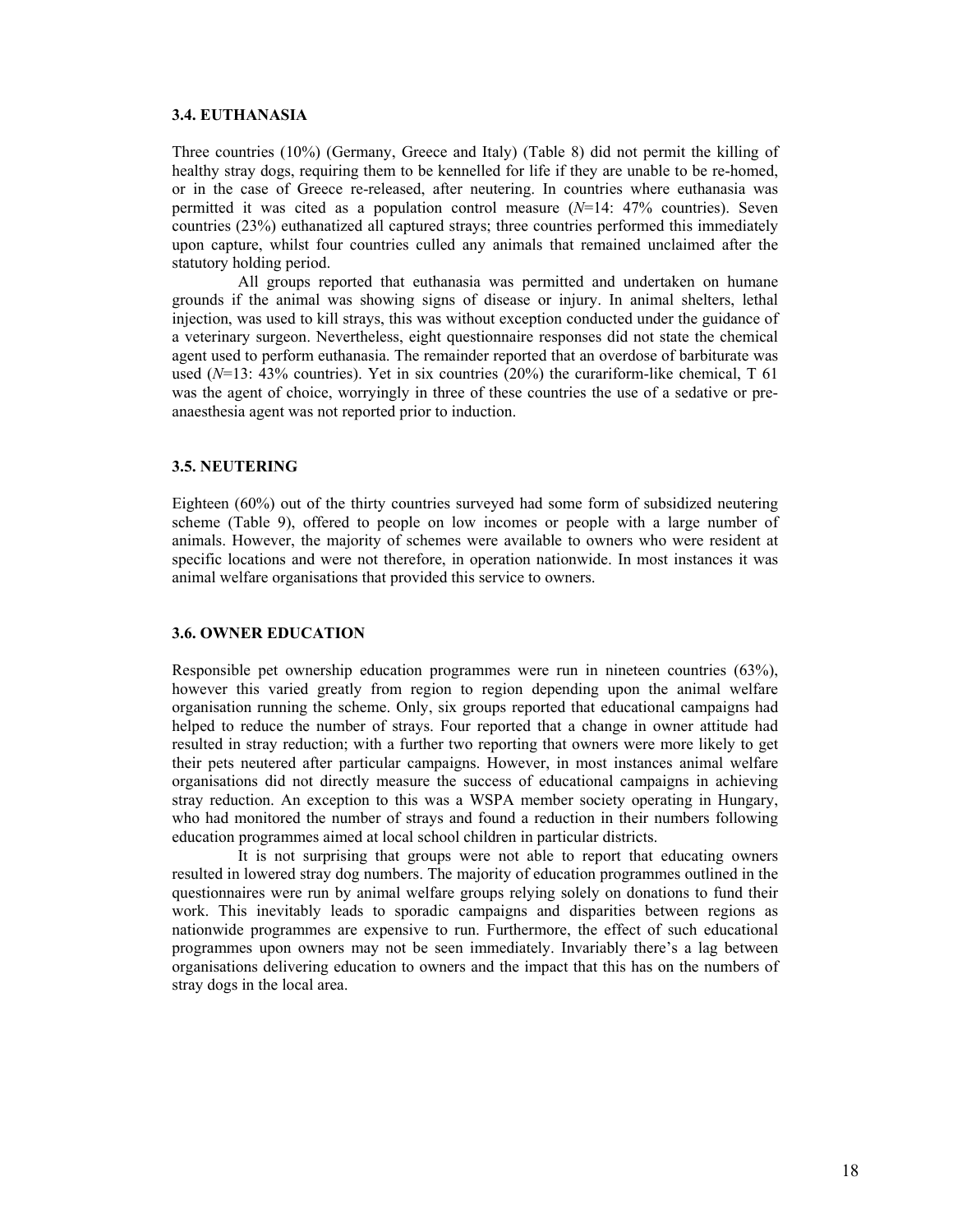### 3.4. EUTHANASIA

Three countries (10%) (Germany, Greece and Italy) (Table 8) did not permit the killing of healthy stray dogs, requiring them to be kennelled for life if they are unable to be re-homed, or in the case of Greece re-released, after neutering. In countries where euthanasia was permitted it was cited as a population control measure (*N*=14: 47% countries). Seven countries (23%) euthanatized all captured strays; three countries performed this immediately upon capture, whilst four countries culled any animals that remained unclaimed after the statutory holding period.

All groups reported that euthanasia was permitted and undertaken on humane grounds if the animal was showing signs of disease or injury. In animal shelters, lethal injection, was used to kill strays, this was without exception conducted under the guidance of a veterinary surgeon. Nevertheless, eight questionnaire responses did not state the chemical agent used to perform euthanasia. The remainder reported that an overdose of barbiturate was used (*N*=13: 43% countries). Yet in six countries (20%) the curariform-like chemical, T 61 was the agent of choice, worryingly in three of these countries the use of a sedative or pre-anaesthesia agent was not reported prior to induction.

### 3.5. NEUTERING

Eighteen (60%) out of the thirty countries surveyed had some form of subsidized neutering scheme (Table 9), offered to people on low incomes or people with a large number of animals. However, the majority of schemes were available to owners who were resident at specific locations and were not therefore, in operation nationwide. In most instances it was animal welfare organisations that provided this service to owners.

### 3.6. OWNER EDUCATION

Responsible pet ownership education programmes were run in nineteen countries (63%), however this varied greatly from region to region depending upon the animal welfare organisation running the scheme. Only, six groups reported that educational campaigns had helped to reduce the number of strays. Four reported that a change in owner attitude had resulted in stray reduction; with a further two reporting that owners were more likely to get their pets neutered after particular campaigns. However, in most instances animal welfare organisations did not directly measure the success of educational campaigns in achieving stray reduction. An exception to this was a WSPA member society operating in Hungary, who had monitored the number of strays and found a reduction in their numbers following education programmes aimed at local school children in particular districts.

It is not surprising that groups were not able to report that educating owners resulted in lowered stray dog numbers. The majority of education programmes outlined in the questionnaires were run by animal welfare groups relying solely on donations to fund their work. This inevitably leads to sporadic campaigns and disparities between regions as nationwide programmes are expensive to run. Furthermore, the effect of such educational programmes upon owners may not be seen immediately. Invariably there's a lag between organisations delivering education to owners and the impact that this has on the numbers of stray dogs in the local area.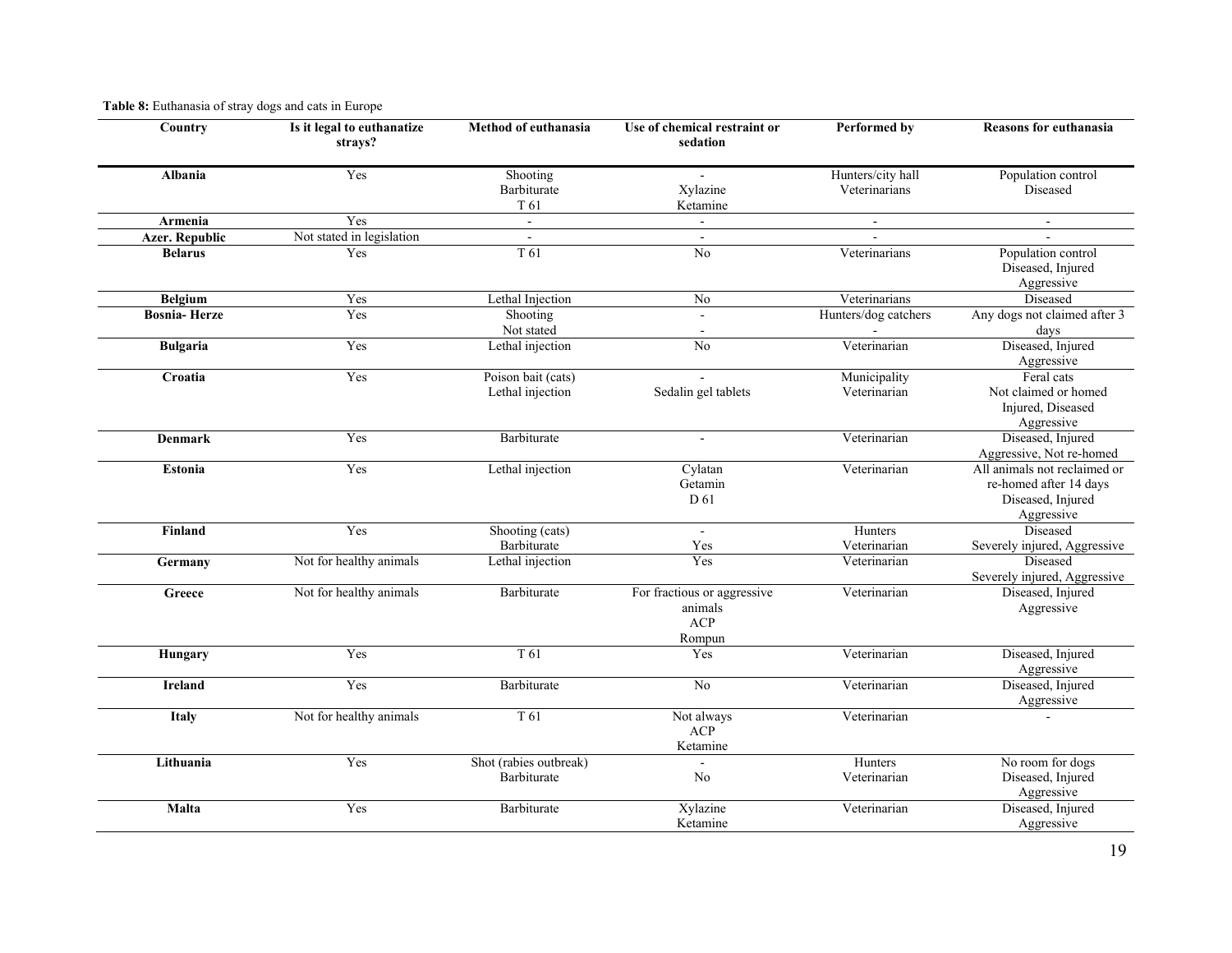**Table 8:** Euthanasia of stray dogs and cats in Europe

| Country | Is it legal to euthanatize strays? | Method of euthanasia | Use of chemical restraint or sedation | Performed by | Reasons for euthanasia |
|---|---|---|---|---|---|
| **Albania** | Yes | Shooting<br>Barbiturate<br>T 61 | -<br>Xylazine<br>Ketamine | Hunters/city hall<br>Veterinarians | Population control<br>Diseased |
| **Armenia** | Yes | - | - | - | - |
| **Azer. Republic** | Not stated in legislation | - | - | - | - |
| **Belarus** | Yes | T 61 | No | Veterinarians | Population control<br>Diseased, Injured<br>Aggressive |
| **Belgium** | Yes | Lethal Injection | No | Veterinarians | Diseased |
| **Bosnia- Herze** | Yes | Shooting<br>Not stated | -<br>- | Hunters/dog catchers<br>- | Any dogs not claimed after 3 days |
| **Bulgaria** | Yes | Lethal injection | No | Veterinarian | Diseased, Injured<br>Aggressive |
| **Croatia** | Yes | Poison bait (cats)<br>Lethal injection | -<br>Sedalin gel tablets | Municipality<br>Veterinarian | Feral cats<br>Not claimed or homed<br>Injured, Diseased<br>Aggressive |
| **Denmark** | Yes | Barbiturate | - | Veterinarian | Diseased, Injured<br>Aggressive, Not re-homed |
| **Estonia** | Yes | Lethal injection | Cylatan<br>Getamin<br>D 61 | Veterinarian | All animals not reclaimed or re-homed after 14 days<br>Diseased, Injured<br>Aggressive |
| **Finland** | Yes | Shooting (cats)<br>Barbiturate | -<br>Yes | Hunters<br>Veterinarian | Diseased<br>Severely injured, Aggressive |
| **Germany** | Not for healthy animals | Lethal injection | Yes | Veterinarian | Diseased<br>Severely injured, Aggressive |
| **Greece** | Not for healthy animals | Barbiturate | For fractious or aggressive animals<br>ACP<br>Rompun | Veterinarian | Diseased, Injured<br>Aggressive |
| **Hungary** | Yes | T 61 | Yes | Veterinarian | Diseased, Injured<br>Aggressive |
| **Ireland** | Yes | Barbiturate | No | Veterinarian | Diseased, Injured<br>Aggressive |
| **Italy** | Not for healthy animals | T 61 | Not always<br>ACP<br>Ketamine | Veterinarian | - |
| **Lithuania** | Yes | Shot (rabies outbreak)<br>Barbiturate | -<br>No | Hunters<br>Veterinarian | No room for dogs<br>Diseased, Injured<br>Aggressive |
| **Malta** | Yes | Barbiturate | Xylazine<br>Ketamine | Veterinarian | Diseased, Injured<br>Aggressive |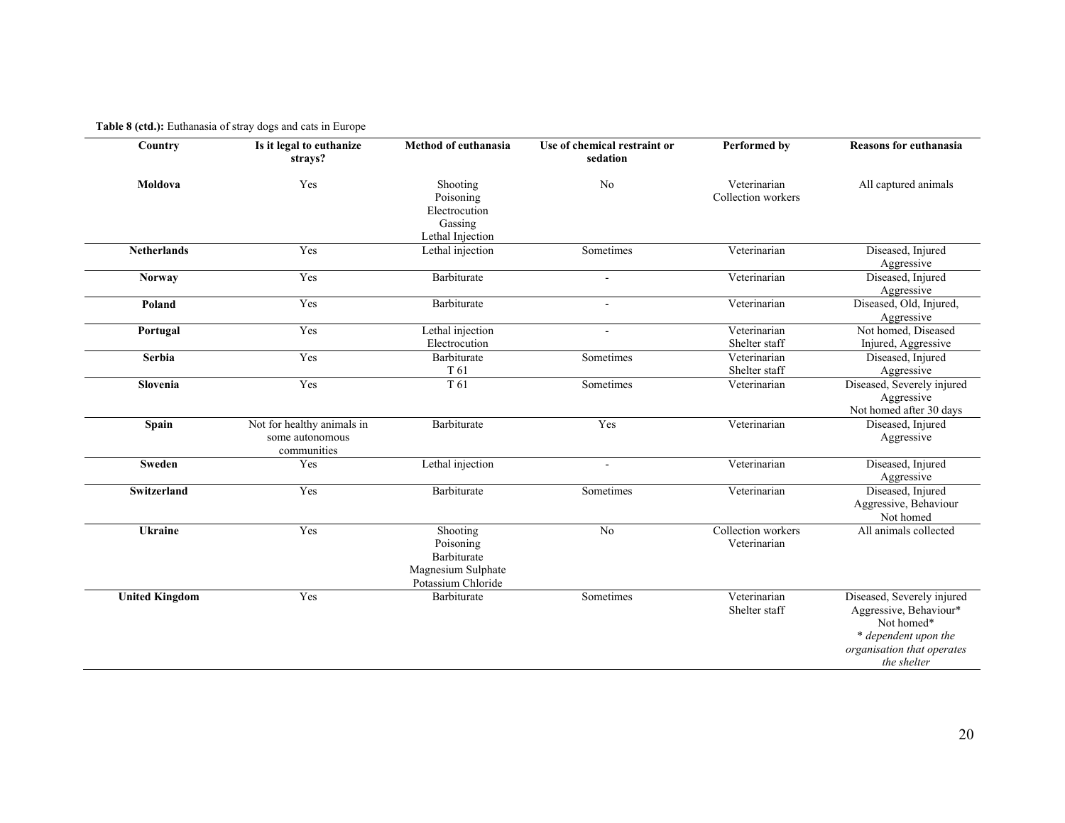**Table 8 (ctd.):** Euthanasia of stray dogs and cats in Europe

| Country | Is it legal to euthanize strays? | Method of euthanasia | Use of chemical restraint or sedation | Performed by | Reasons for euthanasia |
|---|---|---|---|---|---|
| **Moldova** | Yes | Shooting<br>Poisoning<br>Electrocution<br>Gassing<br>Lethal Injection | No | Veterinarian<br>Collection workers | All captured animals |
| **Netherlands** | Yes | Lethal injection | Sometimes | Veterinarian | Diseased, Injured<br>Aggressive |
| **Norway** | Yes | Barbiturate | - | Veterinarian | Diseased, Injured<br>Aggressive |
| **Poland** | Yes | Barbiturate | - | Veterinarian | Diseased, Old, Injured,<br>Aggressive |
| **Portugal** | Yes | Lethal injection<br>Electrocution | - | Veterinarian<br>Shelter staff | Not homed, Diseased<br>Injured, Aggressive |
| **Serbia** | Yes | Barbiturate<br>T 61 | Sometimes | Veterinarian<br>Shelter staff | Diseased, Injured<br>Aggressive |
| **Slovenia** | Yes | T 61 | Sometimes | Veterinarian | Diseased, Severely injured<br>Aggressive<br>Not homed after 30 days |
| **Spain** | Not for healthy animals in some autonomous communities | Barbiturate | Yes | Veterinarian | Diseased, Injured<br>Aggressive |
| **Sweden** | Yes | Lethal injection | - | Veterinarian | Diseased, Injured<br>Aggressive |
| **Switzerland** | Yes | Barbiturate | Sometimes | Veterinarian | Diseased, Injured<br>Aggressive, Behaviour<br>Not homed |
| **Ukraine** | Yes | Shooting<br>Poisoning<br>Barbiturate<br>Magnesium Sulphate<br>Potassium Chloride | No | Collection workers<br>Veterinarian | All animals collected |
| **United Kingdom** | Yes | Barbiturate | Sometimes | Veterinarian<br>Shelter staff | Diseased, Severely injured<br>Aggressive, Behaviour*<br>Not homed*<br>*\* dependent upon the organisation that operates the shelter* |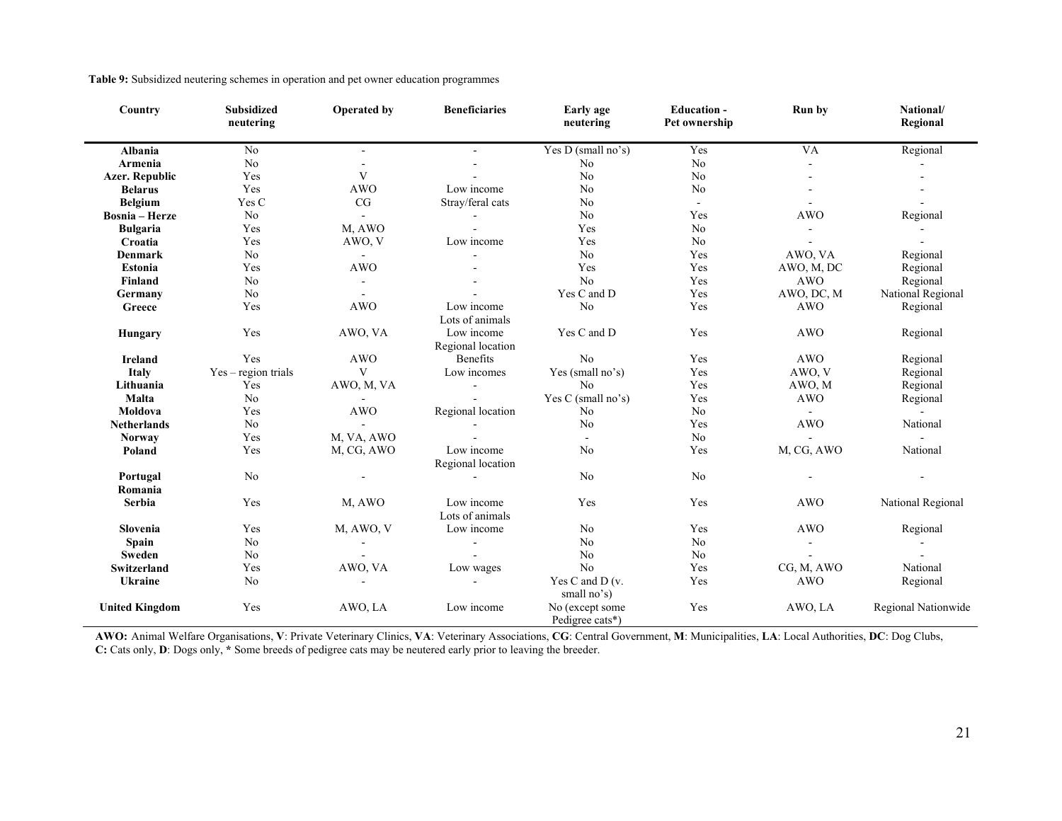**Table 9:** Subsidized neutering schemes in operation and pet owner education programmes

| Country | Subsidized neutering | Operated by | Beneficiaries | Early age neutering | Education - Pet ownership | Run by | National/ Regional |
|---|---|---|---|---|---|---|---|
| **Albania** | No | - | - | Yes D (small no's) | Yes | VA | Regional |
| **Armenia** | No | - | - | No | No | - | - |
| **Azer. Republic** | Yes | V | - | No | No | - | - |
| **Belarus** | Yes | AWO | Low income | No | No | - | - |
| **Belgium** | Yes C | CG | Stray/feral cats | No | - | - | - |
| **Bosnia – Herze** | No | - | - | No | Yes | AWO | Regional |
| **Bulgaria** | Yes | M, AWO | - | Yes | No | - | - |
| **Croatia** | Yes | AWO, V | Low income | Yes | No | - | - |
| **Denmark** | No | - | - | No | Yes | AWO, VA | Regional |
| **Estonia** | Yes | AWO | - | Yes | Yes | AWO, M, DC | Regional |
| **Finland** | No | - | - | No | Yes | AWO | Regional |
| **Germany** | No | - | - | Yes C and D | Yes | AWO, DC, M | National Regional |
| **Greece** | Yes | AWO | Low income Lots of animals | No | Yes | AWO | Regional |
| **Hungary** | Yes | AWO, VA | Low income Regional location | Yes C and D | Yes | AWO | Regional |
| **Ireland** | Yes | AWO | Benefits | No | Yes | AWO | Regional |
| **Italy** | Yes – region trials | V | Low incomes | Yes (small no's) | Yes | AWO, V | Regional |
| **Lithuania** | Yes | AWO, M, VA | - | No | Yes | AWO, M | Regional |
| **Malta** | No | - | - | Yes C (small no's) | Yes | AWO | Regional |
| **Moldova** | Yes | AWO | Regional location | No | No | - | - |
| **Netherlands** | No | - | - | No | Yes | AWO | National |
| **Norway** | Yes | M, VA, AWO | - | - | No | - | - |
| **Poland** | Yes | M, CG, AWO | Low income Regional location | No | Yes | M, CG, AWO | National |
| **Portugal** | No | - | - | No | No | - | - |
| **Romania** | | | | | | | |
| **Serbia** | Yes | M, AWO | Low income Lots of animals | Yes | Yes | AWO | National Regional |
| **Slovenia** | Yes | M, AWO, V | Low income | No | Yes | AWO | Regional |
| **Spain** | No | - | - | No | No | - | - |
| **Sweden** | No | - | - | No | No | - | - |
| **Switzerland** | Yes | AWO, VA | Low wages | No | Yes | CG, M, AWO | National |
| **Ukraine** | No | - | - | Yes C and D (v. small no's) | Yes | AWO | Regional |
| **United Kingdom** | Yes | AWO, LA | Low income | No (except some Pedigree cats*) | Yes | AWO, LA | Regional Nationwide |

**AWO:** Animal Welfare Organisations, **V**: Private Veterinary Clinics, **VA**: Veterinary Associations, **CG**: Central Government, **M**: Municipalities, **LA**: Local Authorities, **DC**: Dog Clubs, **C:** Cats only, **D**: Dogs only, * Some breeds of pedigree cats may be neutered early prior to leaving the breeder.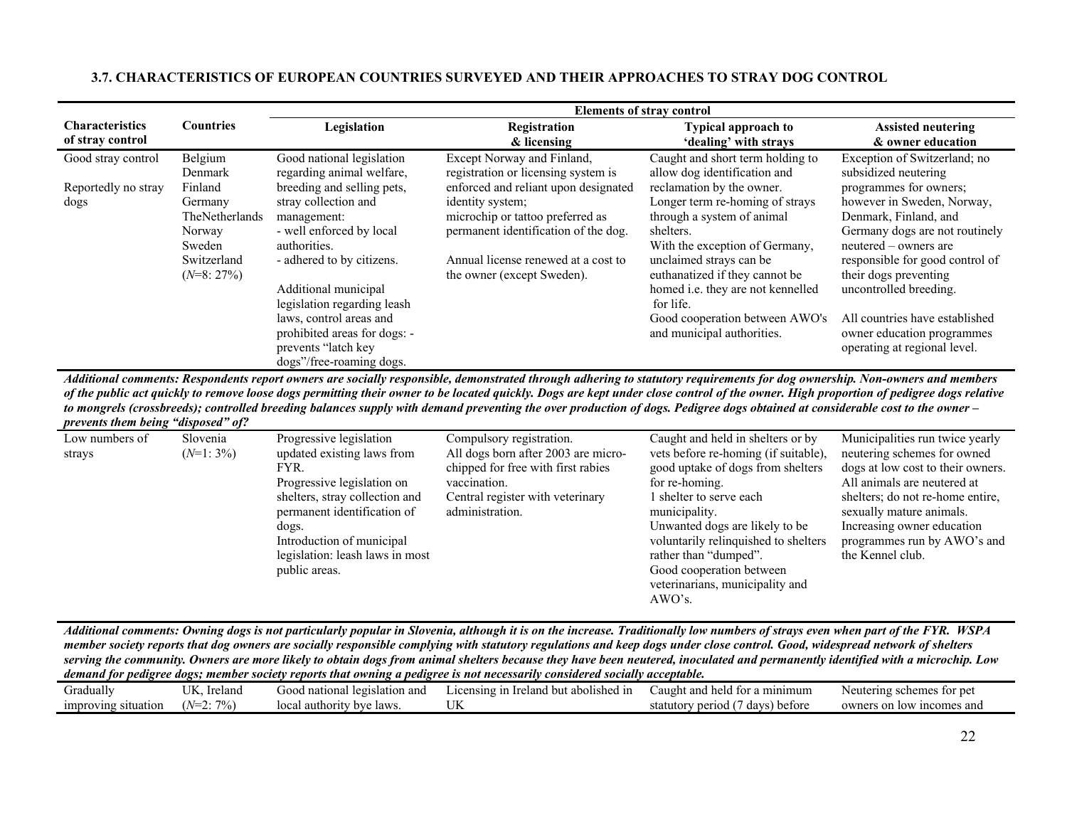### 3.7. CHARACTERISTICS OF EUROPEAN COUNTRIES SURVEYED AND THEIR APPROACHES TO STRAY DOG CONTROL

| Characteristics of stray control | Countries | Elements of stray control | | | |
|---|---|---|---|---|---|
| | | **Legislation** | **Registration & licensing** | **Typical approach to 'dealing' with strays** | **Assisted neutering & owner education** |
| Good stray control<br><br>Reportedly no stray dogs | Belgium<br>Denmark<br>Finland<br>Germany<br>TheNetherlands<br>Norway<br>Sweden<br>Switzerland<br>($N$=8: 27%) | Good national legislation regarding animal welfare, breeding and selling pets, stray collection and management:<br>- well enforced by local authorities.<br>- adhered to by citizens.<br><br>Additional municipal legislation regarding leash laws, control areas and prohibited areas for dogs: - prevents "latch key dogs"/free-roaming dogs. | Except Norway and Finland, registration or licensing system is enforced and reliant upon designated identity system;<br>microchip or tattoo preferred as permanent identification of the dog.<br><br>Annual license renewed at a cost to the owner (except Sweden). | Caught and short term holding to allow dog identification and reclamation by the owner.<br>Longer term re-homing of strays through a system of animal shelters.<br>With the exception of Germany, unclaimed strays can be euthanatized if they cannot be homed i.e. they are not kennelled for life.<br>Good cooperation between AWO's and municipal authorities. | Exception of Switzerland; no subsidized neutering programmes for owners;<br>however in Sweden, Norway, Denmark, Finland, and Germany dogs are not routinely neutered – owners are responsible for good control of their dogs preventing uncontrolled breeding.<br><br>All countries have established owner education programmes operating at regional level. |
| ***Additional comments: Respondents report owners are socially responsible, demonstrated through adhering to statutory requirements for dog ownership. Non-owners and members of the public act quickly to remove loose dogs permitting their owner to be located quickly. Dogs are kept under close control of the owner. High proportion of pedigree dogs relative to mongrels (crossbreeds); controlled breeding balances supply with demand preventing the over production of dogs. Pedigree dogs obtained at considerable cost to the owner – prevents them being "disposed" of?*** | | | | | |
| Low numbers of strays | Slovenia<br>($N$=1: 3%) | Progressive legislation updated existing laws from FYR.<br>Progressive legislation on shelters, stray collection and permanent identification of dogs.<br>Introduction of municipal legislation: leash laws in most public areas. | Compulsory registration.<br>All dogs born after 2003 are micro-chipped for free with first rabies vaccination.<br>Central register with veterinary administration. | Caught and held in shelters or by vets before re-homing (if suitable), good uptake of dogs from shelters for re-homing.<br>1 shelter to serve each municipality.<br>Unwanted dogs are likely to be voluntarily relinquished to shelters rather than "dumped".<br>Good cooperation between veterinarians, municipality and AWO's. | Municipalities run twice yearly neutering schemes for owned dogs at low cost to their owners.<br>All animals are neutered at shelters; do not re-home entire, sexually mature animals.<br>Increasing owner education programmes run by AWO's and the Kennel club. |
| ***Additional comments: Owning dogs is not particularly popular in Slovenia, although it is on the increase. Traditionally low numbers of strays even when part of the FYR. WSPA member society reports that dog owners are socially responsible complying with statutory regulations and keep dogs under close control. Good, widespread network of shelters serving the community. Owners are more likely to obtain dogs from animal shelters because they have been neutered, inoculated and permanently identified with a microchip. Low demand for pedigree dogs; member society reports that owning a pedigree is not necessarily considered socially acceptable.*** | | | | | |
| Gradually improving situation | UK, Ireland<br>($N$=2: 7%) | Good national legislation and local authority bye laws. | Licensing in Ireland but abolished in UK | Caught and held for a minimum statutory period (7 days) before | Neutering schemes for pet owners on low incomes and |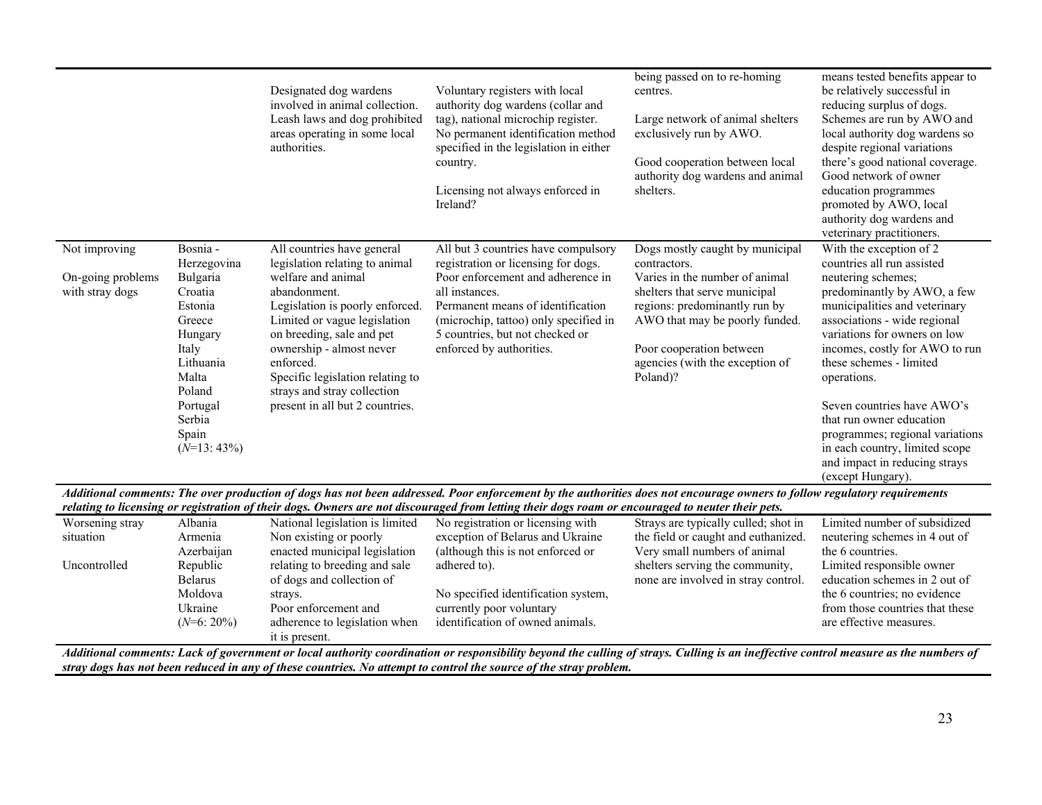| | | | | | |
|---|---|---|---|---|---|
| | | Designated dog wardens involved in animal collection. Leash laws and dog prohibited areas operating in some local authorities. | Voluntary registers with local authority dog wardens (collar and tag), national microchip register. No permanent identification method specified in the legislation in either country.<br><br>Licensing not always enforced in Ireland? | being passed on to re-homing centres.<br><br>Large network of animal shelters exclusively run by AWO.<br><br>Good cooperation between local authority dog wardens and animal shelters. | means tested benefits appear to be relatively successful in reducing surplus of dogs. Schemes are run by AWO and local authority dog wardens so despite regional variations there's good national coverage. Good network of owner education programmes promoted by AWO, local authority dog wardens and veterinary practitioners. |
| Not improving<br><br>On-going problems with stray dogs | Bosnia - Herzegovina<br>Bulgaria<br>Croatia<br>Estonia<br>Greece<br>Hungary<br>Italy<br>Lithuania<br>Malta<br>Poland<br>Portugal<br>Serbia<br>Spain<br>(*N*=13: 43%) | All countries have general legislation relating to animal welfare and animal abandonment.<br>Legislation is poorly enforced. Limited or vague legislation on breeding, sale and pet ownership - almost never enforced.<br>Specific legislation relating to strays and stray collection present in all but 2 countries. | All but 3 countries have compulsory registration or licensing for dogs. Poor enforcement and adherence in all instances.<br>Permanent means of identification (microchip, tattoo) only specified in 5 countries, but not checked or enforced by authorities. | Dogs mostly caught by municipal contractors.<br>Varies in the number of animal shelters that serve municipal regions: predominantly run by AWO that may be poorly funded.<br><br>Poor cooperation between agencies (with the exception of Poland)? | With the exception of 2 countries all run assisted neutering schemes; predominantly by AWO, a few municipalities and veterinary associations - wide regional variations for owners on low incomes, costly for AWO to run these schemes - limited operations.<br><br>Seven countries have AWO's that run owner education programmes; regional variations in each country, limited scope and impact in reducing strays (except Hungary). |
| ***Additional comments: The over production of dogs has not been addressed. Poor enforcement by the authorities does not encourage owners to follow regulatory requirements relating to licensing or registration of their dogs. Owners are not discouraged from letting their dogs roam or encouraged to neuter their pets.*** | | | | | |
| Worsening stray situation<br><br>Uncontrolled | Albania<br>Armenia<br>Azerbaijan Republic<br>Belarus<br>Moldova<br>Ukraine<br>(*N*=6: 20%) | National legislation is limited Non existing or poorly enacted municipal legislation relating to breeding and sale of dogs and collection of strays.<br>Poor enforcement and adherence to legislation when it is present. | No registration or licensing with exception of Belarus and Ukraine (although this is not enforced or adhered to).<br><br>No specified identification system, currently poor voluntary identification of owned animals. | Strays are typically culled; shot in the field or caught and euthanized. Very small numbers of animal shelters serving the community, none are involved in stray control. | Limited number of subsidized neutering schemes in 4 out of the 6 countries.<br>Limited responsible owner education schemes in 2 out of the 6 countries; no evidence from those countries that these are effective measures. |
| ***Additional comments: Lack of government or local authority coordination or responsibility beyond the culling of strays. Culling is an ineffective control measure as the numbers of stray dogs has not been reduced in any of these countries. No attempt to control the source of the stray problem.*** | | | | | |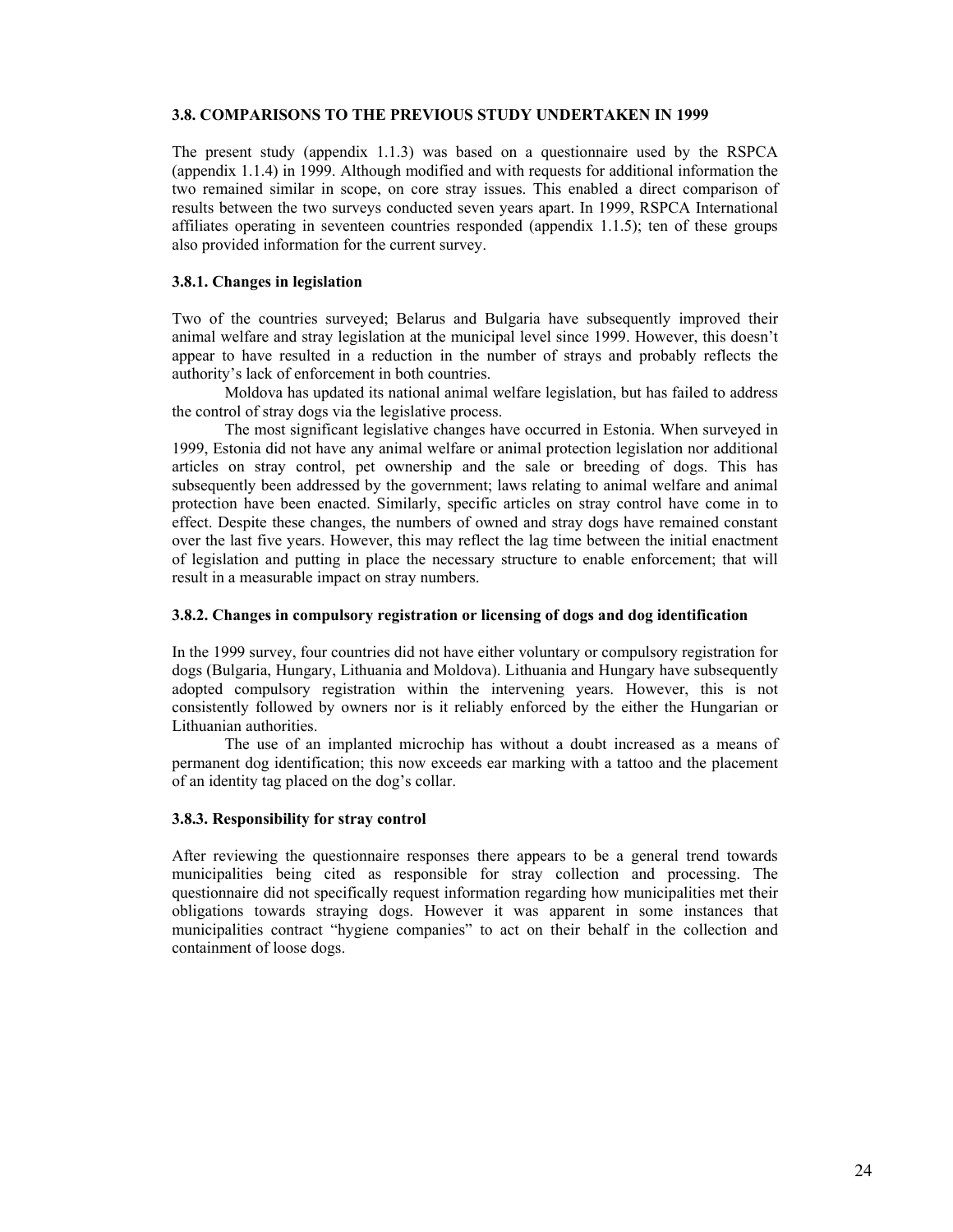### 3.8. COMPARISONS TO THE PREVIOUS STUDY UNDERTAKEN IN 1999

The present study (appendix 1.1.3) was based on a questionnaire used by the RSPCA (appendix 1.1.4) in 1999. Although modified and with requests for additional information the two remained similar in scope, on core stray issues. This enabled a direct comparison of results between the two surveys conducted seven years apart. In 1999, RSPCA International affiliates operating in seventeen countries responded (appendix 1.1.5); ten of these groups also provided information for the current survey.

#### 3.8.1. Changes in legislation

Two of the countries surveyed; Belarus and Bulgaria have subsequently improved their animal welfare and stray legislation at the municipal level since 1999. However, this doesn't appear to have resulted in a reduction in the number of strays and probably reflects the authority's lack of enforcement in both countries.

Moldova has updated its national animal welfare legislation, but has failed to address the control of stray dogs via the legislative process.

The most significant legislative changes have occurred in Estonia. When surveyed in 1999, Estonia did not have any animal welfare or animal protection legislation nor additional articles on stray control, pet ownership and the sale or breeding of dogs. This has subsequently been addressed by the government; laws relating to animal welfare and animal protection have been enacted. Similarly, specific articles on stray control have come in to effect. Despite these changes, the numbers of owned and stray dogs have remained constant over the last five years. However, this may reflect the lag time between the initial enactment of legislation and putting in place the necessary structure to enable enforcement; that will result in a measurable impact on stray numbers.

#### 3.8.2. Changes in compulsory registration or licensing of dogs and dog identification

In the 1999 survey, four countries did not have either voluntary or compulsory registration for dogs (Bulgaria, Hungary, Lithuania and Moldova). Lithuania and Hungary have subsequently adopted compulsory registration within the intervening years. However, this is not consistently followed by owners nor is it reliably enforced by the either the Hungarian or Lithuanian authorities.

The use of an implanted microchip has without a doubt increased as a means of permanent dog identification; this now exceeds ear marking with a tattoo and the placement of an identity tag placed on the dog's collar.

#### 3.8.3. Responsibility for stray control

After reviewing the questionnaire responses there appears to be a general trend towards municipalities being cited as responsible for stray collection and processing. The questionnaire did not specifically request information regarding how municipalities met their obligations towards straying dogs. However it was apparent in some instances that municipalities contract "hygiene companies" to act on their behalf in the collection and containment of loose dogs.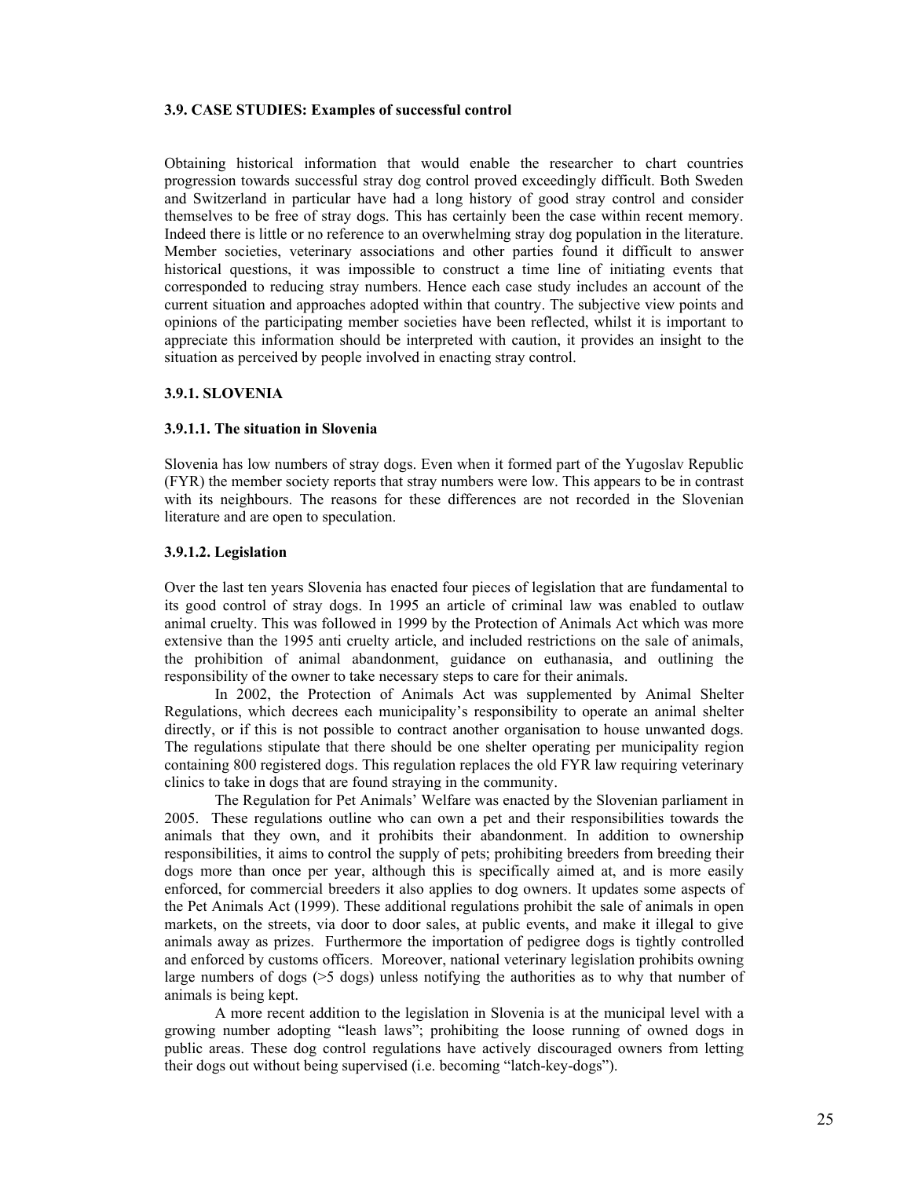### 3.9. CASE STUDIES: Examples of successful control

Obtaining historical information that would enable the researcher to chart countries progression towards successful stray dog control proved exceedingly difficult. Both Sweden and Switzerland in particular have had a long history of good stray control and consider themselves to be free of stray dogs. This has certainly been the case within recent memory. Indeed there is little or no reference to an overwhelming stray dog population in the literature. Member societies, veterinary associations and other parties found it difficult to answer historical questions, it was impossible to construct a time line of initiating events that corresponded to reducing stray numbers. Hence each case study includes an account of the current situation and approaches adopted within that country. The subjective view points and opinions of the participating member societies have been reflected, whilst it is important to appreciate this information should be interpreted with caution, it provides an insight to the situation as perceived by people involved in enacting stray control.

#### 3.9.1. SLOVENIA

##### 3.9.1.1. The situation in Slovenia

Slovenia has low numbers of stray dogs. Even when it formed part of the Yugoslav Republic (FYR) the member society reports that stray numbers were low. This appears to be in contrast with its neighbours. The reasons for these differences are not recorded in the Slovenian literature and are open to speculation.

##### 3.9.1.2. Legislation

Over the last ten years Slovenia has enacted four pieces of legislation that are fundamental to its good control of stray dogs. In 1995 an article of criminal law was enabled to outlaw animal cruelty. This was followed in 1999 by the Protection of Animals Act which was more extensive than the 1995 anti cruelty article, and included restrictions on the sale of animals, the prohibition of animal abandonment, guidance on euthanasia, and outlining the responsibility of the owner to take necessary steps to care for their animals.

In 2002, the Protection of Animals Act was supplemented by Animal Shelter Regulations, which decrees each municipality's responsibility to operate an animal shelter directly, or if this is not possible to contract another organisation to house unwanted dogs. The regulations stipulate that there should be one shelter operating per municipality region containing 800 registered dogs. This regulation replaces the old FYR law requiring veterinary clinics to take in dogs that are found straying in the community.

The Regulation for Pet Animals' Welfare was enacted by the Slovenian parliament in 2005. These regulations outline who can own a pet and their responsibilities towards the animals that they own, and it prohibits their abandonment. In addition to ownership responsibilities, it aims to control the supply of pets; prohibiting breeders from breeding their dogs more than once per year, although this is specifically aimed at, and is more easily enforced, for commercial breeders it also applies to dog owners. It updates some aspects of the Pet Animals Act (1999). These additional regulations prohibit the sale of animals in open markets, on the streets, via door to door sales, at public events, and make it illegal to give animals away as prizes. Furthermore the importation of pedigree dogs is tightly controlled and enforced by customs officers. Moreover, national veterinary legislation prohibits owning large numbers of dogs (>5 dogs) unless notifying the authorities as to why that number of animals is being kept.

A more recent addition to the legislation in Slovenia is at the municipal level with a growing number adopting "leash laws"; prohibiting the loose running of owned dogs in public areas. These dog control regulations have actively discouraged owners from letting their dogs out without being supervised (i.e. becoming "latch-key-dogs").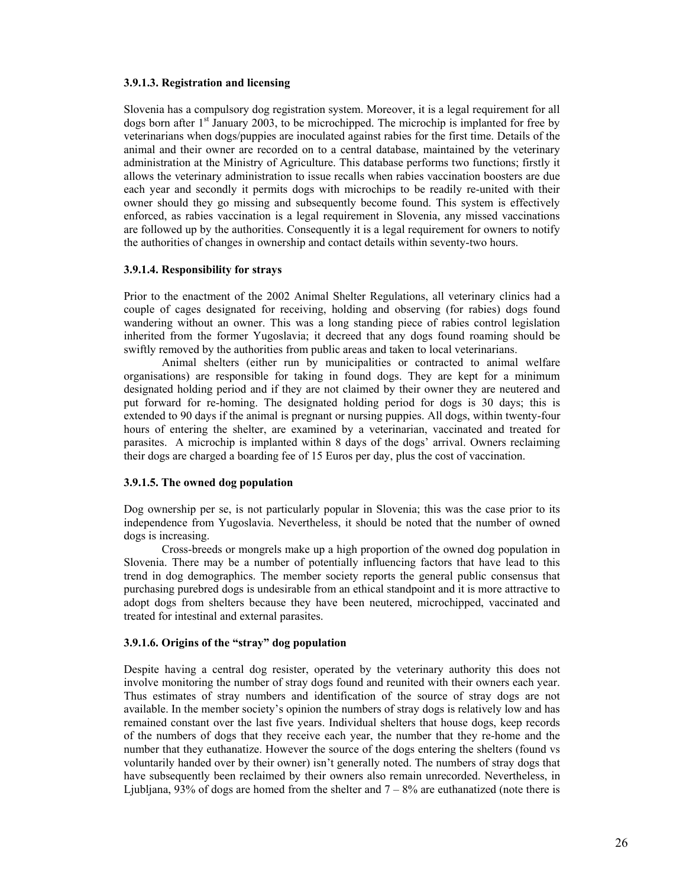#### 3.9.1.3. Registration and licensing

Slovenia has a compulsory dog registration system. Moreover, it is a legal requirement for all dogs born after 1st January 2003, to be microchipped. The microchip is implanted for free by veterinarians when dogs/puppies are inoculated against rabies for the first time. Details of the animal and their owner are recorded on to a central database, maintained by the veterinary administration at the Ministry of Agriculture. This database performs two functions; firstly it allows the veterinary administration to issue recalls when rabies vaccination boosters are due each year and secondly it permits dogs with microchips to be readily re-united with their owner should they go missing and subsequently become found. This system is effectively enforced, as rabies vaccination is a legal requirement in Slovenia, any missed vaccinations are followed up by the authorities. Consequently it is a legal requirement for owners to notify the authorities of changes in ownership and contact details within seventy-two hours.

#### 3.9.1.4. Responsibility for strays

Prior to the enactment of the 2002 Animal Shelter Regulations, all veterinary clinics had a couple of cages designated for receiving, holding and observing (for rabies) dogs found wandering without an owner. This was a long standing piece of rabies control legislation inherited from the former Yugoslavia; it decreed that any dogs found roaming should be swiftly removed by the authorities from public areas and taken to local veterinarians.

Animal shelters (either run by municipalities or contracted to animal welfare organisations) are responsible for taking in found dogs. They are kept for a minimum designated holding period and if they are not claimed by their owner they are neutered and put forward for re-homing. The designated holding period for dogs is 30 days; this is extended to 90 days if the animal is pregnant or nursing puppies. All dogs, within twenty-four hours of entering the shelter, are examined by a veterinarian, vaccinated and treated for parasites. A microchip is implanted within 8 days of the dogs' arrival. Owners reclaiming their dogs are charged a boarding fee of 15 Euros per day, plus the cost of vaccination.

#### 3.9.1.5. The owned dog population

Dog ownership per se, is not particularly popular in Slovenia; this was the case prior to its independence from Yugoslavia. Nevertheless, it should be noted that the number of owned dogs is increasing.

Cross-breeds or mongrels make up a high proportion of the owned dog population in Slovenia. There may be a number of potentially influencing factors that have lead to this trend in dog demographics. The member society reports the general public consensus that purchasing purebred dogs is undesirable from an ethical standpoint and it is more attractive to adopt dogs from shelters because they have been neutered, microchipped, vaccinated and treated for intestinal and external parasites.

#### 3.9.1.6. Origins of the "stray" dog population

Despite having a central dog resister, operated by the veterinary authority this does not involve monitoring the number of stray dogs found and reunited with their owners each year. Thus estimates of stray numbers and identification of the source of stray dogs are not available. In the member society's opinion the numbers of stray dogs is relatively low and has remained constant over the last five years. Individual shelters that house dogs, keep records of the numbers of dogs that they receive each year, the number that they re-home and the number that they euthanatize. However the source of the dogs entering the shelters (found vs voluntarily handed over by their owner) isn't generally noted. The numbers of stray dogs that have subsequently been reclaimed by their owners also remain unrecorded. Nevertheless, in Ljubljana, 93% of dogs are homed from the shelter and 7 – 8% are euthanatized (note there is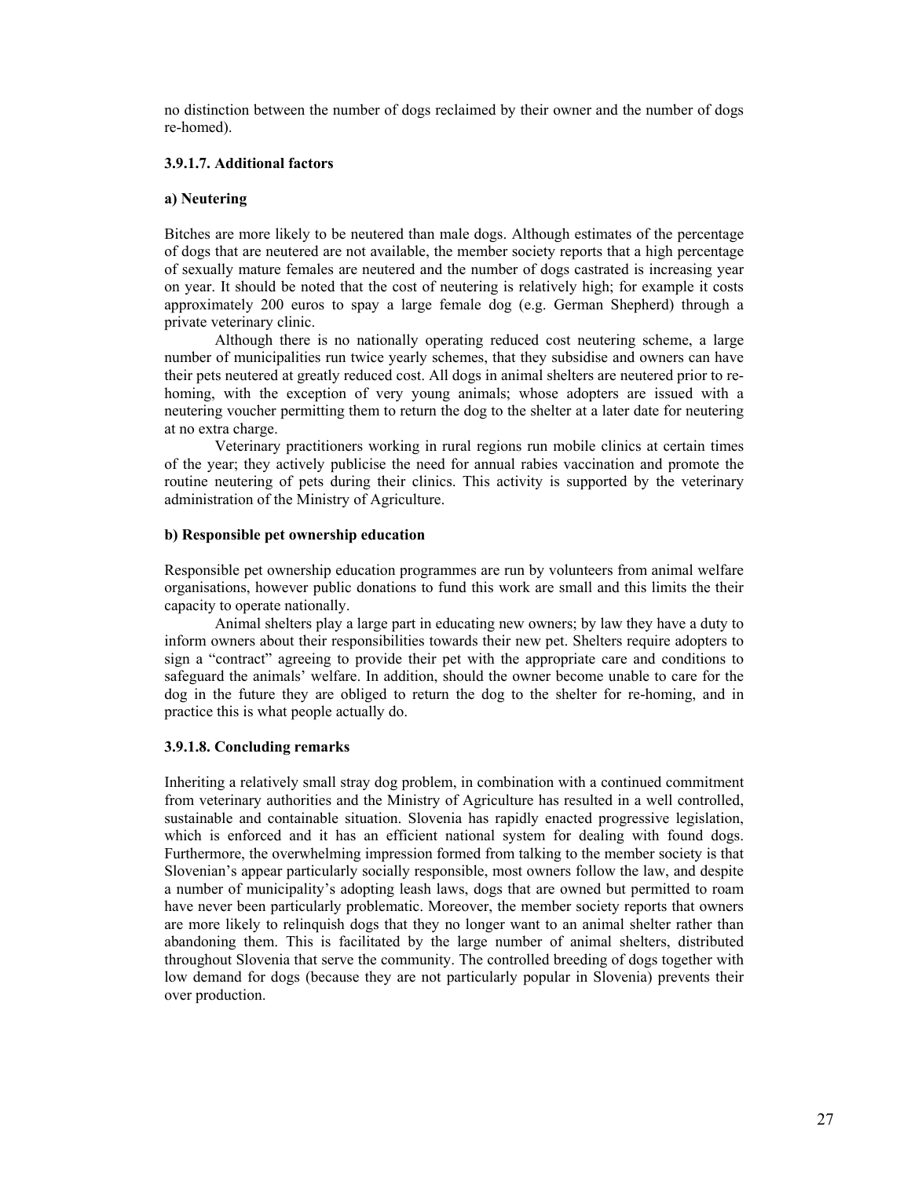no distinction between the number of dogs reclaimed by their owner and the number of dogs re-homed).

#### 3.9.1.7. Additional factors

**a) Neutering**

Bitches are more likely to be neutered than male dogs. Although estimates of the percentage of dogs that are neutered are not available, the member society reports that a high percentage of sexually mature females are neutered and the number of dogs castrated is increasing year on year. It should be noted that the cost of neutering is relatively high; for example it costs approximately 200 euros to spay a large female dog (e.g. German Shepherd) through a private veterinary clinic.

Although there is no nationally operating reduced cost neutering scheme, a large number of municipalities run twice yearly schemes, that they subsidise and owners can have their pets neutered at greatly reduced cost. All dogs in animal shelters are neutered prior to re-homing, with the exception of very young animals; whose adopters are issued with a neutering voucher permitting them to return the dog to the shelter at a later date for neutering at no extra charge.

Veterinary practitioners working in rural regions run mobile clinics at certain times of the year; they actively publicise the need for annual rabies vaccination and promote the routine neutering of pets during their clinics. This activity is supported by the veterinary administration of the Ministry of Agriculture.

**b) Responsible pet ownership education**

Responsible pet ownership education programmes are run by volunteers from animal welfare organisations, however public donations to fund this work are small and this limits the their capacity to operate nationally.

Animal shelters play a large part in educating new owners; by law they have a duty to inform owners about their responsibilities towards their new pet. Shelters require adopters to sign a "contract" agreeing to provide their pet with the appropriate care and conditions to safeguard the animals' welfare. In addition, should the owner become unable to care for the dog in the future they are obliged to return the dog to the shelter for re-homing, and in practice this is what people actually do.

#### 3.9.1.8. Concluding remarks

Inheriting a relatively small stray dog problem, in combination with a continued commitment from veterinary authorities and the Ministry of Agriculture has resulted in a well controlled, sustainable and containable situation. Slovenia has rapidly enacted progressive legislation, which is enforced and it has an efficient national system for dealing with found dogs. Furthermore, the overwhelming impression formed from talking to the member society is that Slovenian's appear particularly socially responsible, most owners follow the law, and despite a number of municipality's adopting leash laws, dogs that are owned but permitted to roam have never been particularly problematic. Moreover, the member society reports that owners are more likely to relinquish dogs that they no longer want to an animal shelter rather than abandoning them. This is facilitated by the large number of animal shelters, distributed throughout Slovenia that serve the community. The controlled breeding of dogs together with low demand for dogs (because they are not particularly popular in Slovenia) prevents their over production.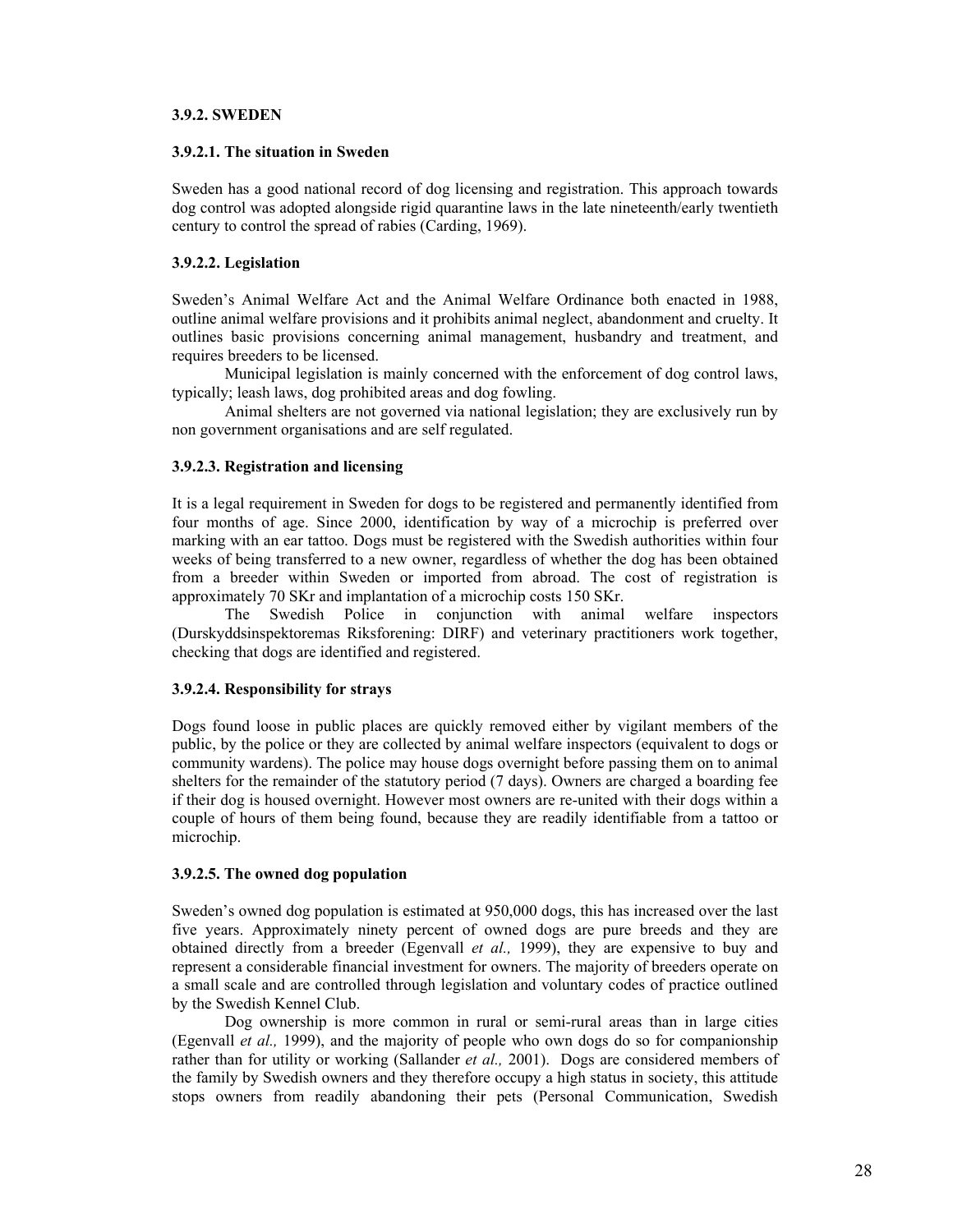### 3.9.2. SWEDEN

#### 3.9.2.1. The situation in Sweden

Sweden has a good national record of dog licensing and registration. This approach towards dog control was adopted alongside rigid quarantine laws in the late nineteenth/early twentieth century to control the spread of rabies (Carding, 1969).

#### 3.9.2.2. Legislation

Sweden's Animal Welfare Act and the Animal Welfare Ordinance both enacted in 1988, outline animal welfare provisions and it prohibits animal neglect, abandonment and cruelty. It outlines basic provisions concerning animal management, husbandry and treatment, and requires breeders to be licensed.

Municipal legislation is mainly concerned with the enforcement of dog control laws, typically; leash laws, dog prohibited areas and dog fowling.

Animal shelters are not governed via national legislation; they are exclusively run by non government organisations and are self regulated.

#### 3.9.2.3. Registration and licensing

It is a legal requirement in Sweden for dogs to be registered and permanently identified from four months of age. Since 2000, identification by way of a microchip is preferred over marking with an ear tattoo. Dogs must be registered with the Swedish authorities within four weeks of being transferred to a new owner, regardless of whether the dog has been obtained from a breeder within Sweden or imported from abroad. The cost of registration is approximately 70 SKr and implantation of a microchip costs 150 SKr.

The Swedish Police in conjunction with animal welfare inspectors (Durskyddsinspektoremas Riksforening: DIRF) and veterinary practitioners work together, checking that dogs are identified and registered.

#### 3.9.2.4. Responsibility for strays

Dogs found loose in public places are quickly removed either by vigilant members of the public, by the police or they are collected by animal welfare inspectors (equivalent to dogs or community wardens). The police may house dogs overnight before passing them on to animal shelters for the remainder of the statutory period (7 days). Owners are charged a boarding fee if their dog is housed overnight. However most owners are re-united with their dogs within a couple of hours of them being found, because they are readily identifiable from a tattoo or microchip.

#### 3.9.2.5. The owned dog population

Sweden's owned dog population is estimated at 950,000 dogs, this has increased over the last five years. Approximately ninety percent of owned dogs are pure breeds and they are obtained directly from a breeder (Egenvall *et al.,* 1999), they are expensive to buy and represent a considerable financial investment for owners. The majority of breeders operate on a small scale and are controlled through legislation and voluntary codes of practice outlined by the Swedish Kennel Club.

Dog ownership is more common in rural or semi-rural areas than in large cities (Egenvall *et al.,* 1999), and the majority of people who own dogs do so for companionship rather than for utility or working (Sallander *et al.,* 2001). Dogs are considered members of the family by Swedish owners and they therefore occupy a high status in society, this attitude stops owners from readily abandoning their pets (Personal Communication, Swedish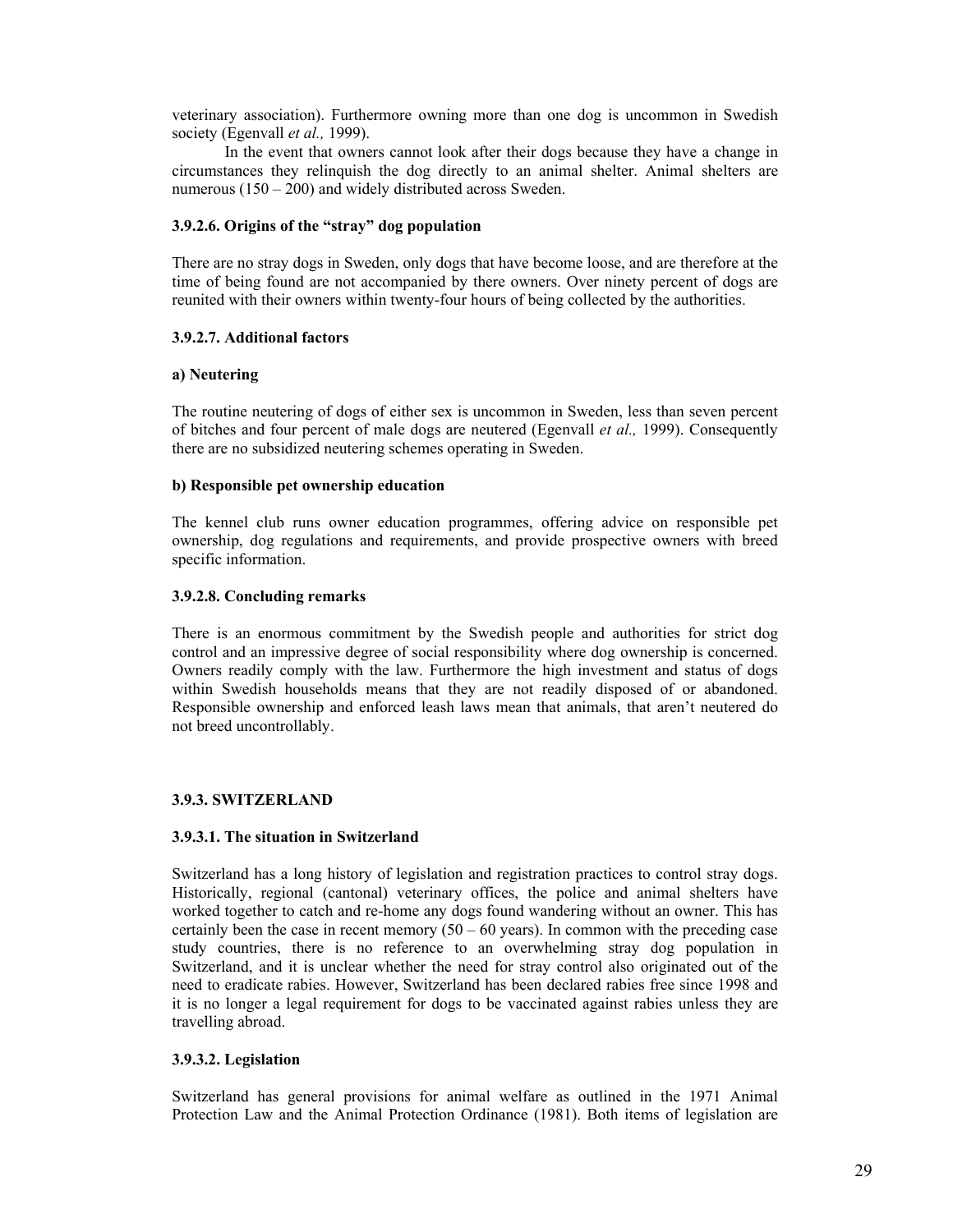veterinary association). Furthermore owning more than one dog is uncommon in Swedish society (Egenvall *et al.,* 1999).

In the event that owners cannot look after their dogs because they have a change in circumstances they relinquish the dog directly to an animal shelter. Animal shelters are numerous (150 – 200) and widely distributed across Sweden.

#### 3.9.2.6. Origins of the "stray" dog population

There are no stray dogs in Sweden, only dogs that have become loose, and are therefore at the time of being found are not accompanied by there owners. Over ninety percent of dogs are reunited with their owners within twenty-four hours of being collected by the authorities.

#### 3.9.2.7. Additional factors

**a) Neutering**

The routine neutering of dogs of either sex is uncommon in Sweden, less than seven percent of bitches and four percent of male dogs are neutered (Egenvall *et al.,* 1999). Consequently there are no subsidized neutering schemes operating in Sweden.

**b) Responsible pet ownership education**

The kennel club runs owner education programmes, offering advice on responsible pet ownership, dog regulations and requirements, and provide prospective owners with breed specific information.

#### 3.9.2.8. Concluding remarks

There is an enormous commitment by the Swedish people and authorities for strict dog control and an impressive degree of social responsibility where dog ownership is concerned. Owners readily comply with the law. Furthermore the high investment and status of dogs within Swedish households means that they are not readily disposed of or abandoned. Responsible ownership and enforced leash laws mean that animals, that aren't neutered do not breed uncontrollably.

### 3.9.3. SWITZERLAND

#### 3.9.3.1. The situation in Switzerland

Switzerland has a long history of legislation and registration practices to control stray dogs. Historically, regional (cantonal) veterinary offices, the police and animal shelters have worked together to catch and re-home any dogs found wandering without an owner. This has certainly been the case in recent memory (50 – 60 years). In common with the preceding case study countries, there is no reference to an overwhelming stray dog population in Switzerland, and it is unclear whether the need for stray control also originated out of the need to eradicate rabies. However, Switzerland has been declared rabies free since 1998 and it is no longer a legal requirement for dogs to be vaccinated against rabies unless they are travelling abroad.

#### 3.9.3.2. Legislation

Switzerland has general provisions for animal welfare as outlined in the 1971 Animal Protection Law and the Animal Protection Ordinance (1981). Both items of legislation are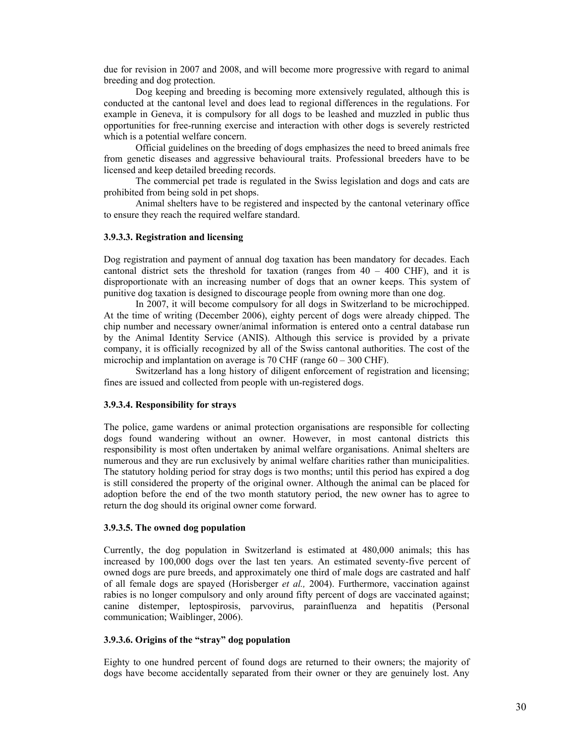due for revision in 2007 and 2008, and will become more progressive with regard to animal breeding and dog protection.

Dog keeping and breeding is becoming more extensively regulated, although this is conducted at the cantonal level and does lead to regional differences in the regulations. For example in Geneva, it is compulsory for all dogs to be leashed and muzzled in public thus opportunities for free-running exercise and interaction with other dogs is severely restricted which is a potential welfare concern.

Official guidelines on the breeding of dogs emphasizes the need to breed animals free from genetic diseases and aggressive behavioural traits. Professional breeders have to be licensed and keep detailed breeding records.

The commercial pet trade is regulated in the Swiss legislation and dogs and cats are prohibited from being sold in pet shops.

Animal shelters have to be registered and inspected by the cantonal veterinary office to ensure they reach the required welfare standard.

#### 3.9.3.3. Registration and licensing

Dog registration and payment of annual dog taxation has been mandatory for decades. Each cantonal district sets the threshold for taxation (ranges from 40 – 400 CHF), and it is disproportionate with an increasing number of dogs that an owner keeps. This system of punitive dog taxation is designed to discourage people from owning more than one dog.

In 2007, it will become compulsory for all dogs in Switzerland to be microchipped. At the time of writing (December 2006), eighty percent of dogs were already chipped. The chip number and necessary owner/animal information is entered onto a central database run by the Animal Identity Service (ANIS). Although this service is provided by a private company, it is officially recognized by all of the Swiss cantonal authorities. The cost of the microchip and implantation on average is 70 CHF (range 60 – 300 CHF).

Switzerland has a long history of diligent enforcement of registration and licensing; fines are issued and collected from people with un-registered dogs.

#### 3.9.3.4. Responsibility for strays

The police, game wardens or animal protection organisations are responsible for collecting dogs found wandering without an owner. However, in most cantonal districts this responsibility is most often undertaken by animal welfare organisations. Animal shelters are numerous and they are run exclusively by animal welfare charities rather than municipalities. The statutory holding period for stray dogs is two months; until this period has expired a dog is still considered the property of the original owner. Although the animal can be placed for adoption before the end of the two month statutory period, the new owner has to agree to return the dog should its original owner come forward.

#### 3.9.3.5. The owned dog population

Currently, the dog population in Switzerland is estimated at 480,000 animals; this has increased by 100,000 dogs over the last ten years. An estimated seventy-five percent of owned dogs are pure breeds, and approximately one third of male dogs are castrated and half of all female dogs are spayed (Horisberger *et al.,* 2004). Furthermore, vaccination against rabies is no longer compulsory and only around fifty percent of dogs are vaccinated against; canine distemper, leptospirosis, parvovirus, parainfluenza and hepatitis (Personal communication; Waiblinger, 2006).

#### 3.9.3.6. Origins of the "stray" dog population

Eighty to one hundred percent of found dogs are returned to their owners; the majority of dogs have become accidentally separated from their owner or they are genuinely lost. Any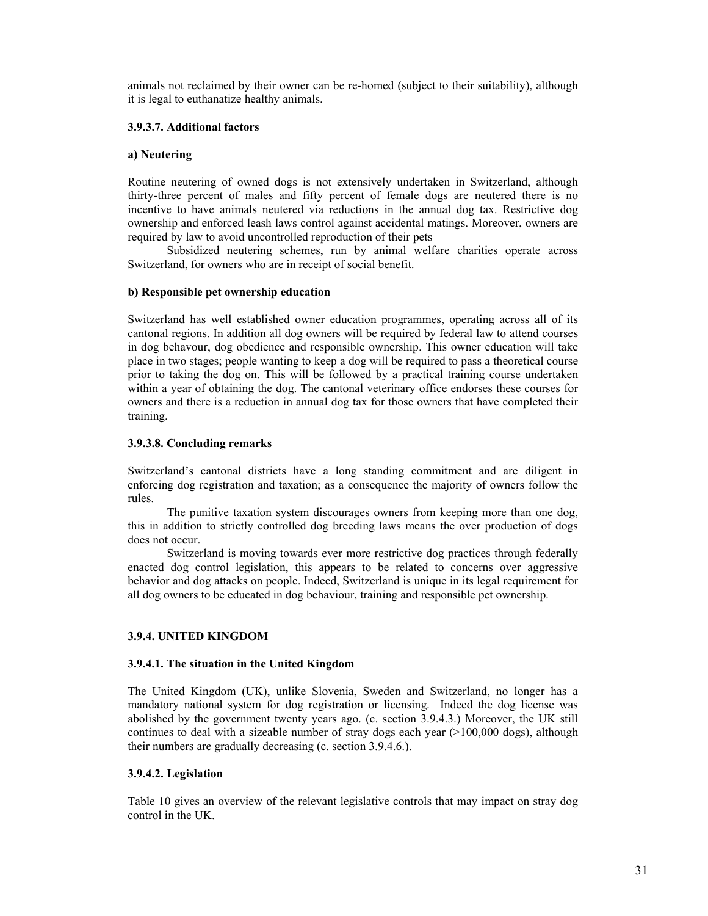animals not reclaimed by their owner can be re-homed (subject to their suitability), although it is legal to euthanatize healthy animals.

#### 3.9.3.7. Additional factors

**a) Neutering**

Routine neutering of owned dogs is not extensively undertaken in Switzerland, although thirty-three percent of males and fifty percent of female dogs are neutered there is no incentive to have animals neutered via reductions in the annual dog tax. Restrictive dog ownership and enforced leash laws control against accidental matings. Moreover, owners are required by law to avoid uncontrolled reproduction of their pets

Subsidized neutering schemes, run by animal welfare charities operate across Switzerland, for owners who are in receipt of social benefit.

**b) Responsible pet ownership education**

Switzerland has well established owner education programmes, operating across all of its cantonal regions. In addition all dog owners will be required by federal law to attend courses in dog behavour, dog obedience and responsible ownership. This owner education will take place in two stages; people wanting to keep a dog will be required to pass a theoretical course prior to taking the dog on. This will be followed by a practical training course undertaken within a year of obtaining the dog. The cantonal veterinary office endorses these courses for owners and there is a reduction in annual dog tax for those owners that have completed their training.

#### 3.9.3.8. Concluding remarks

Switzerland's cantonal districts have a long standing commitment and are diligent in enforcing dog registration and taxation; as a consequence the majority of owners follow the rules.

The punitive taxation system discourages owners from keeping more than one dog, this in addition to strictly controlled dog breeding laws means the over production of dogs does not occur.

Switzerland is moving towards ever more restrictive dog practices through federally enacted dog control legislation, this appears to be related to concerns over aggressive behavior and dog attacks on people. Indeed, Switzerland is unique in its legal requirement for all dog owners to be educated in dog behaviour, training and responsible pet ownership.

### 3.9.4. UNITED KINGDOM

#### 3.9.4.1. The situation in the United Kingdom

The United Kingdom (UK), unlike Slovenia, Sweden and Switzerland, no longer has a mandatory national system for dog registration or licensing. Indeed the dog license was abolished by the government twenty years ago. (c. section 3.9.4.3.) Moreover, the UK still continues to deal with a sizeable number of stray dogs each year (>100,000 dogs), although their numbers are gradually decreasing (c. section 3.9.4.6.).

#### 3.9.4.2. Legislation

Table 10 gives an overview of the relevant legislative controls that may impact on stray dog control in the UK.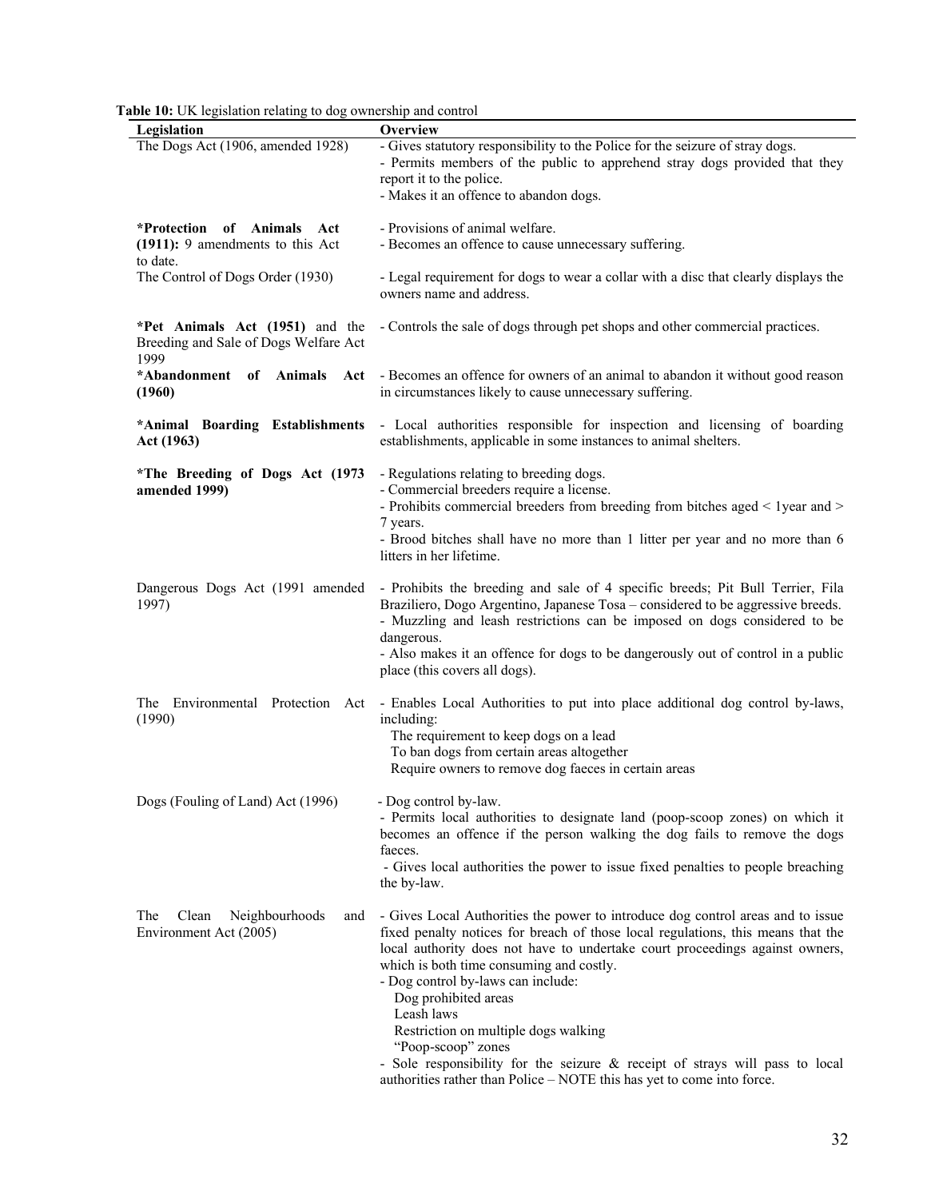**Table 10:** UK legislation relating to dog ownership and control

| Legislation | Overview |
|---|---|
| The Dogs Act (1906, amended 1928) | - Gives statutory responsibility to the Police for the seizure of stray dogs.<br>- Permits members of the public to apprehend stray dogs provided that they report it to the police.<br>- Makes it an offence to abandon dogs. |
| ***Protection of Animals Act (1911):** 9 amendments to this Act to date. | - Provisions of animal welfare.<br>- Becomes an offence to cause unnecessary suffering. |
| The Control of Dogs Order (1930) | - Legal requirement for dogs to wear a collar with a disc that clearly displays the owners name and address. |
| ***Pet Animals Act (1951)** and the Breeding and Sale of Dogs Welfare Act 1999 | - Controls the sale of dogs through pet shops and other commercial practices. |
| ***Abandonment of Animals Act (1960)** | - Becomes an offence for owners of an animal to abandon it without good reason in circumstances likely to cause unnecessary suffering. |
| ***Animal Boarding Establishments Act (1963)** | - Local authorities responsible for inspection and licensing of boarding establishments, applicable in some instances to animal shelters. |
| ***The Breeding of Dogs Act (1973 amended 1999)** | - Regulations relating to breeding dogs.<br>- Commercial breeders require a license.<br>- Prohibits commercial breeders from breeding from bitches aged < 1year and > 7 years.<br>- Brood bitches shall have no more than 1 litter per year and no more than 6 litters in her lifetime. |
| Dangerous Dogs Act (1991 amended 1997) | - Prohibits the breeding and sale of 4 specific breeds; Pit Bull Terrier, Fila Braziliero, Dogo Argentino, Japanese Tosa – considered to be aggressive breeds.<br>- Muzzling and leash restrictions can be imposed on dogs considered to be dangerous.<br>- Also makes it an offence for dogs to be dangerously out of control in a public place (this covers all dogs). |
| The Environmental Protection Act (1990) | - Enables Local Authorities to put into place additional dog control by-laws, including:<br>The requirement to keep dogs on a lead<br>To ban dogs from certain areas altogether<br>Require owners to remove dog faeces in certain areas |
| Dogs (Fouling of Land) Act (1996) | - Dog control by-law.<br>- Permits local authorities to designate land (poop-scoop zones) on which it becomes an offence if the person walking the dog fails to remove the dogs faeces.<br>- Gives local authorities the power to issue fixed penalties to people breaching the by-law. |
| The Clean Neighbourhoods and Environment Act (2005) | - Gives Local Authorities the power to introduce dog control areas and to issue fixed penalty notices for breach of those local regulations, this means that the local authority does not have to undertake court proceedings against owners, which is both time consuming and costly.<br>- Dog control by-laws can include:<br>Dog prohibited areas<br>Leash laws<br>Restriction on multiple dogs walking<br>"Poop-scoop" zones<br>- Sole responsibility for the seizure & receipt of strays will pass to local authorities rather than Police – NOTE this has yet to come into force. |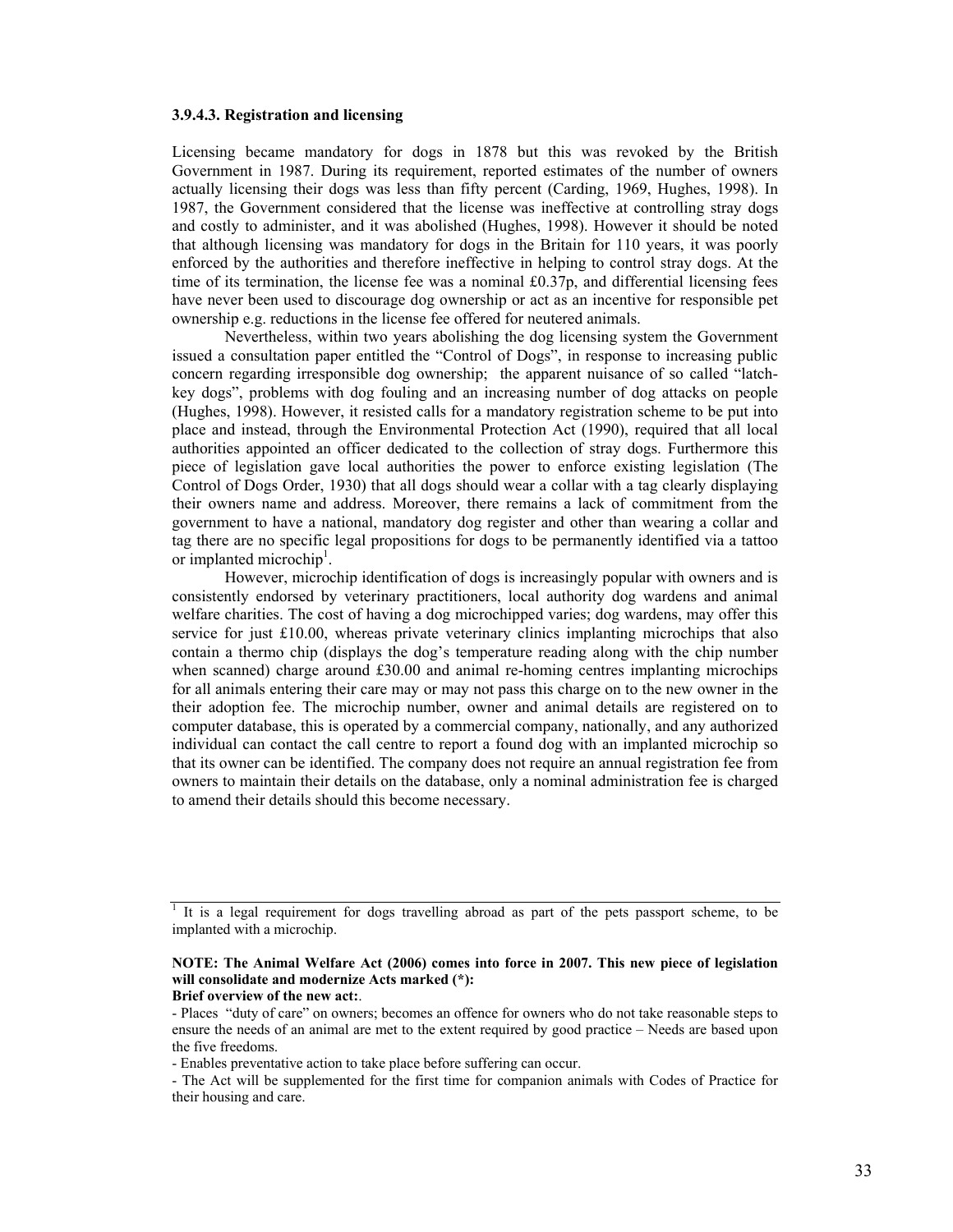### 3.9.4.3. Registration and licensing

Licensing became mandatory for dogs in 1878 but this was revoked by the British Government in 1987. During its requirement, reported estimates of the number of owners actually licensing their dogs was less than fifty percent (Carding, 1969, Hughes, 1998). In 1987, the Government considered that the license was ineffective at controlling stray dogs and costly to administer, and it was abolished (Hughes, 1998). However it should be noted that although licensing was mandatory for dogs in the Britain for 110 years, it was poorly enforced by the authorities and therefore ineffective in helping to control stray dogs. At the time of its termination, the license fee was a nominal £0.37p, and differential licensing fees have never been used to discourage dog ownership or act as an incentive for responsible pet ownership e.g. reductions in the license fee offered for neutered animals.

Nevertheless, within two years abolishing the dog licensing system the Government issued a consultation paper entitled the "Control of Dogs", in response to increasing public concern regarding irresponsible dog ownership; the apparent nuisance of so called "latch-key dogs", problems with dog fouling and an increasing number of dog attacks on people (Hughes, 1998). However, it resisted calls for a mandatory registration scheme to be put into place and instead, through the Environmental Protection Act (1990), required that all local authorities appointed an officer dedicated to the collection of stray dogs. Furthermore this piece of legislation gave local authorities the power to enforce existing legislation (The Control of Dogs Order, 1930) that all dogs should wear a collar with a tag clearly displaying their owners name and address. Moreover, there remains a lack of commitment from the government to have a national, mandatory dog register and other than wearing a collar and tag there are no specific legal propositions for dogs to be permanently identified via a tattoo or implanted microchip[1].

However, microchip identification of dogs is increasingly popular with owners and is consistently endorsed by veterinary practitioners, local authority dog wardens and animal welfare charities. The cost of having a dog microchipped varies; dog wardens, may offer this service for just £10.00, whereas private veterinary clinics implanting microchips that also contain a thermo chip (displays the dog's temperature reading along with the chip number when scanned) charge around £30.00 and animal re-homing centres implanting microchips for all animals entering their care may or may not pass this charge on to the new owner in the their adoption fee. The microchip number, owner and animal details are registered on to computer database, this is operated by a commercial company, nationally, and any authorized individual can contact the call centre to report a found dog with an implanted microchip so that its owner can be identified. The company does not require an annual registration fee from owners to maintain their details on the database, only a nominal administration fee is charged to amend their details should this become necessary.

---

[1] It is a legal requirement for dogs travelling abroad as part of the pets passport scheme, to be implanted with a microchip.

**NOTE: The Animal Welfare Act (2006) comes into force in 2007. This new piece of legislation will consolidate and modernize Acts marked (*):**
**Brief overview of the new act:**.

- Places "duty of care" on owners; becomes an offence for owners who do not take reasonable steps to ensure the needs of an animal are met to the extent required by good practice – Needs are based upon the five freedoms.
- Enables preventative action to take place before suffering can occur.
- The Act will be supplemented for the first time for companion animals with Codes of Practice for their housing and care.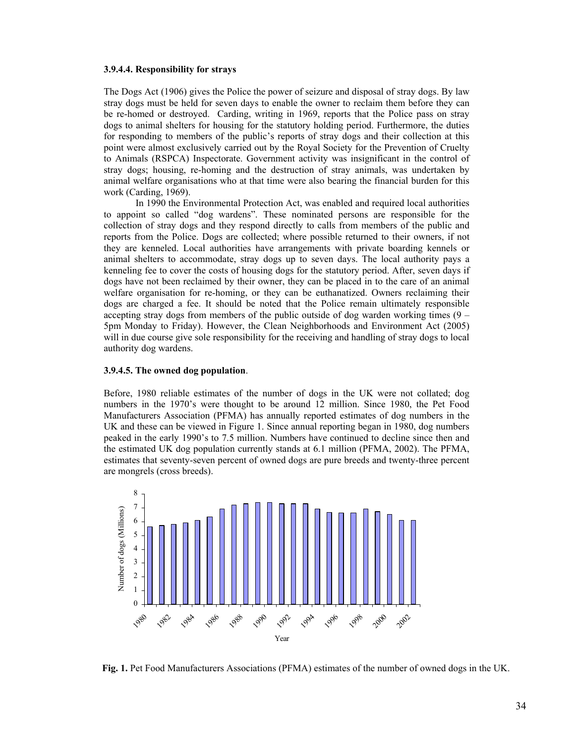#### 3.9.4.4. Responsibility for strays

The Dogs Act (1906) gives the Police the power of seizure and disposal of stray dogs. By law stray dogs must be held for seven days to enable the owner to reclaim them before they can be re-homed or destroyed. Carding, writing in 1969, reports that the Police pass on stray dogs to animal shelters for housing for the statutory holding period. Furthermore, the duties for responding to members of the public's reports of stray dogs and their collection at this point were almost exclusively carried out by the Royal Society for the Prevention of Cruelty to Animals (RSPCA) Inspectorate. Government activity was insignificant in the control of stray dogs; housing, re-homing and the destruction of stray animals, was undertaken by animal welfare organisations who at that time were also bearing the financial burden for this work (Carding, 1969).

In 1990 the Environmental Protection Act, was enabled and required local authorities to appoint so called "dog wardens". These nominated persons are responsible for the collection of stray dogs and they respond directly to calls from members of the public and reports from the Police. Dogs are collected; where possible returned to their owners, if not they are kenneled. Local authorities have arrangements with private boarding kennels or animal shelters to accommodate, stray dogs up to seven days. The local authority pays a kenneling fee to cover the costs of housing dogs for the statutory period. After, seven days if dogs have not been reclaimed by their owner, they can be placed in to the care of an animal welfare organisation for re-homing, or they can be euthanatized. Owners reclaiming their dogs are charged a fee. It should be noted that the Police remain ultimately responsible accepting stray dogs from members of the public outside of dog warden working times (9 – 5pm Monday to Friday). However, the Clean Neighborhoods and Environment Act (2005) will in due course give sole responsibility for the receiving and handling of stray dogs to local authority dog wardens.

#### 3.9.4.5. The owned dog population.

Before, 1980 reliable estimates of the number of dogs in the UK were not collated; dog numbers in the 1970's were thought to be around 12 million. Since 1980, the Pet Food Manufacturers Association (PFMA) has annually reported estimates of dog numbers in the UK and these can be viewed in Figure 1. Since annual reporting began in 1980, dog numbers peaked in the early 1990's to 7.5 million. Numbers have continued to decline since then and the estimated UK dog population currently stands at 6.1 million (PFMA, 2002). The PFMA, estimates that seventy-seven percent of owned dogs are pure breeds and twenty-three percent are mongrels (cross breeds).

**Fig. 1.** Pet Food Manufacturers Associations (PFMA) estimates of the number of owned dogs in the UK.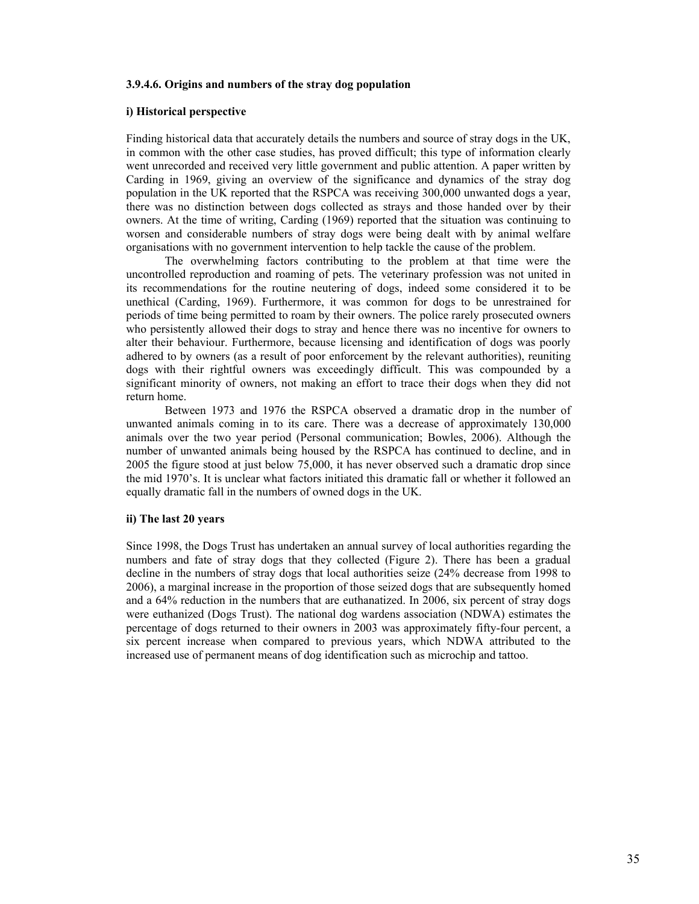#### 3.9.4.6. Origins and numbers of the stray dog population

**i) Historical perspective**

Finding historical data that accurately details the numbers and source of stray dogs in the UK, in common with the other case studies, has proved difficult; this type of information clearly went unrecorded and received very little government and public attention. A paper written by Carding in 1969, giving an overview of the significance and dynamics of the stray dog population in the UK reported that the RSPCA was receiving 300,000 unwanted dogs a year, there was no distinction between dogs collected as strays and those handed over by their owners. At the time of writing, Carding (1969) reported that the situation was continuing to worsen and considerable numbers of stray dogs were being dealt with by animal welfare organisations with no government intervention to help tackle the cause of the problem.

The overwhelming factors contributing to the problem at that time were the uncontrolled reproduction and roaming of pets. The veterinary profession was not united in its recommendations for the routine neutering of dogs, indeed some considered it to be unethical (Carding, 1969). Furthermore, it was common for dogs to be unrestrained for periods of time being permitted to roam by their owners. The police rarely prosecuted owners who persistently allowed their dogs to stray and hence there was no incentive for owners to alter their behaviour. Furthermore, because licensing and identification of dogs was poorly adhered to by owners (as a result of poor enforcement by the relevant authorities), reuniting dogs with their rightful owners was exceedingly difficult. This was compounded by a significant minority of owners, not making an effort to trace their dogs when they did not return home.

Between 1973 and 1976 the RSPCA observed a dramatic drop in the number of unwanted animals coming in to its care. There was a decrease of approximately 130,000 animals over the two year period (Personal communication; Bowles, 2006). Although the number of unwanted animals being housed by the RSPCA has continued to decline, and in 2005 the figure stood at just below 75,000, it has never observed such a dramatic drop since the mid 1970's. It is unclear what factors initiated this dramatic fall or whether it followed an equally dramatic fall in the numbers of owned dogs in the UK.

**ii) The last 20 years**

Since 1998, the Dogs Trust has undertaken an annual survey of local authorities regarding the numbers and fate of stray dogs that they collected (Figure 2). There has been a gradual decline in the numbers of stray dogs that local authorities seize (24% decrease from 1998 to 2006), a marginal increase in the proportion of those seized dogs that are subsequently homed and a 64% reduction in the numbers that are euthanatized. In 2006, six percent of stray dogs were euthanized (Dogs Trust). The national dog wardens association (NDWA) estimates the percentage of dogs returned to their owners in 2003 was approximately fifty-four percent, a six percent increase when compared to previous years, which NDWA attributed to the increased use of permanent means of dog identification such as microchip and tattoo.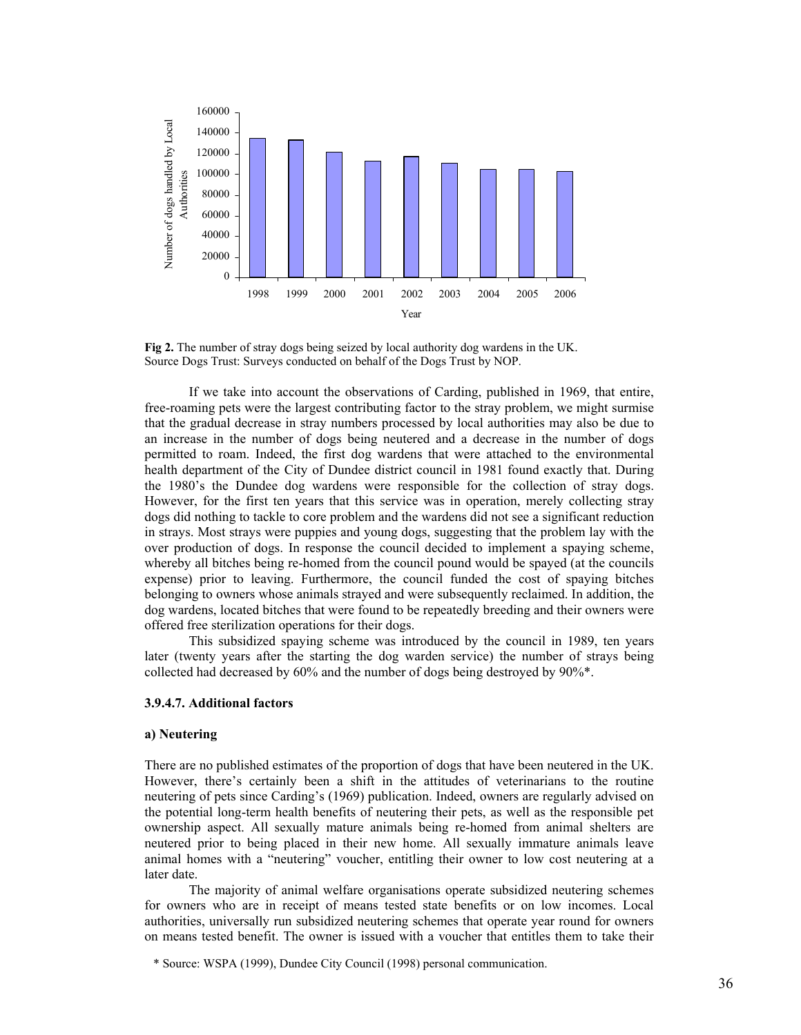**Fig 2.** The number of stray dogs being seized by local authority dog wardens in the UK. Source Dogs Trust: Surveys conducted on behalf of the Dogs Trust by NOP.

If we take into account the observations of Carding, published in 1969, that entire, free-roaming pets were the largest contributing factor to the stray problem, we might surmise that the gradual decrease in stray numbers processed by local authorities may also be due to an increase in the number of dogs being neutered and a decrease in the number of dogs permitted to roam. Indeed, the first dog wardens that were attached to the environmental health department of the City of Dundee district council in 1981 found exactly that. During the 1980's the Dundee dog wardens were responsible for the collection of stray dogs. However, for the first ten years that this service was in operation, merely collecting stray dogs did nothing to tackle to core problem and the wardens did not see a significant reduction in strays. Most strays were puppies and young dogs, suggesting that the problem lay with the over production of dogs. In response the council decided to implement a spaying scheme, whereby all bitches being re-homed from the council pound would be spayed (at the councils expense) prior to leaving. Furthermore, the council funded the cost of spaying bitches belonging to owners whose animals strayed and were subsequently reclaimed. In addition, the dog wardens, located bitches that were found to be repeatedly breeding and their owners were offered free sterilization operations for their dogs.

This subsidized spaying scheme was introduced by the council in 1989, ten years later (twenty years after the starting the dog warden service) the number of strays being collected had decreased by 60% and the number of dogs being destroyed by 90%*.

### 3.9.4.7. Additional factors

#### a) Neutering

There are no published estimates of the proportion of dogs that have been neutered in the UK. However, there's certainly been a shift in the attitudes of veterinarians to the routine neutering of pets since Carding's (1969) publication. Indeed, owners are regularly advised on the potential long-term health benefits of neutering their pets, as well as the responsible pet ownership aspect. All sexually mature animals being re-homed from animal shelters are neutered prior to being placed in their new home. All sexually immature animals leave animal homes with a "neutering" voucher, entitling their owner to low cost neutering at a later date.

The majority of animal welfare organisations operate subsidized neutering schemes for owners who are in receipt of means tested state benefits or on low incomes. Local authorities, universally run subsidized neutering schemes that operate year round for owners on means tested benefit. The owner is issued with a voucher that entitles them to take their

\* Source: WSPA (1999), Dundee City Council (1998) personal communication.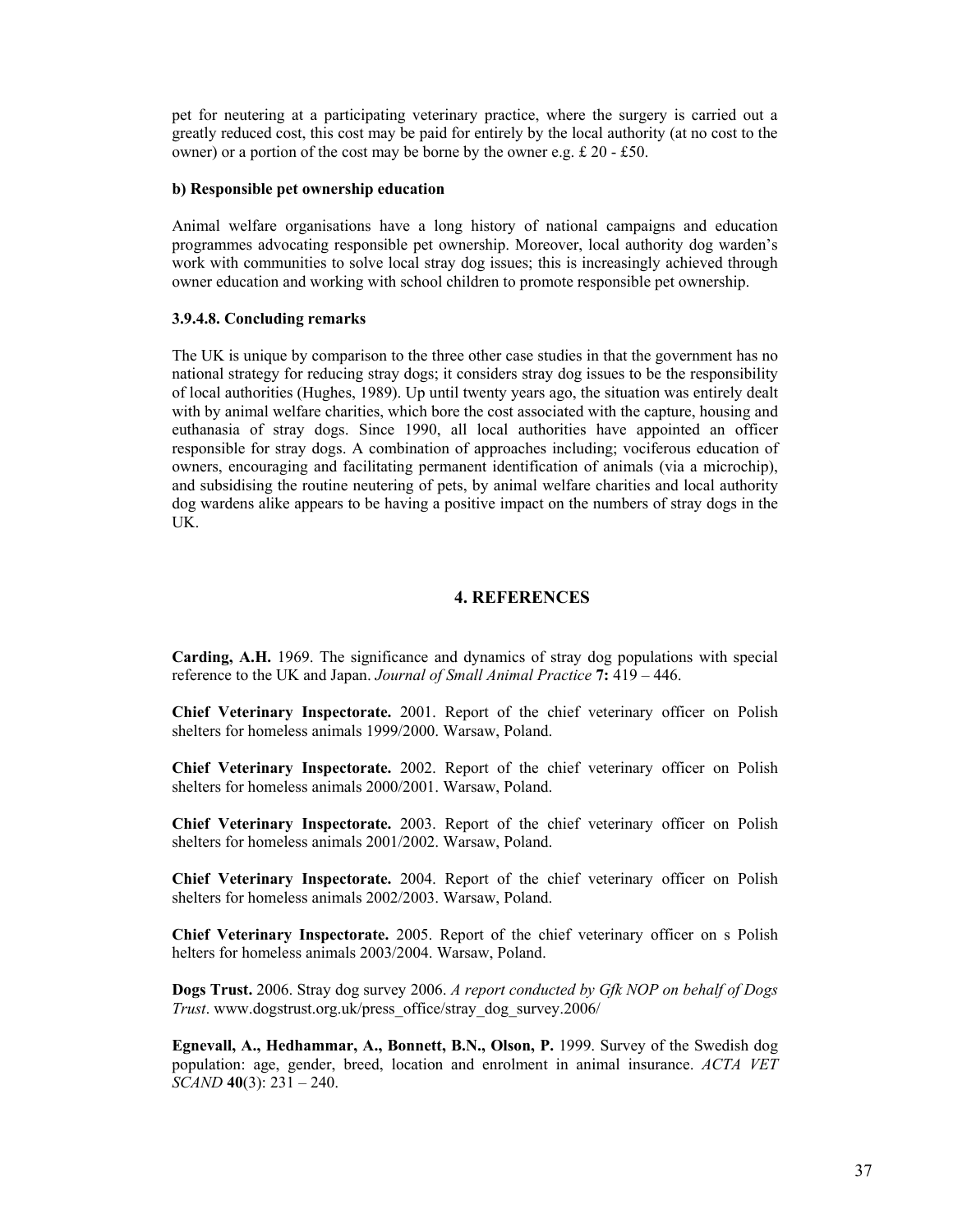pet for neutering at a participating veterinary practice, where the surgery is carried out a greatly reduced cost, this cost may be paid for entirely by the local authority (at no cost to the owner) or a portion of the cost may be borne by the owner e.g. £ 20 - £50.

#### b) Responsible pet ownership education

Animal welfare organisations have a long history of national campaigns and education programmes advocating responsible pet ownership. Moreover, local authority dog warden's work with communities to solve local stray dog issues; this is increasingly achieved through owner education and working with school children to promote responsible pet ownership.

#### 3.9.4.8. Concluding remarks

The UK is unique by comparison to the three other case studies in that the government has no national strategy for reducing stray dogs; it considers stray dog issues to be the responsibility of local authorities (Hughes, 1989). Up until twenty years ago, the situation was entirely dealt with by animal welfare charities, which bore the cost associated with the capture, housing and euthanasia of stray dogs. Since 1990, all local authorities have appointed an officer responsible for stray dogs. A combination of approaches including; vociferous education of owners, encouraging and facilitating permanent identification of animals (via a microchip), and subsidising the routine neutering of pets, by animal welfare charities and local authority dog wardens alike appears to be having a positive impact on the numbers of stray dogs in the UK.

## 4. REFERENCES

**Carding, A.H.** 1969. The significance and dynamics of stray dog populations with special reference to the UK and Japan. *Journal of Small Animal Practice* **7:** 419 – 446.

**Chief Veterinary Inspectorate.** 2001. Report of the chief veterinary officer on Polish shelters for homeless animals 1999/2000. Warsaw, Poland.

**Chief Veterinary Inspectorate.** 2002. Report of the chief veterinary officer on Polish shelters for homeless animals 2000/2001. Warsaw, Poland.

**Chief Veterinary Inspectorate.** 2003. Report of the chief veterinary officer on Polish shelters for homeless animals 2001/2002. Warsaw, Poland.

**Chief Veterinary Inspectorate.** 2004. Report of the chief veterinary officer on Polish shelters for homeless animals 2002/2003. Warsaw, Poland.

**Chief Veterinary Inspectorate.** 2005. Report of the chief veterinary officer on s Polish helters for homeless animals 2003/2004. Warsaw, Poland.

**Dogs Trust.** 2006. Stray dog survey 2006. *A report conducted by Gfk NOP on behalf of Dogs Trust*. www.dogstrust.org.uk/press_office/stray_dog_survey.2006/

**Egnevall, A., Hedhammar, A., Bonnett, B.N., Olson, P.** 1999. Survey of the Swedish dog population: age, gender, breed, location and enrolment in animal insurance. *ACTA VET SCAND* **40**(3): 231 – 240.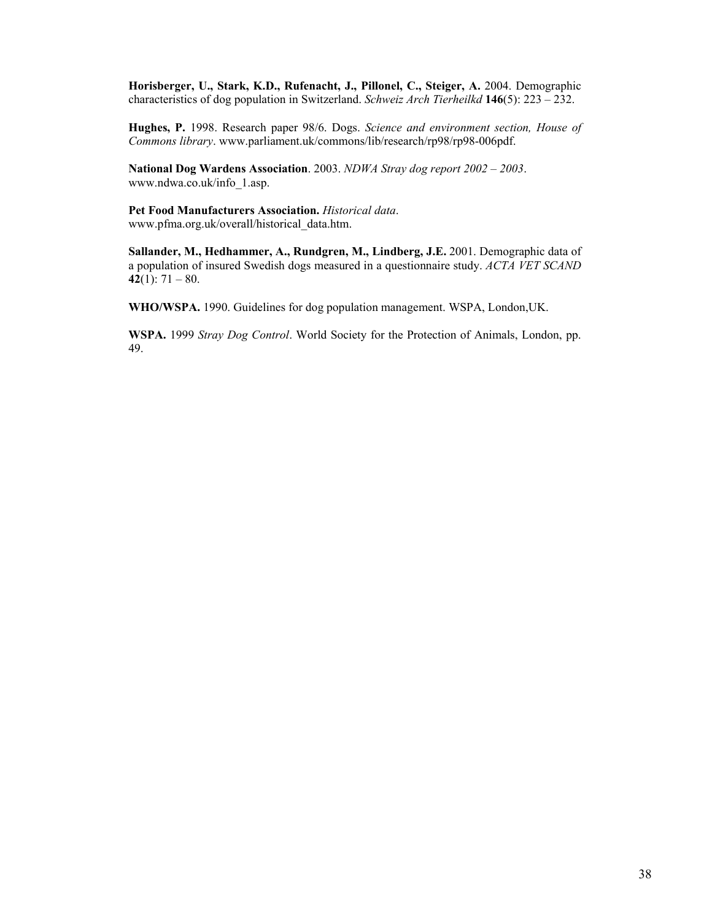**Horisberger, U., Stark, K.D., Rufenacht, J., Pillonel, C., Steiger, A.** 2004. Demographic characteristics of dog population in Switzerland. *Schweiz Arch Tierheilkd* **146**(5): 223 – 232.

**Hughes, P.** 1998. Research paper 98/6. Dogs. *Science and environment section, House of Commons library*. www.parliament.uk/commons/lib/research/rp98/rp98-006pdf.

**National Dog Wardens Association**. 2003. *NDWA Stray dog report 2002 – 2003*. www.ndwa.co.uk/info_1.asp.

**Pet Food Manufacturers Association.** *Historical data*. www.pfma.org.uk/overall/historical_data.htm.

**Sallander, M., Hedhammer, A., Rundgren, M., Lindberg, J.E.** 2001. Demographic data of a population of insured Swedish dogs measured in a questionnaire study. *ACTA VET SCAND* **42**(1): 71 – 80.

**WHO/WSPA.** 1990. Guidelines for dog population management. WSPA, London,UK.

**WSPA.** 1999 *Stray Dog Control*. World Society for the Protection of Animals, London, pp. 49.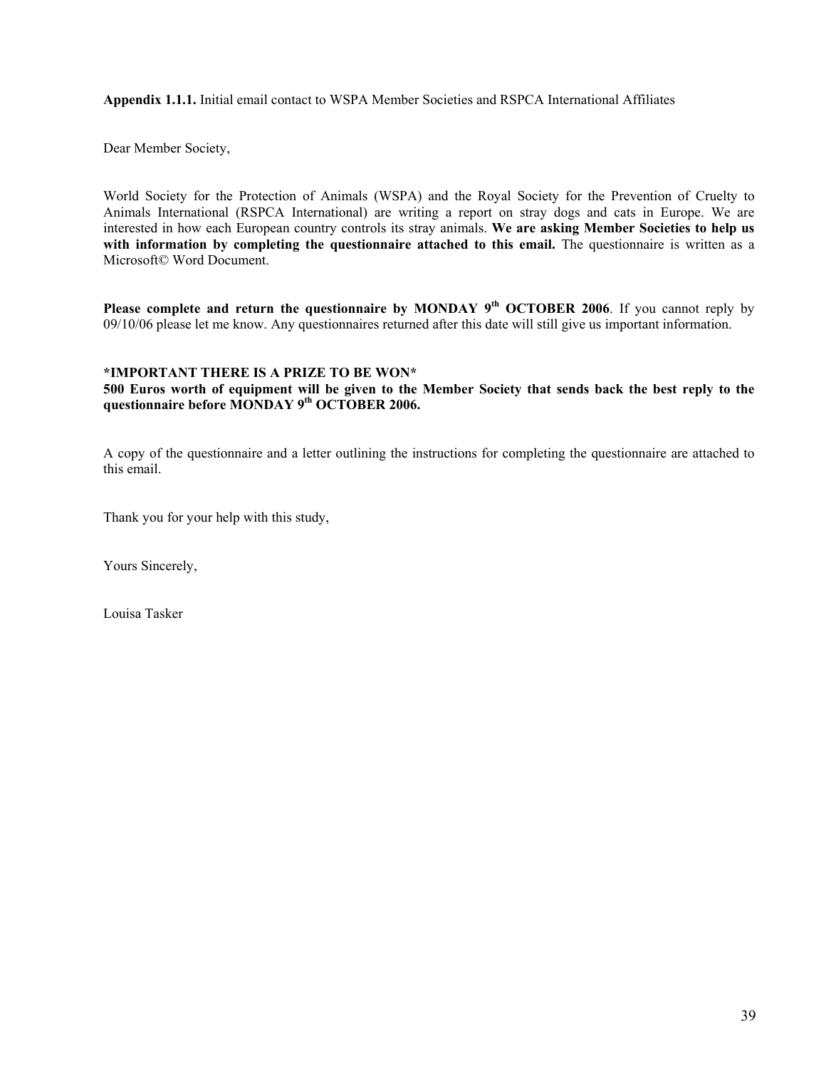**Appendix 1.1.1.** Initial email contact to WSPA Member Societies and RSPCA International Affiliates

Dear Member Society,

World Society for the Protection of Animals (WSPA) and the Royal Society for the Prevention of Cruelty to Animals International (RSPCA International) are writing a report on stray dogs and cats in Europe. We are interested in how each European country controls its stray animals. **We are asking Member Societies to help us with information by completing the questionnaire attached to this email.** The questionnaire is written as a Microsoft© Word Document.

**Please complete and return the questionnaire by MONDAY 9th OCTOBER 2006**. If you cannot reply by 09/10/06 please let me know. Any questionnaires returned after this date will still give us important information.

**\*IMPORTANT THERE IS A PRIZE TO BE WON\***
**500 Euros worth of equipment will be given to the Member Society that sends back the best reply to the questionnaire before MONDAY 9th OCTOBER 2006.**

A copy of the questionnaire and a letter outlining the instructions for completing the questionnaire are attached to this email.

Thank you for your help with this study,

Yours Sincerely,

Louisa Tasker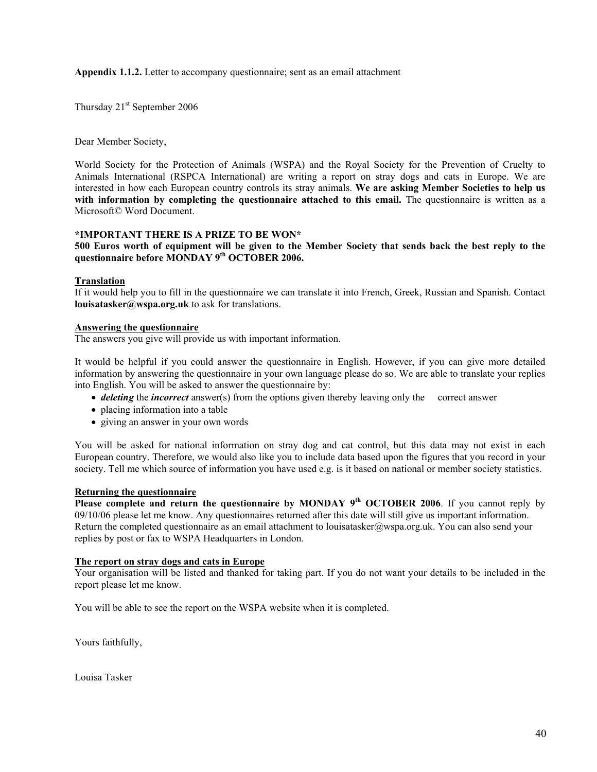**Appendix 1.1.2.** Letter to accompany questionnaire; sent as an email attachment

Thursday 21st September 2006

Dear Member Society,

World Society for the Protection of Animals (WSPA) and the Royal Society for the Prevention of Cruelty to Animals International (RSPCA International) are writing a report on stray dogs and cats in Europe. We are interested in how each European country controls its stray animals. **We are asking Member Societies to help us with information by completing the questionnaire attached to this email.** The questionnaire is written as a Microsoft© Word Document.

**\*IMPORTANT THERE IS A PRIZE TO BE WON\***

**500 Euros worth of equipment will be given to the Member Society that sends back the best reply to the questionnaire before MONDAY 9th OCTOBER 2006.**

<u>**Translation**</u>

If it would help you to fill in the questionnaire we can translate it into French, Greek, Russian and Spanish. Contact **louisatasker@wspa.org.uk** to ask for translations.

<u>**Answering the questionnaire**</u>

The answers you give will provide us with important information.

It would be helpful if you could answer the questionnaire in English. However, if you can give more detailed information by answering the questionnaire in your own language please do so. We are able to translate your replies into English. You will be asked to answer the questionnaire by:

- ***deleting*** the ***incorrect*** answer(s) from the options given thereby leaving only the correct answer
- placing information into a table
- giving an answer in your own words

You will be asked for national information on stray dog and cat control, but this data may not exist in each European country. Therefore, we would also like you to include data based upon the figures that you record in your society. Tell me which source of information you have used e.g. is it based on national or member society statistics.

<u>**Returning the questionnaire**</u>

**Please complete and return the questionnaire by MONDAY 9th OCTOBER 2006**. If you cannot reply by 09/10/06 please let me know. Any questionnaires returned after this date will still give us important information. Return the completed questionnaire as an email attachment to louisatasker@wspa.org.uk. You can also send your replies by post or fax to WSPA Headquarters in London.

<u>**The report on stray dogs and cats in Europe**</u>

Your organisation will be listed and thanked for taking part. If you do not want your details to be included in the report please let me know.

You will be able to see the report on the WSPA website when it is completed.

Yours faithfully,

Louisa Tasker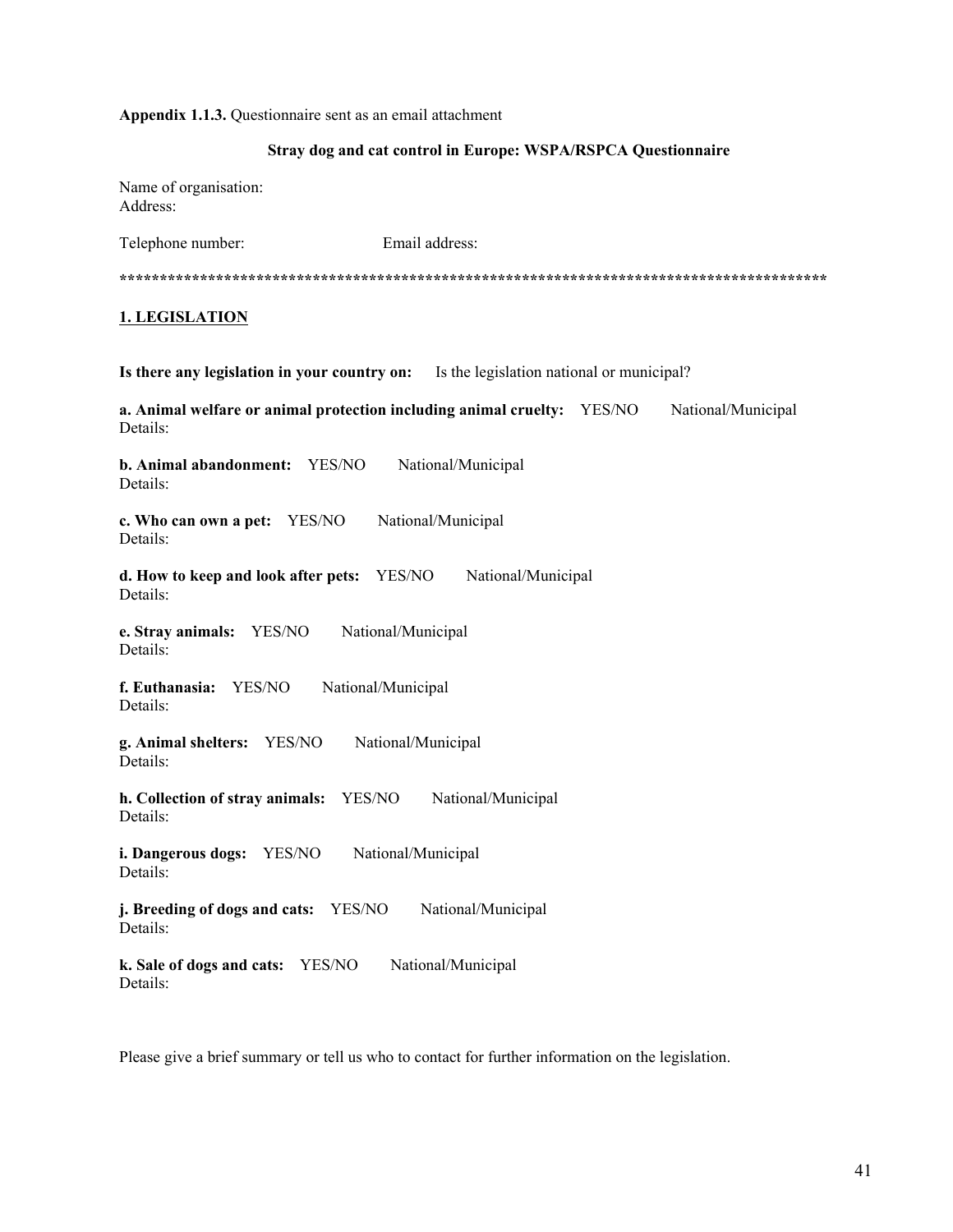**Appendix 1.1.3.** Questionnaire sent as an email attachment

**Stray dog and cat control in Europe: WSPA/RSPCA Questionnaire**

Name of organisation:
Address:

Telephone number: Email address:

*********************************************************************************************

**1. LEGISLATION**

**Is there any legislation in your country on:** Is the legislation national or municipal?

**a. Animal welfare or animal protection including animal cruelty:** YES/NO National/Municipal
Details:

**b. Animal abandonment:** YES/NO National/Municipal
Details:

**c. Who can own a pet:** YES/NO National/Municipal
Details:

**d. How to keep and look after pets:** YES/NO National/Municipal
Details:

**e. Stray animals:** YES/NO National/Municipal
Details:

**f. Euthanasia:** YES/NO National/Municipal
Details:

**g. Animal shelters:** YES/NO National/Municipal
Details:

**h. Collection of stray animals:** YES/NO National/Municipal
Details:

**i. Dangerous dogs:** YES/NO National/Municipal
Details:

**j. Breeding of dogs and cats:** YES/NO National/Municipal
Details:

**k. Sale of dogs and cats:** YES/NO National/Municipal
Details:

Please give a brief summary or tell us who to contact for further information on the legislation.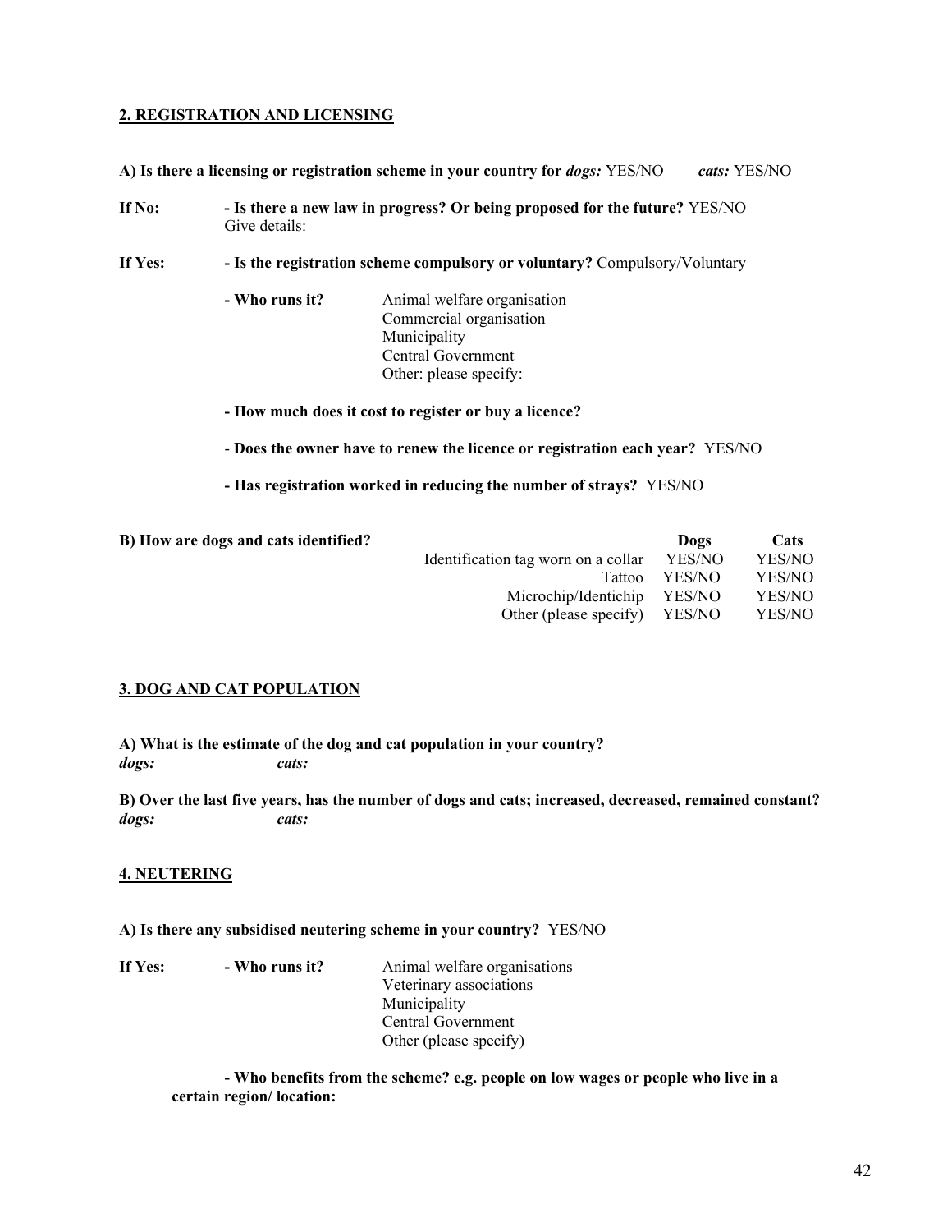## 2. REGISTRATION AND LICENSING

**A) Is there a licensing or registration scheme in your country for *dogs:*** YES/NO **_cats:_** YES/NO

**If No:** **- Is there a new law in progress? Or being proposed for the future?** YES/NO
Give details:

**If Yes:** **- Is the registration scheme compulsory or voluntary?** Compulsory/Voluntary

**- Who runs it?**
Animal welfare organisation
Commercial organisation
Municipality
Central Government
Other: please specify:

**- How much does it cost to register or buy a licence?**

- **Does the owner have to renew the licence or registration each year?** YES/NO

**- Has registration worked in reducing the number of strays?** YES/NO

**B) How are dogs and cats identified?**

| | **Dogs** | **Cats** |
|---|---|---|
| Identification tag worn on a collar | YES/NO | YES/NO |
| Tattoo | YES/NO | YES/NO |
| Microchip/Identichip | YES/NO | YES/NO |
| Other (please specify) | YES/NO | YES/NO |

## 3. DOG AND CAT POPULATION

**A) What is the estimate of the dog and cat population in your country?**
***dogs:*** ***cats:***

**B) Over the last five years, has the number of dogs and cats; increased, decreased, remained constant?**
***dogs:*** ***cats:***

## 4. NEUTERING

**A) Is there any subsidised neutering scheme in your country?** YES/NO

**If Yes:** **- Who runs it?**
Animal welfare organisations
Veterinary associations
Municipality
Central Government
Other (please specify)

**- Who benefits from the scheme? e.g. people on low wages or people who live in a certain region/ location:**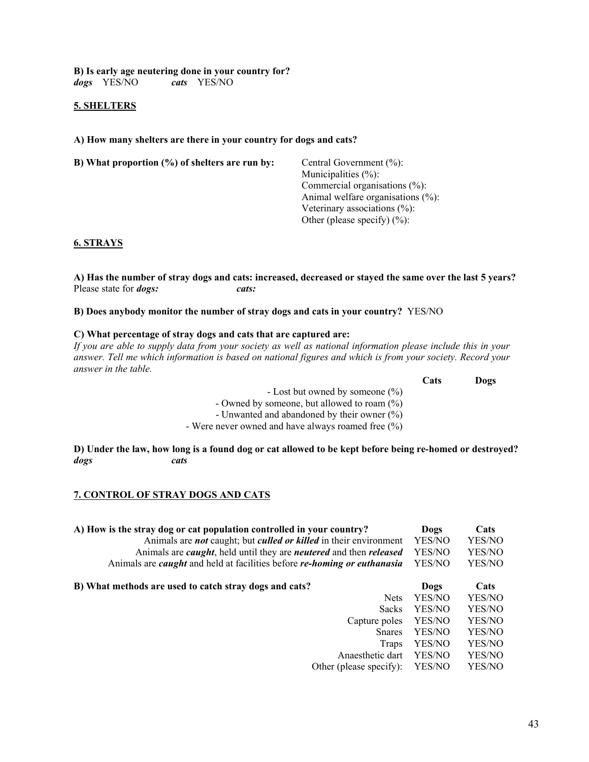**B) Is early age neutering done in your country for?**
***dogs*** YES/NO ***cats*** YES/NO

## 5. SHELTERS

**A) How many shelters are there in your country for dogs and cats?**

**B) What proportion (%) of shelters are run by:**

- Central Government (%):
- Municipalities (%):
- Commercial organisations (%):
- Animal welfare organisations (%):
- Veterinary associations (%):
- Other (please specify) (%):

## 6. STRAYS

**A) Has the number of stray dogs and cats: increased, decreased or stayed the same over the last 5 years?**
Please state for ***dogs:*** ***cats:***

**B) Does anybody monitor the number of stray dogs and cats in your country?** YES/NO

**C) What percentage of stray dogs and cats that are captured are:**
*If you are able to supply data from your society as well as national information please include this in your answer. Tell me which information is based on national figures and which is from your society. Record your answer in the table.*

| | **Cats** | **Dogs** |
|---|---|---|
| - Lost but owned by someone (%) | | |
| - Owned by someone, but allowed to roam (%) | | |
| - Unwanted and abandoned by their owner (%) | | |
| - Were never owned and have always roamed free (%) | | |

**D) Under the law, how long is a found dog or cat allowed to be kept before being re-homed or destroyed?**
***dogs*** ***cats***

## 7. CONTROL OF STRAY DOGS AND CATS

| **A) How is the stray dog or cat population controlled in your country?** | **Dogs** | **Cats** |
|---|---|---|
| Animals are ***not*** caught; but ***culled or killed*** in their environment | YES/NO | YES/NO |
| Animals are ***caught***, held until they are ***neutered*** and then ***released*** | YES/NO | YES/NO |
| Animals are ***caught*** and held at facilities before ***re-homing or euthanasia*** | YES/NO | YES/NO |

| **B) What methods are used to catch stray dogs and cats?** | **Dogs** | **Cats** |
|---|---|---|
| Nets | YES/NO | YES/NO |
| Sacks | YES/NO | YES/NO |
| Capture poles | YES/NO | YES/NO |
| Snares | YES/NO | YES/NO |
| Traps | YES/NO | YES/NO |
| Anaesthetic dart | YES/NO | YES/NO |
| Other (please specify): | YES/NO | YES/NO |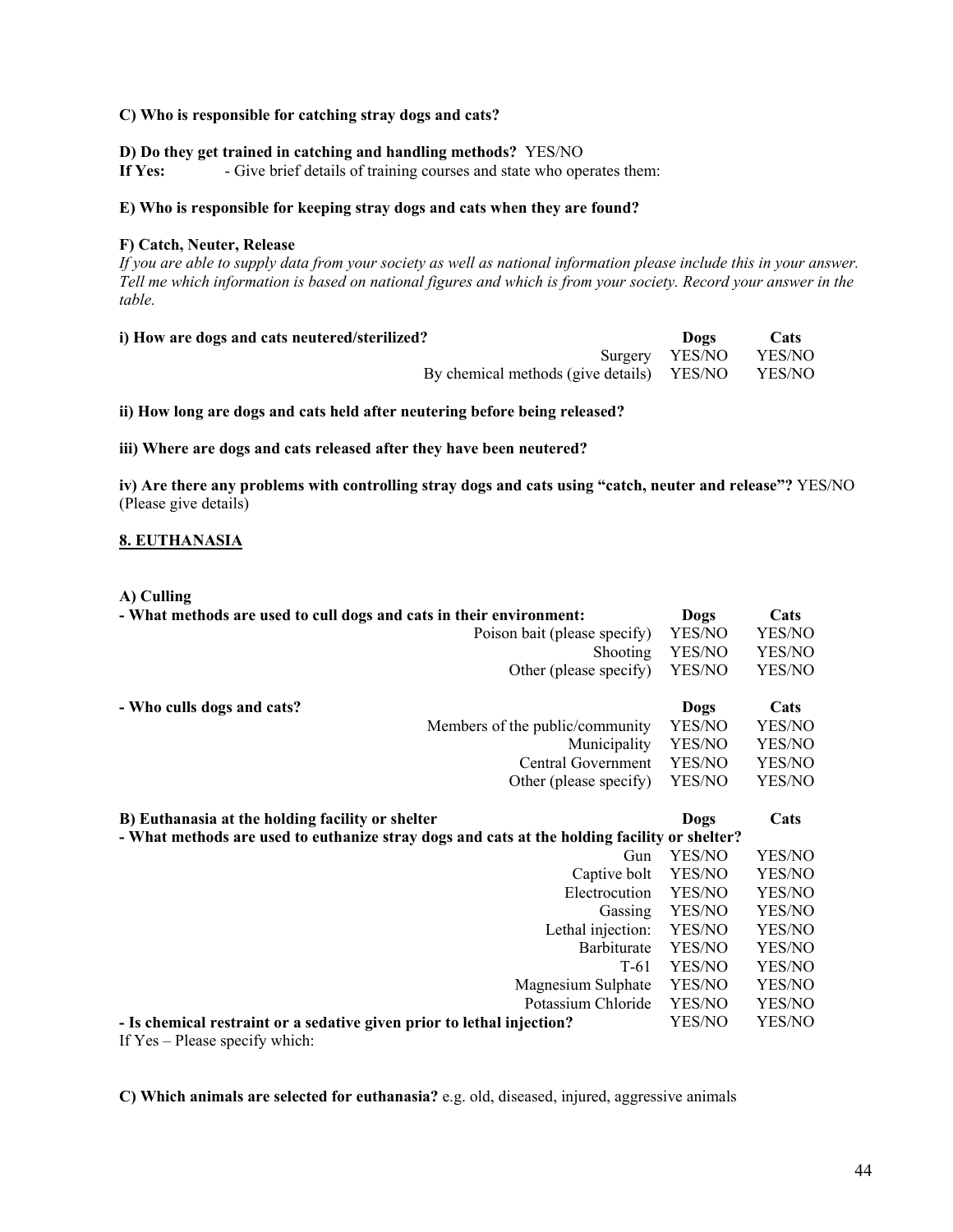**C) Who is responsible for catching stray dogs and cats?**

**D) Do they get trained in catching and handling methods?** YES/NO

**If Yes:** - Give brief details of training courses and state who operates them:

**E) Who is responsible for keeping stray dogs and cats when they are found?**

**F) Catch, Neuter, Release**

*If you are able to supply data from your society as well as national information please include this in your answer. Tell me which information is based on national figures and which is from your society. Record your answer in the table.*

| **i) How are dogs and cats neutered/sterilized?** | **Dogs** | **Cats** |
|---|---|---|
| Surgery | YES/NO | YES/NO |
| By chemical methods (give details) | YES/NO | YES/NO |

**ii) How long are dogs and cats held after neutering before being released?**

**iii) Where are dogs and cats released after they have been neutered?**

**iv) Are there any problems with controlling stray dogs and cats using "catch, neuter and release"?** YES/NO (Please give details)

## 8. EUTHANASIA

**A) Culling**

| **- What methods are used to cull dogs and cats in their environment:** | **Dogs** | **Cats** |
|---|---|---|
| Poison bait (please specify) | YES/NO | YES/NO |
| Shooting | YES/NO | YES/NO |
| Other (please specify) | YES/NO | YES/NO |

| **- Who culls dogs and cats?** | **Dogs** | **Cats** |
|---|---|---|
| Members of the public/community | YES/NO | YES/NO |
| Municipality | YES/NO | YES/NO |
| Central Government | YES/NO | YES/NO |
| Other (please specify) | YES/NO | YES/NO |

| **B) Euthanasia at the holding facility or shelter** | **Dogs** | **Cats** |
|---|---|---|
| **- What methods are used to euthanize stray dogs and cats at the holding facility or shelter?** | | |
| Gun | YES/NO | YES/NO |
| Captive bolt | YES/NO | YES/NO |
| Electrocution | YES/NO | YES/NO |
| Gassing | YES/NO | YES/NO |
| Lethal injection: | YES/NO | YES/NO |
| Barbiturate | YES/NO | YES/NO |
| T-61 | YES/NO | YES/NO |
| Magnesium Sulphate | YES/NO | YES/NO |
| Potassium Chloride | YES/NO | YES/NO |
| **- Is chemical restraint or a sedative given prior to lethal injection?** | YES/NO | YES/NO |

If Yes – Please specify which:

**C) Which animals are selected for euthanasia?** e.g. old, diseased, injured, aggressive animals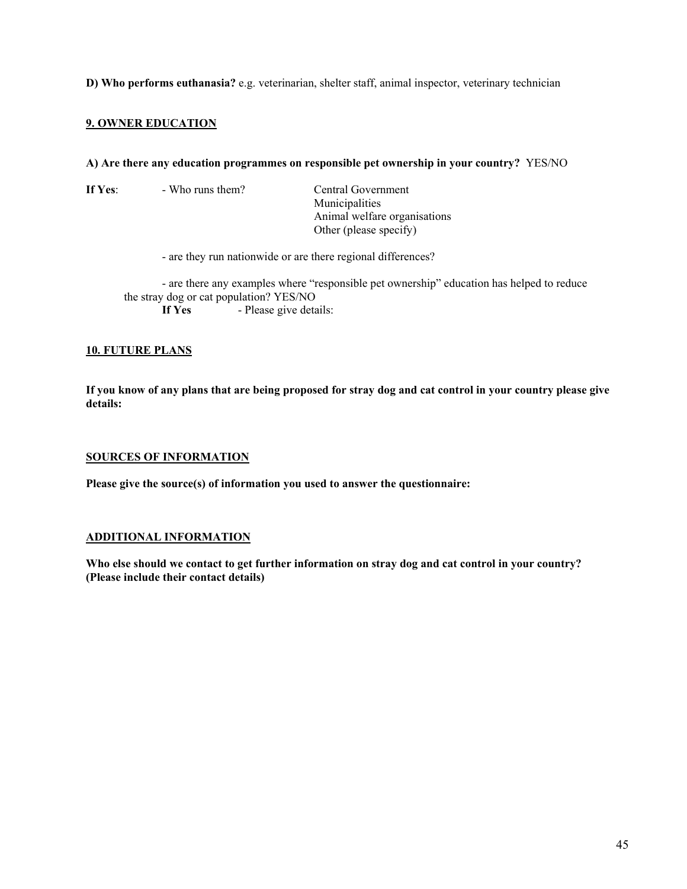**D) Who performs euthanasia?** e.g. veterinarian, shelter staff, animal inspector, veterinary technician

## 9. OWNER EDUCATION

**A) Are there any education programmes on responsible pet ownership in your country?** YES/NO

**If Yes**: - Who runs them?
- Central Government
- Municipalities
- Animal welfare organisations
- Other (please specify)

- are they run nationwide or are there regional differences?

- are there any examples where "responsible pet ownership" education has helped to reduce the stray dog or cat population? YES/NO

**If Yes** - Please give details:

## 10. FUTURE PLANS

**If you know of any plans that are being proposed for stray dog and cat control in your country please give details:**

## SOURCES OF INFORMATION

**Please give the source(s) of information you used to answer the questionnaire:**

## ADDITIONAL INFORMATION

**Who else should we contact to get further information on stray dog and cat control in your country? (Please include their contact details)**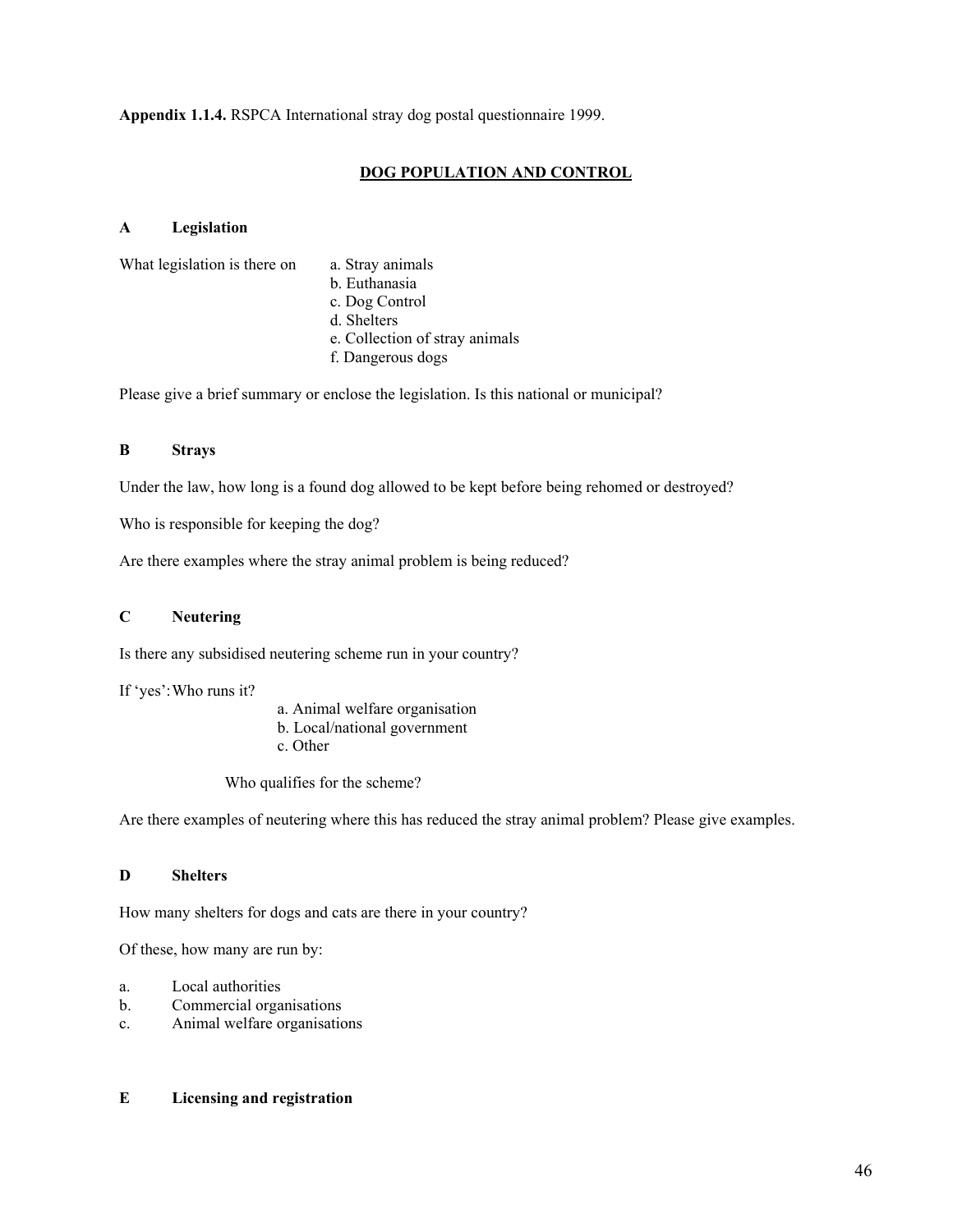**Appendix 1.1.4.** RSPCA International stray dog postal questionnaire 1999.

## DOG POPULATION AND CONTROL

### A Legislation

What legislation is there on

a. Stray animals
b. Euthanasia
c. Dog Control
d. Shelters
e. Collection of stray animals
f. Dangerous dogs

Please give a brief summary or enclose the legislation. Is this national or municipal?

### B Strays

Under the law, how long is a found dog allowed to be kept before being rehomed or destroyed?

Who is responsible for keeping the dog?

Are there examples where the stray animal problem is being reduced?

### C Neutering

Is there any subsidised neutering scheme run in your country?

If 'yes': Who runs it?

a. Animal welfare organisation
b. Local/national government
c. Other

Who qualifies for the scheme?

Are there examples of neutering where this has reduced the stray animal problem? Please give examples.

### D Shelters

How many shelters for dogs and cats are there in your country?

Of these, how many are run by:

a. Local authorities
b. Commercial organisations
c. Animal welfare organisations

### E Licensing and registration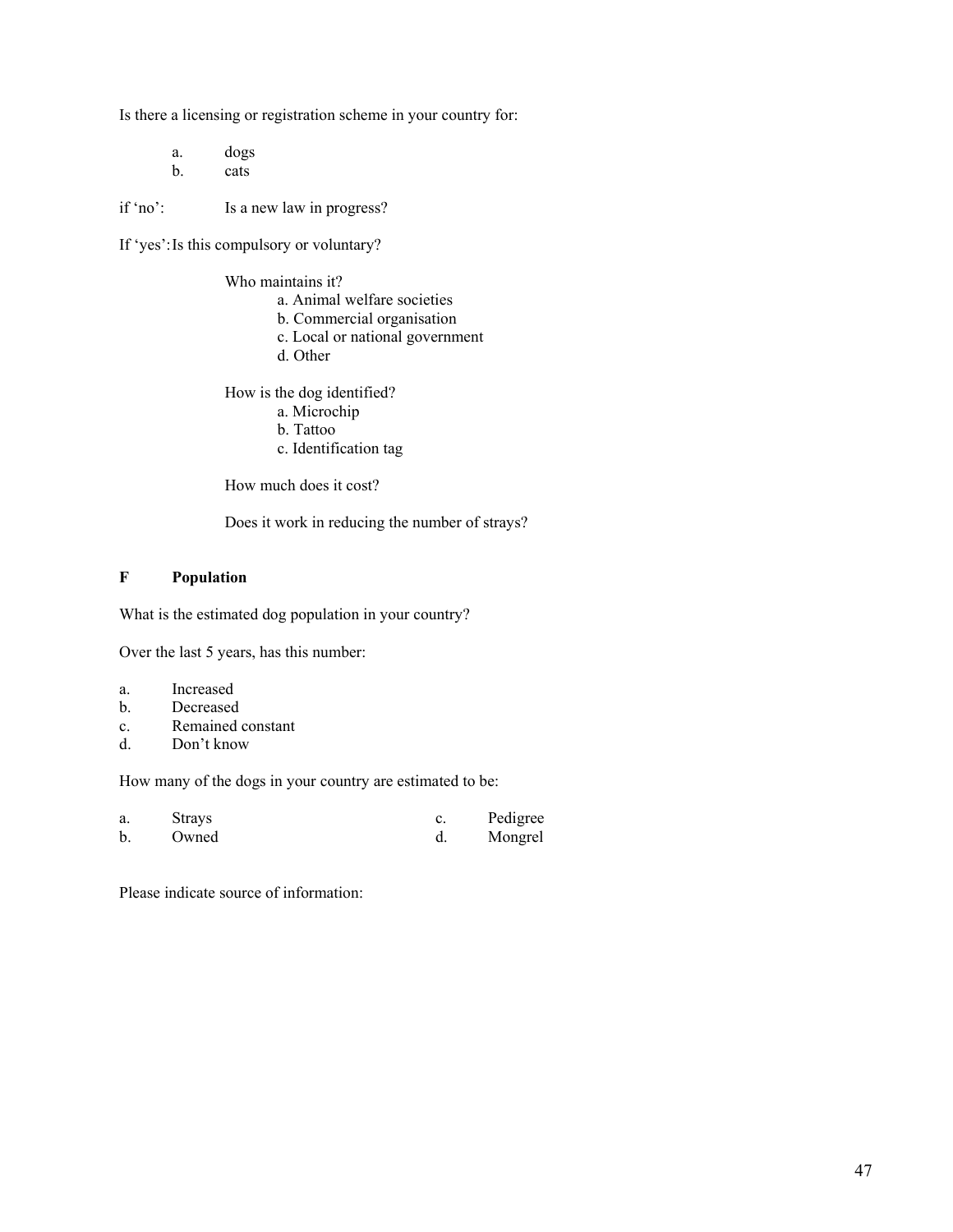Is there a licensing or registration scheme in your country for:

- a. dogs
- b. cats

if 'no': Is a new law in progress?

If 'yes': Is this compulsory or voluntary?

Who maintains it?

- a. Animal welfare societies
- b. Commercial organisation
- c. Local or national government
- d. Other

How is the dog identified?

- a. Microchip
- b. Tattoo
- c. Identification tag

How much does it cost?

Does it work in reducing the number of strays?

## F Population

What is the estimated dog population in your country?

Over the last 5 years, has this number:

- a. Increased
- b. Decreased
- c. Remained constant
- d. Don't know

How many of the dogs in your country are estimated to be:

- a. Strays
- b. Owned
- c. Pedigree
- d. Mongrel

Please indicate source of information: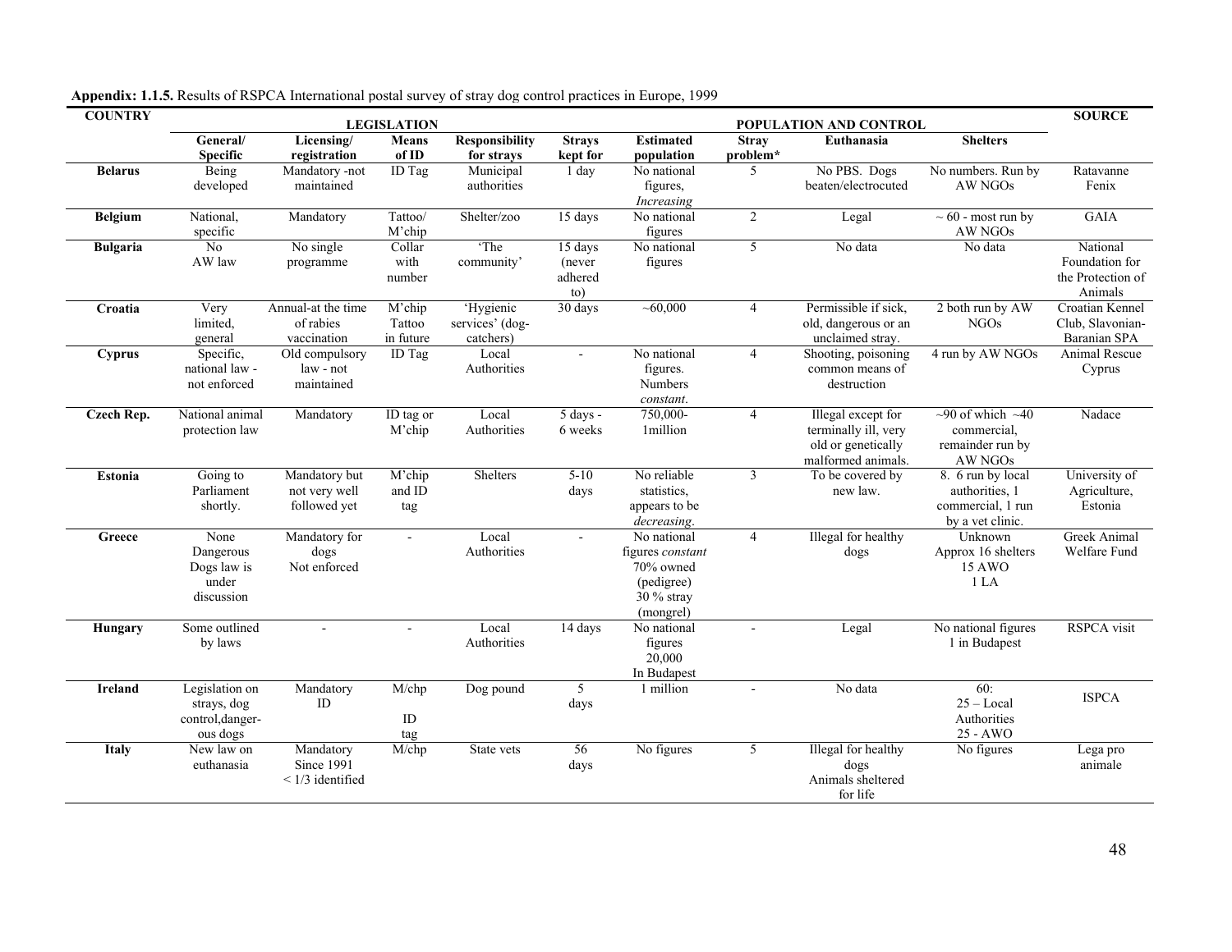**Appendix: 1.1.5.** Results of RSPCA International postal survey of stray dog control practices in Europe, 1999

| COUNTRY | LEGISLATION | | | | | POPULATION AND CONTROL | | | | SOURCE |
|---|---|---|---|---|---|---|---|---|---|---|
| | General/ Specific | Licensing/ registration | Means of ID | Responsibility for strays | Strays kept for | Estimated population | Stray problem* | Euthanasia | Shelters | |
| **Belarus** | Being developed | Mandatory -not maintained | ID Tag | Municipal authorities | 1 day | No national figures, *Increasing* | 5 | No PBS. Dogs beaten/electrocuted | No numbers. Run by AW NGOs | Ratavanne Fenix |
| **Belgium** | National, specific | Mandatory | Tattoo/ M'chip | Shelter/zoo | 15 days | No national figures | 2 | Legal | ~ 60 - most run by AW NGOs | GAIA |
| **Bulgaria** | No AW law | No single programme | Collar with number | 'The community' | 15 days (never adhered to) | No national figures | 5 | No data | No data | National Foundation for the Protection of Animals |
| **Croatia** | Very limited, general | Annual-at the time of rabies vaccination | M'chip Tattoo in future | 'Hygienic services' (dog-catchers) | 30 days | ~60,000 | 4 | Permissible if sick, old, dangerous or an unclaimed stray. | 2 both run by AW NGOs | Croatian Kennel Club, Slavonian-Baranian SPA |
| **Cyprus** | Specific, national law - not enforced | Old compulsory law - not maintained | ID Tag | Local Authorities | - | No national figures. Numbers *constant*. | 4 | Shooting, poisoning common means of destruction | 4 run by AW NGOs | Animal Rescue Cyprus |
| **Czech Rep.** | National animal protection law | Mandatory | ID tag or M'chip | Local Authorities | 5 days - 6 weeks | 750,000-1million | 4 | Illegal except for terminally ill, very old or genetically malformed animals. | ~90 of which ~40 commercial, remainder run by AW NGOs | Nadace |
| **Estonia** | Going to Parliament shortly. | Mandatory but not very well followed yet | M'chip and ID tag | Shelters | 5-10 days | No reliable statistics, appears to be *decreasing*. | 3 | To be covered by new law. | 8. 6 run by local authorities, 1 commercial, 1 run by a vet clinic. | University of Agriculture, Estonia |
| **Greece** | None Dangerous Dogs law is under discussion | Mandatory for dogs Not enforced | - | Local Authorities | - | No national figures *constant* 70% owned (pedigree) 30 % stray (mongrel) | 4 | Illegal for healthy dogs | Unknown Approx 16 shelters 15 AWO 1 LA | Greek Animal Welfare Fund |
| **Hungary** | Some outlined by laws | - | - | Local Authorities | 14 days | No national figures 20,000 In Budapest | - | Legal | No national figures 1 in Budapest | RSPCA visit |
| **Ireland** | Legislation on strays, dog control,danger-ous dogs | Mandatory ID | M/chp ID tag | Dog pound | 5 days | 1 million | - | No data | 60: 25 – Local Authorities 25 - AWO | ISPCA |
| **Italy** | New law on euthanasia | Mandatory Since 1991 < 1/3 identified | M/chp | State vets | 56 days | No figures | 5 | Illegal for healthy dogs Animals sheltered for life | No figures | Lega pro animale |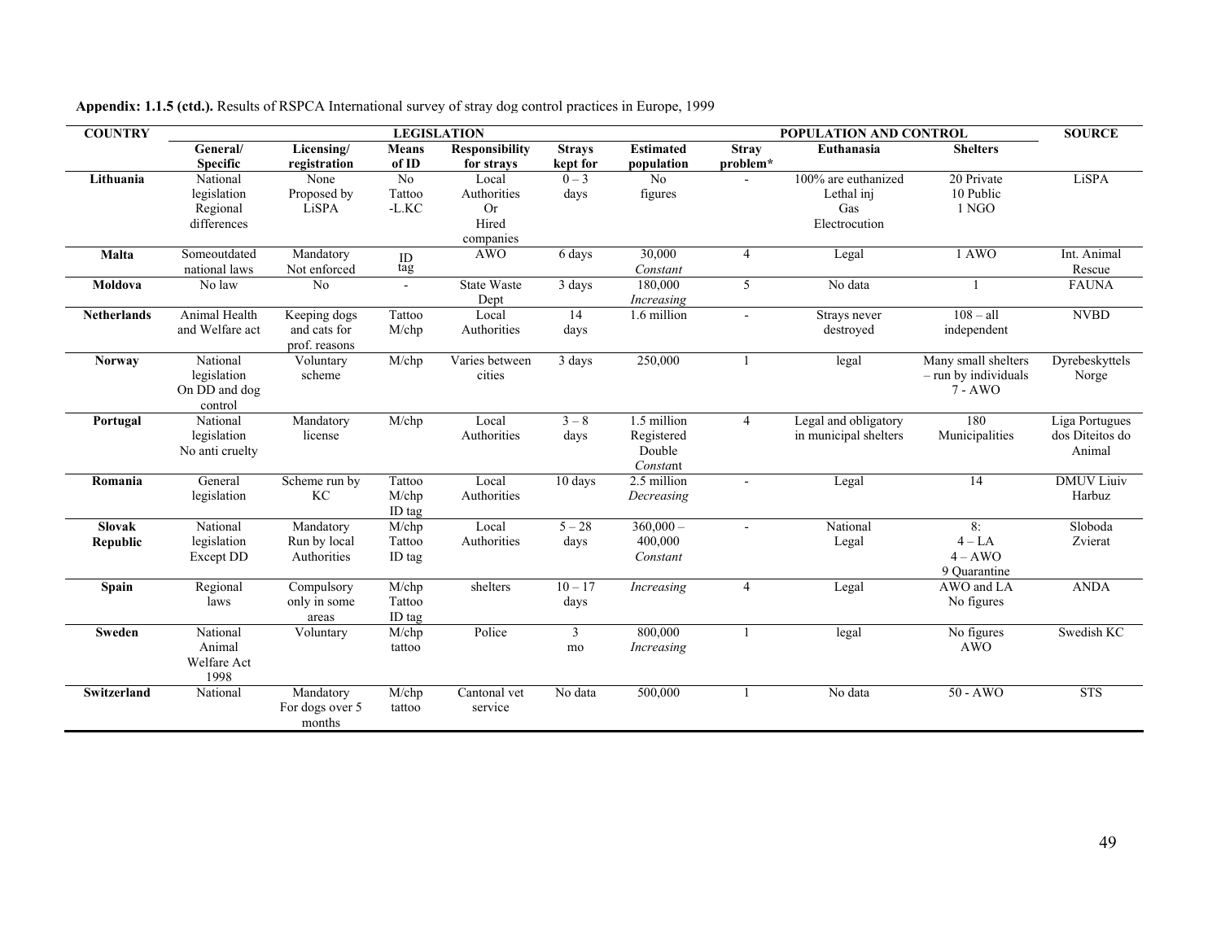**Appendix: 1.1.5 (ctd.).** Results of RSPCA International survey of stray dog control practices in Europe, 1999

| COUNTRY | LEGISLATION | | | | | POPULATION AND CONTROL | | | | SOURCE |
|---|---|---|---|---|---|---|---|---|---|---|
| | General/ Specific | Licensing/ registration | Means of ID | Responsibility for strays | Strays kept for | Estimated population | Stray problem* | Euthanasia | Shelters | |
| **Lithuania** | National legislation Regional differences | None Proposed by LiSPA | No Tattoo -L.KC | Local Authorities Or Hired companies | 0 – 3 days | No figures | - | 100% are euthanized Lethal inj Gas Electrocution | 20 Private 10 Public 1 NGO | LiSPA |
| **Malta** | Someoutdated national laws | Mandatory Not enforced | ID tag | AWO | 6 days | 30,000 *Constant* | 4 | Legal | 1 AWO | Int. Animal Rescue |
| **Moldova** | No law | No | - | State Waste Dept | 3 days | 180,000 *Increasing* | 5 | No data | 1 | FAUNA |
| **Netherlands** | Animal Health and Welfare act | Keeping dogs and cats for prof. reasons | Tattoo M/chp | Local Authorities | 14 days | 1.6 million | - | Strays never destroyed | 108 – all independent | NVBD |
| **Norway** | National legislation On DD and dog control | Voluntary scheme | M/chp | Varies between cities | 3 days | 250,000 | 1 | legal | Many small shelters – run by individuals 7 - AWO | Dyrebeskyttels Norge |
| **Portugal** | National legislation No anti cruelty | Mandatory license | M/chp | Local Authorities | 3 – 8 days | 1.5 million Registered Double *Constant* | 4 | Legal and obligatory in municipal shelters | 180 Municipalities | Liga Portugues dos Diteitos do Animal |
| **Romania** | General legislation | Scheme run by KC | Tattoo M/chp ID tag | Local Authorities | 10 days | 2.5 million *Decreasing* | - | Legal | 14 | DMUV Liuiv Harbuz |
| **Slovak Republic** | National legislation Except DD | Mandatory Run by local Authorities | M/chp Tattoo ID tag | Local Authorities | 5 – 28 days | 360,000 – 400,000 *Constant* | - | National Legal | 8: 4 – LA 4 – AWO 9 Quarantine | Sloboda Zvierat |
| **Spain** | Regional laws | Compulsory only in some areas | M/chp Tattoo ID tag | shelters | 10 – 17 days | *Increasing* | 4 | Legal | AWO and LA No figures | ANDA |
| **Sweden** | National Animal Welfare Act 1998 | Voluntary | M/chp tattoo | Police | 3 mo | 800,000 *Increasing* | 1 | legal | No figures AWO | Swedish KC |
| **Switzerland** | National | Mandatory For dogs over 5 months | M/chp tattoo | Cantonal vet service | No data | 500,000 | 1 | No data | 50 - AWO | STS |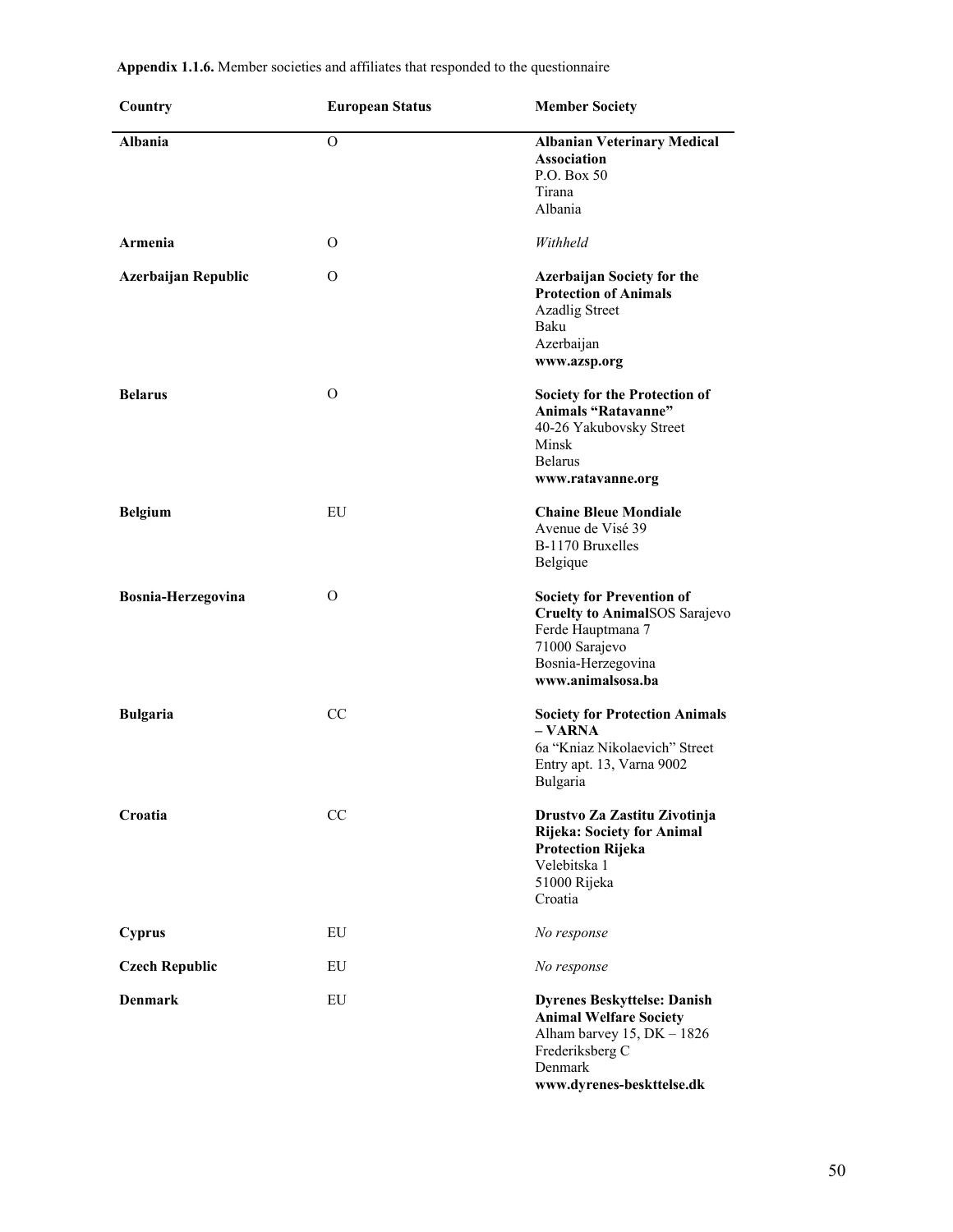**Appendix 1.1.6.** Member societies and affiliates that responded to the questionnaire

| Country | European Status | Member Society |
|---|---|---|
| **Albania** | O | **Albanian Veterinary Medical Association**<br>P.O. Box 50<br>Tirana<br>Albania |
| **Armenia** | O | *Withheld* |
| **Azerbaijan Republic** | O | **Azerbaijan Society for the Protection of Animals**<br>Azadlig Street<br>Baku<br>Azerbaijan<br>**www.azsp.org** |
| **Belarus** | O | **Society for the Protection of Animals "Ratavanne"**<br>40-26 Yakubovsky Street<br>Minsk<br>Belarus<br>**www.ratavanne.org** |
| **Belgium** | EU | **Chaine Bleue Mondiale**<br>Avenue de Visé 39<br>B-1170 Bruxelles<br>Belgique |
| **Bosnia-Herzegovina** | O | **Society for Prevention of Cruelty to Animal**SOS Sarajevo<br>Ferde Hauptmana 7<br>71000 Sarajevo<br>Bosnia-Herzegovina<br>**www.animalsosa.ba** |
| **Bulgaria** | CC | **Society for Protection Animals – VARNA**<br>6a "Kniaz Nikolaevich" Street<br>Entry apt. 13, Varna 9002<br>Bulgaria |
| **Croatia** | CC | **Drustvo Za Zastitu Zivotinja Rijeka: Society for Animal Protection Rijeka**<br>Velebitska 1<br>51000 Rijeka<br>Croatia |
| **Cyprus** | EU | *No response* |
| **Czech Republic** | EU | *No response* |
| **Denmark** | EU | **Dyrenes Beskyttelse: Danish Animal Welfare Society**<br>Alham barvey 15, DK – 1826<br>Frederiksberg C<br>Denmark<br>**www.dyrenes-beskttelse.dk** |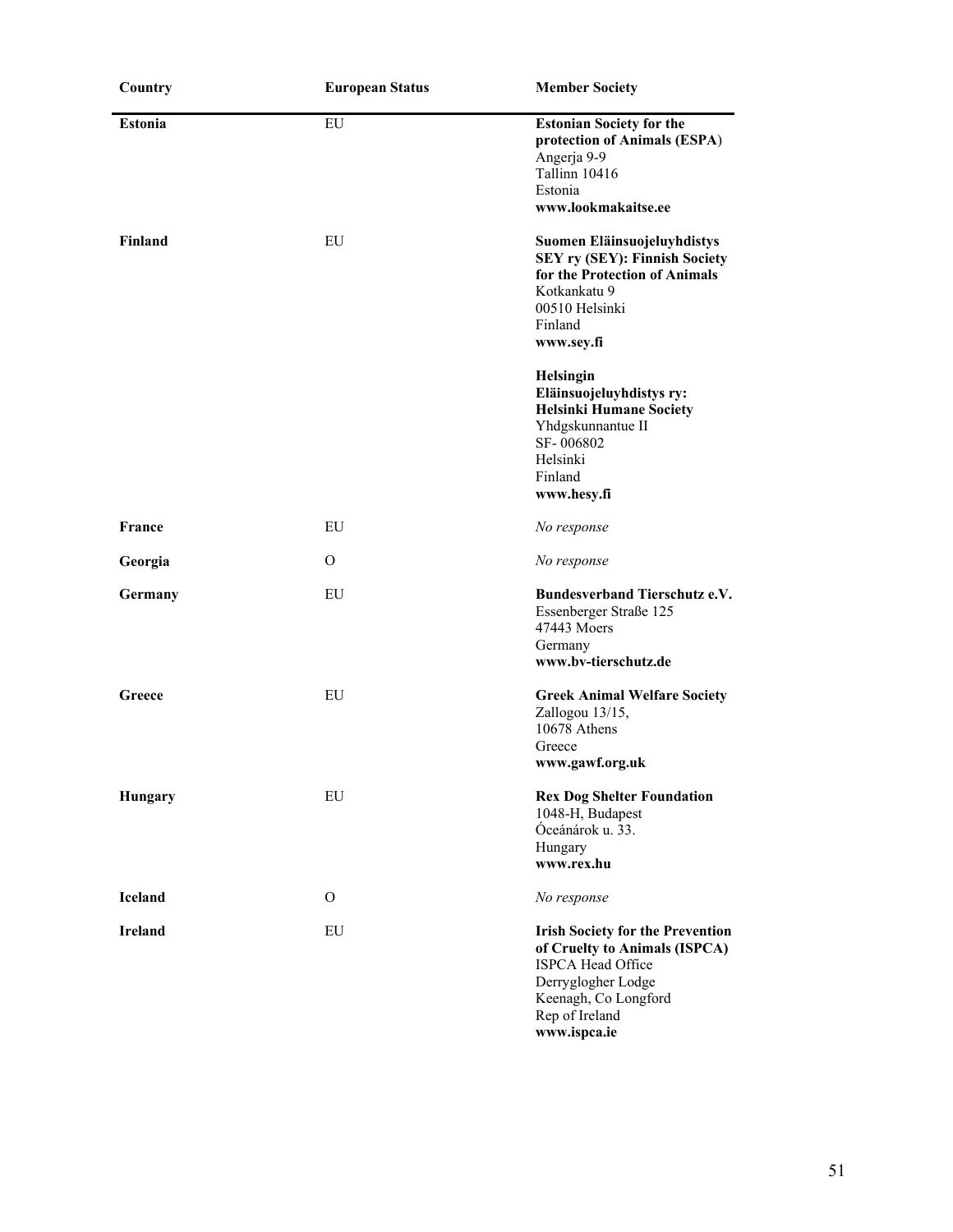| Country | European Status | Member Society |
|---|---|---|
| **Estonia** | EU | **Estonian Society for the protection of Animals (ESPA**)<br>Angerja 9-9<br>Tallinn 10416<br>Estonia<br>**www.lookmakaitse.ee** |
| **Finland** | EU | **Suomen Eläinsuojeluyhdistys SEY ry (SEY): Finnish Society for the Protection of Animals**<br>Kotkankatu 9<br>00510 Helsinki<br>Finland<br>**www.sey.fi**<br><br>**Helsingin Eläinsuojeluyhdistys ry: Helsinki Humane Society**<br>Yhdgskunnantue II<br>SF- 006802<br>Helsinki<br>Finland<br>**www.hesy.fi** |
| **France** | EU | *No response* |
| **Georgia** | O | *No response* |
| **Germany** | EU | **Bundesverband Tierschutz e.V.**<br>Essenberger Straße 125<br>47443 Moers<br>Germany<br>**www.bv-tierschutz.de** |
| **Greece** | EU | **Greek Animal Welfare Society**<br>Zallogou 13/15,<br>10678 Athens<br>Greece<br>**www.gawf.org.uk** |
| **Hungary** | EU | **Rex Dog Shelter Foundation**<br>1048-H, Budapest<br>Óceánárok u. 33.<br>Hungary<br>**www.rex.hu** |
| **Iceland** | O | *No response* |
| **Ireland** | EU | **Irish Society for the Prevention of Cruelty to Animals (ISPCA)**<br>ISPCA Head Office<br>Derryglogher Lodge<br>Keenagh, Co Longford<br>Rep of Ireland<br>**www.ispca.ie** |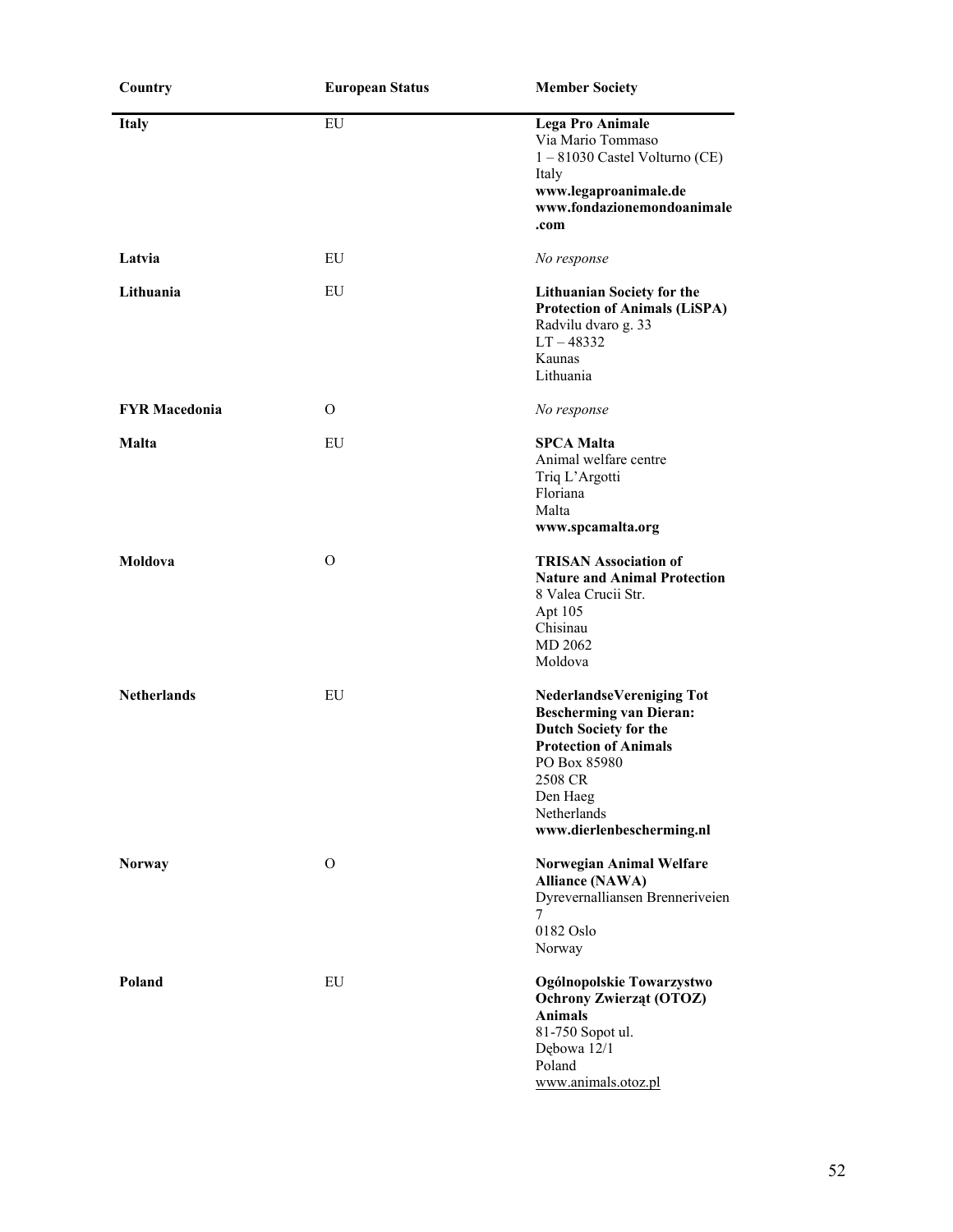| Country | European Status | Member Society |
| --- | --- | --- |
| **Italy** | EU | **Lega Pro Animale**<br>Via Mario Tommaso<br>1 – 81030 Castel Volturno (CE)<br>Italy<br>**www.legaproanimale.de**<br>**www.fondazionemondoanimale.com** |
| **Latvia** | EU | *No response* |
| **Lithuania** | EU | **Lithuanian Society for the Protection of Animals (LiSPA)**<br>Radvilu dvaro g. 33<br>LT – 48332<br>Kaunas<br>Lithuania |
| **FYR Macedonia** | O | *No response* |
| **Malta** | EU | **SPCA Malta**<br>Animal welfare centre<br>Triq L'Argotti<br>Floriana<br>Malta<br>**www.spcamalta.org** |
| **Moldova** | O | **TRISAN Association of Nature and Animal Protection**<br>8 Valea Crucii Str.<br>Apt 105<br>Chisinau<br>MD 2062<br>Moldova |
| **Netherlands** | EU | **NederlandseVereniging Tot Bescherming van Dieran: Dutch Society for the Protection of Animals**<br>PO Box 85980<br>2508 CR<br>Den Haeg<br>Netherlands<br>**www.dierlenbescherming.nl** |
| **Norway** | O | **Norwegian Animal Welfare Alliance (NAWA)**<br>Dyrevernalliansen Brenneriveien 7<br>0182 Oslo<br>Norway |
| **Poland** | EU | **Ogólnopolskie Towarzystwo Ochrony Zwierząt (OTOZ) Animals**<br>81-750 Sopot ul.<br>Dębowa 12/1<br>Poland<br>www.animals.otoz.pl |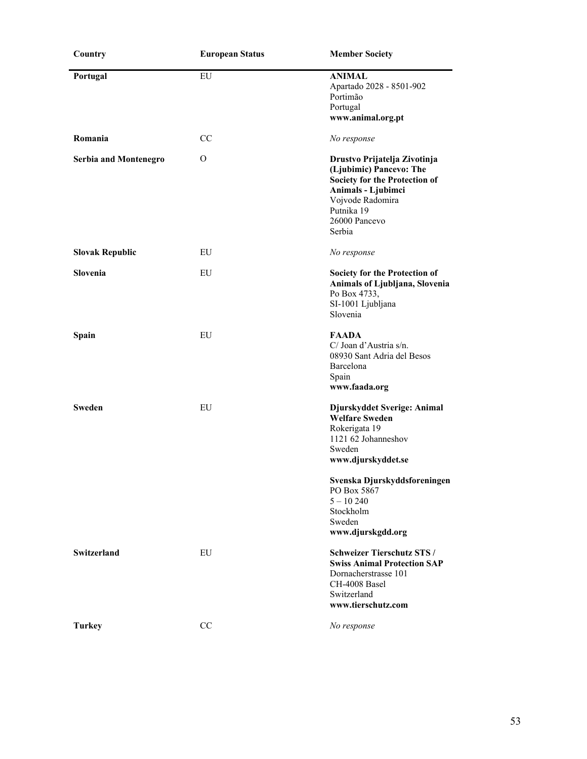| Country | European Status | Member Society |
|---|---|---|
| **Portugal** | EU | **ANIMAL**<br>Apartado 2028 - 8501-902<br>Portimão<br>Portugal<br>**www.animal.org.pt** |
| **Romania** | CC | *No response* |
| **Serbia and Montenegro** | O | **Drustvo Prijatelja Zivotinja (Ljubimic) Pancevo: The Society for the Protection of Animals - Ljubimci**<br>Vojvode Radomira<br>Putnika 19<br>26000 Pancevo<br>Serbia |
| **Slovak Republic** | EU | *No response* |
| **Slovenia** | EU | **Society for the Protection of Animals of Ljubljana, Slovenia**<br>Po Box 4733,<br>SI-1001 Ljubljana<br>Slovenia |
| **Spain** | EU | **FAADA**<br>C/ Joan d'Austria s/n.<br>08930 Sant Adria del Besos<br>Barcelona<br>Spain<br>**www.faada.org** |
| **Sweden** | EU | **Djurskyddet Sverige: Animal Welfare Sweden**<br>Rokerigata 19<br>1121 62 Johanneshov<br>Sweden<br>**www.djurskyddet.se**<br><br>**Svenska Djurskyddsforeningen**<br>PO Box 5867<br>5 – 10 240<br>Stockholm<br>Sweden<br>**www.djurskgdd.org** |
| **Switzerland** | EU | **Schweizer Tierschutz STS / Swiss Animal Protection SAP**<br>Dornacherstrasse 101<br>CH-4008 Basel<br>Switzerland<br>**www.tierschutz.com** |
| **Turkey** | CC | *No response* |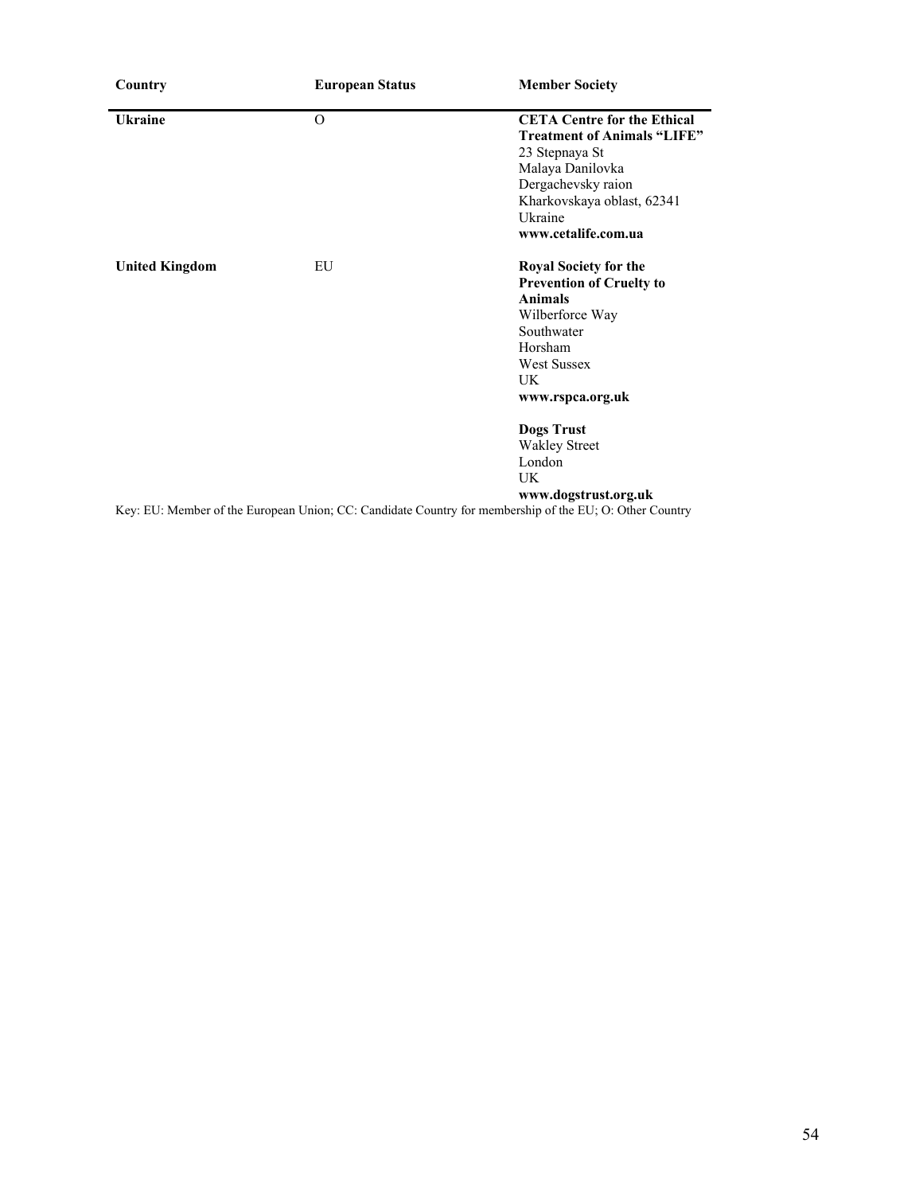| Country | European Status | Member Society |
|---|---|---|
| **Ukraine** | O | **CETA Centre for the Ethical Treatment of Animals "LIFE"**<br>23 Stepnaya St<br>Malaya Danilovka<br>Dergachevsky raion<br>Kharkovskaya oblast, 62341<br>Ukraine<br>**www.cetalife.com.ua** |
| **United Kingdom** | EU | **Royal Society for the Prevention of Cruelty to Animals**<br>Wilberforce Way<br>Southwater<br>Horsham<br>West Sussex<br>UK<br>**www.rspca.org.uk**<br><br>**Dogs Trust**<br>Wakley Street<br>London<br>UK<br>**www.dogstrust.org.uk** |

Key: EU: Member of the European Union; CC: Candidate Country for membership of the EU; O: Other Country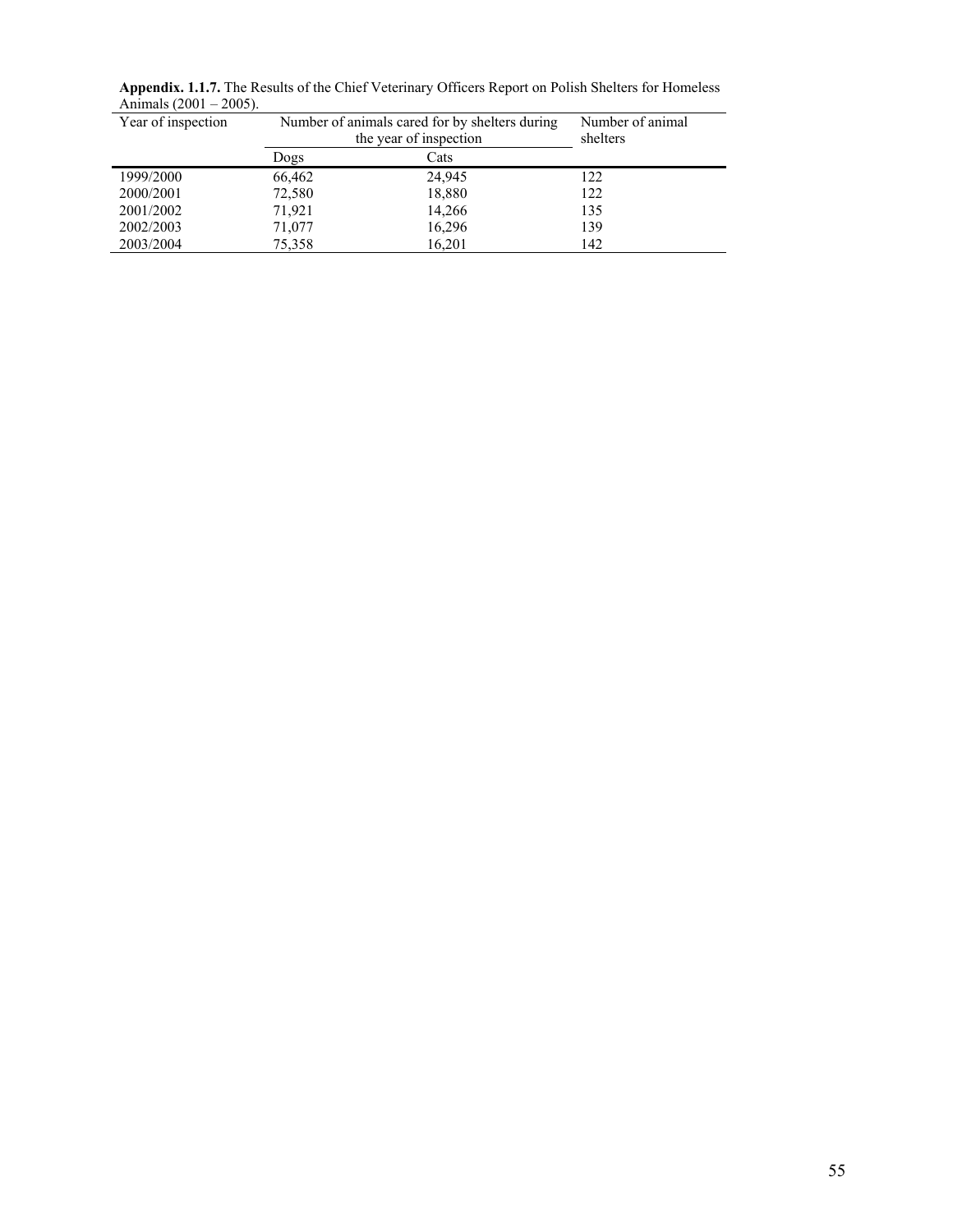**Appendix. 1.1.7.** The Results of the Chief Veterinary Officers Report on Polish Shelters for Homeless Animals (2001 – 2005).

| Year of inspection | Number of animals cared for by shelters during the year of inspection | | Number of animal shelters |
|---|---|---|---|
| | Dogs | Cats | |
| 1999/2000 | 66,462 | 24,945 | 122 |
| 2000/2001 | 72,580 | 18,880 | 122 |
| 2001/2002 | 71,921 | 14,266 | 135 |
| 2002/2003 | 71,077 | 16,296 | 139 |
| 2003/2004 | 75,358 | 16,201 | 142 |